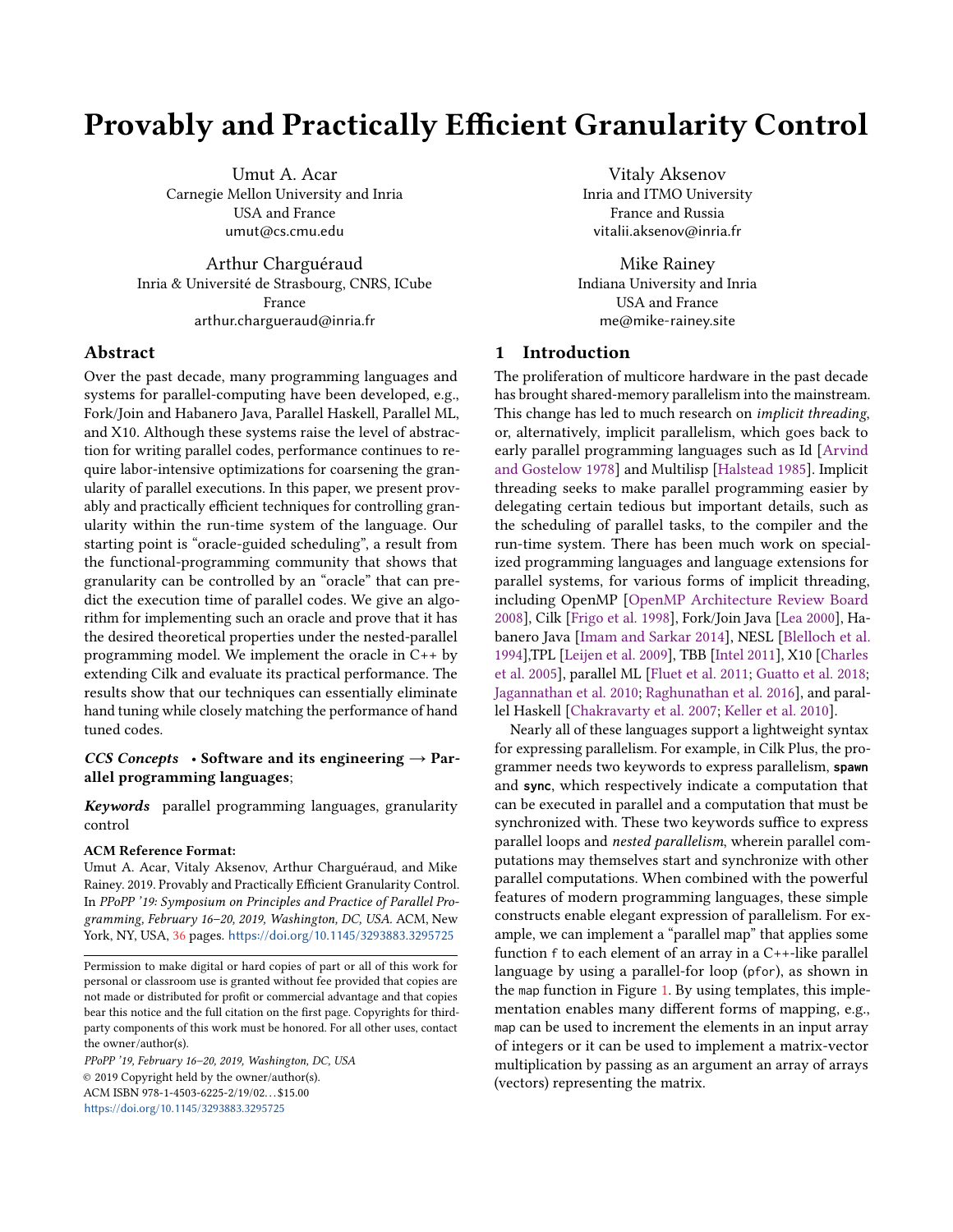# Provably and Practically Efficient Granularity Control

Umut A. Acar
Carnegie Mellon University and Inria
USA and France
umut@cs.cmu.edu

Vitaly Aksenov
Inria and ITMO University
France and Russia
vitalii.aksenov@inria.fr

Arthur Charguéraud
Inria & Université de Strasbourg, CNRS, ICube
France
arthur.chargueraud@inria.fr

Mike Rainey
Indiana University and Inria
USA and France
me@mike-rainey.site

## Abstract

Over the past decade, many programming languages and systems for parallel-computing have been developed, e.g., Fork/Join and Habanero Java, Parallel Haskell, Parallel ML, and X10. Although these systems raise the level of abstraction for writing parallel codes, performance continues to require labor-intensive optimizations for coarsening the granularity of parallel executions. In this paper, we present provably and practically efficient techniques for controlling granularity within the run-time system of the language. Our starting point is "oracle-guided scheduling", a result from the functional-programming community that shows that granularity can be controlled by an "oracle" that can predict the execution time of parallel codes. We give an algorithm for implementing such an oracle and prove that it has the desired theoretical properties under the nested-parallel programming model. We implement the oracle in C++ by extending Cilk and evaluate its practical performance. The results show that our techniques can essentially eliminate hand tuning while closely matching the performance of hand tuned codes.

***CCS Concepts*** • **Software and its engineering → Parallel programming languages**;

***Keywords*** parallel programming languages, granularity control

**ACM Reference Format:**
Umut A. Acar, Vitaly Aksenov, Arthur Charguéraud, and Mike Rainey. 2019. Provably and Practically Efficient Granularity Control. In *PPoPP '19: Symposium on Principles and Practice of Parallel Programming, February 16–20, 2019, Washington, DC, USA.* ACM, New York, NY, USA, 36 pages. https://doi.org/10.1145/3293883.3295725

Permission to make digital or hard copies of part or all of this work for personal or classroom use is granted without fee provided that copies are not made or distributed for profit or commercial advantage and that copies bear this notice and the full citation on the first page. Copyrights for third-party components of this work must be honored. For all other uses, contact the owner/author(s).

*PPoPP '19, February 16–20, 2019, Washington, DC, USA*
© 2019 Copyright held by the owner/author(s).
ACM ISBN 978-1-4503-6225-2/19/02…$15.00
https://doi.org/10.1145/3293883.3295725

## 1 Introduction

The proliferation of multicore hardware in the past decade has brought shared-memory parallelism into the mainstream. This change has led to much research on *implicit threading*, or, alternatively, implicit parallelism, which goes back to early parallel programming languages such as Id [Arvind and Gostelow 1978] and Multilisp [Halstead 1985]. Implicit threading seeks to make parallel programming easier by delegating certain tedious but important details, such as the scheduling of parallel tasks, to the compiler and the run-time system. There has been much work on specialized programming languages and language extensions for parallel systems, for various forms of implicit threading, including OpenMP [OpenMP Architecture Review Board 2008], Cilk [Frigo et al. 1998], Fork/Join Java [Lea 2000], Habanero Java [Imam and Sarkar 2014], NESL [Blelloch et al. 1994],TPL [Leijen et al. 2009], TBB [Intel 2011], X10 [Charles et al. 2005], parallel ML [Fluet et al. 2011; Guatto et al. 2018; Jagannathan et al. 2010; Raghunathan et al. 2016], and parallel Haskell [Chakravarty et al. 2007; Keller et al. 2010].

Nearly all of these languages support a lightweight syntax for expressing parallelism. For example, in Cilk Plus, the programmer needs two keywords to express parallelism, **spawn** and **sync**, which respectively indicate a computation that can be executed in parallel and a computation that must be synchronized with. These two keywords suffice to express parallel loops and *nested parallelism*, wherein parallel computations may themselves start and synchronize with other parallel computations. When combined with the powerful features of modern programming languages, these simple constructs enable elegant expression of parallelism. For example, we can implement a "parallel map" that applies some function f to each element of an array in a C++-like parallel language by using a parallel-for loop (pfor), as shown in the map function in Figure 1. By using templates, this implementation enables many different forms of mapping, e.g., map can be used to increment the elements in an input array of integers or it can be used to implement a matrix-vector multiplication by passing as an argument an array of arrays (vectors) representing the matrix.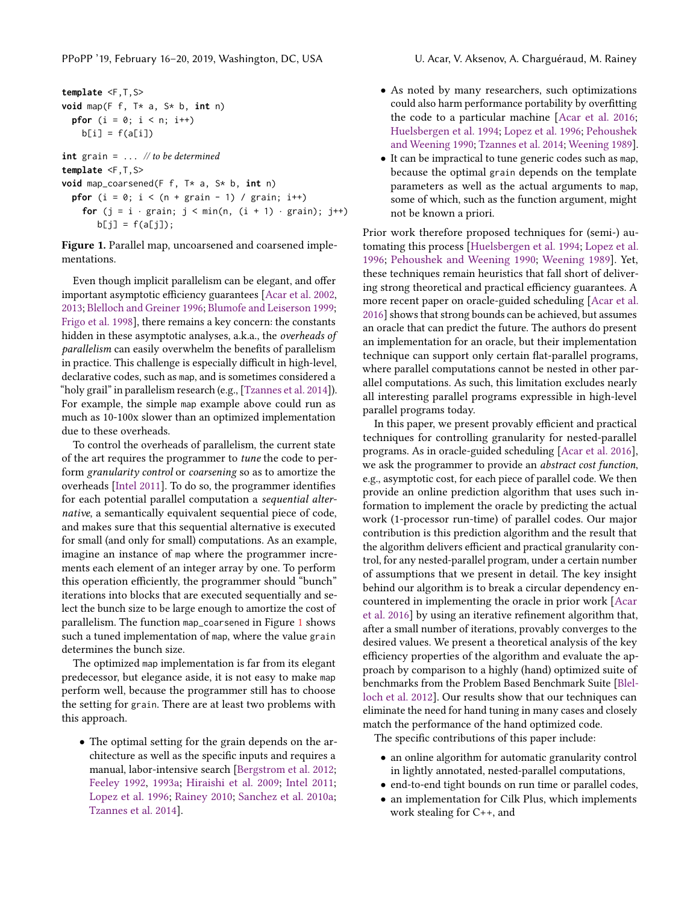```
template <F,T,S>
void map(F f, T* a, S* b, int n)
  pfor (i = 0; i < n; i++)
    b[i] = f(a[i])

int grain = ... // to be determined
template <F,T,S>
void map_coarsened(F f, T* a, S* b, int n)
  pfor (i = 0; i < (n + grain - 1) / grain; i++)
    for (j = i · grain; j < min(n, (i + 1) · grain); j++)
      b[j] = f(a[j]);
```

**Figure 1.** Parallel map, uncoarsened and coarsened implementations.

Even though implicit parallelism can be elegant, and offer important asymptotic efficiency guarantees [Acar et al. 2002, 2013; Blelloch and Greiner 1996; Blumofe and Leiserson 1999; Frigo et al. 1998], there remains a key concern: the constants hidden in these asymptotic analyses, a.k.a., the *overheads of parallelism* can easily overwhelm the benefits of parallelism in practice. This challenge is especially difficult in high-level, declarative codes, such as map, and is sometimes considered a "holy grail" in parallelism research (e.g., [Tzannes et al. 2014]). For example, the simple map example above could run as much as 10-100x slower than an optimized implementation due to these overheads.

To control the overheads of parallelism, the current state of the art requires the programmer to *tune* the code to perform *granularity control* or *coarsening* so as to amortize the overheads [Intel 2011]. To do so, the programmer identifies for each potential parallel computation a *sequential alternative*, a semantically equivalent sequential piece of code, and makes sure that this sequential alternative is executed for small (and only for small) computations. As an example, imagine an instance of map where the programmer increments each element of an integer array by one. To perform this operation efficiently, the programmer should "bunch" iterations into blocks that are executed sequentially and select the bunch size to be large enough to amortize the cost of parallelism. The function map_coarsened in Figure 1 shows such a tuned implementation of map, where the value grain determines the bunch size.

The optimized map implementation is far from its elegant predecessor, but elegance aside, it is not easy to make map perform well, because the programmer still has to choose the setting for grain. There are at least two problems with this approach.

- The optimal setting for the grain depends on the architecture as well as the specific inputs and requires a manual, labor-intensive search [Bergstrom et al. 2012; Feeley 1992, 1993a; Hiraishi et al. 2009; Intel 2011; Lopez et al. 1996; Rainey 2010; Sanchez et al. 2010a; Tzannes et al. 2014].
- As noted by many researchers, such optimizations could also harm performance portability by overfitting the code to a particular machine [Acar et al. 2016; Huelsbergen et al. 1994; Lopez et al. 1996; Pehoushek and Weening 1990; Tzannes et al. 2014; Weening 1989].
- It can be impractical to tune generic codes such as map, because the optimal grain depends on the template parameters as well as the actual arguments to map, some of which, such as the function argument, might not be known a priori.

Prior work therefore proposed techniques for (semi-) automating this process [Huelsbergen et al. 1994; Lopez et al. 1996; Pehoushek and Weening 1990; Weening 1989]. Yet, these techniques remain heuristics that fall short of delivering strong theoretical and practical efficiency guarantees. A more recent paper on oracle-guided scheduling [Acar et al. 2016] shows that strong bounds can be achieved, but assumes an oracle that can predict the future. The authors do present an implementation for an oracle, but their implementation technique can support only certain flat-parallel programs, where parallel computations cannot be nested in other parallel computations. As such, this limitation excludes nearly all interesting parallel programs expressible in high-level parallel programs today.

In this paper, we present provably efficient and practical techniques for controlling granularity for nested-parallel programs. As in oracle-guided scheduling [Acar et al. 2016], we ask the programmer to provide an *abstract cost function*, e.g., asymptotic cost, for each piece of parallel code. We then provide an online prediction algorithm that uses such information to implement the oracle by predicting the actual work (1-processor run-time) of parallel codes. Our major contribution is this prediction algorithm and the result that the algorithm delivers efficient and practical granularity control, for any nested-parallel program, under a certain number of assumptions that we present in detail. The key insight behind our algorithm is to break a circular dependency encountered in implementing the oracle in prior work [Acar et al. 2016] by using an iterative refinement algorithm that, after a small number of iterations, provably converges to the desired values. We present a theoretical analysis of the key efficiency properties of the algorithm and evaluate the approach by comparison to a highly (hand) optimized suite of benchmarks from the Problem Based Benchmark Suite [Blelloch et al. 2012]. Our results show that our techniques can eliminate the need for hand tuning in many cases and closely match the performance of the hand optimized code.

The specific contributions of this paper include:

- an online algorithm for automatic granularity control in lightly annotated, nested-parallel computations,
- end-to-end tight bounds on run time or parallel codes,
- an implementation for Cilk Plus, which implements work stealing for C++, and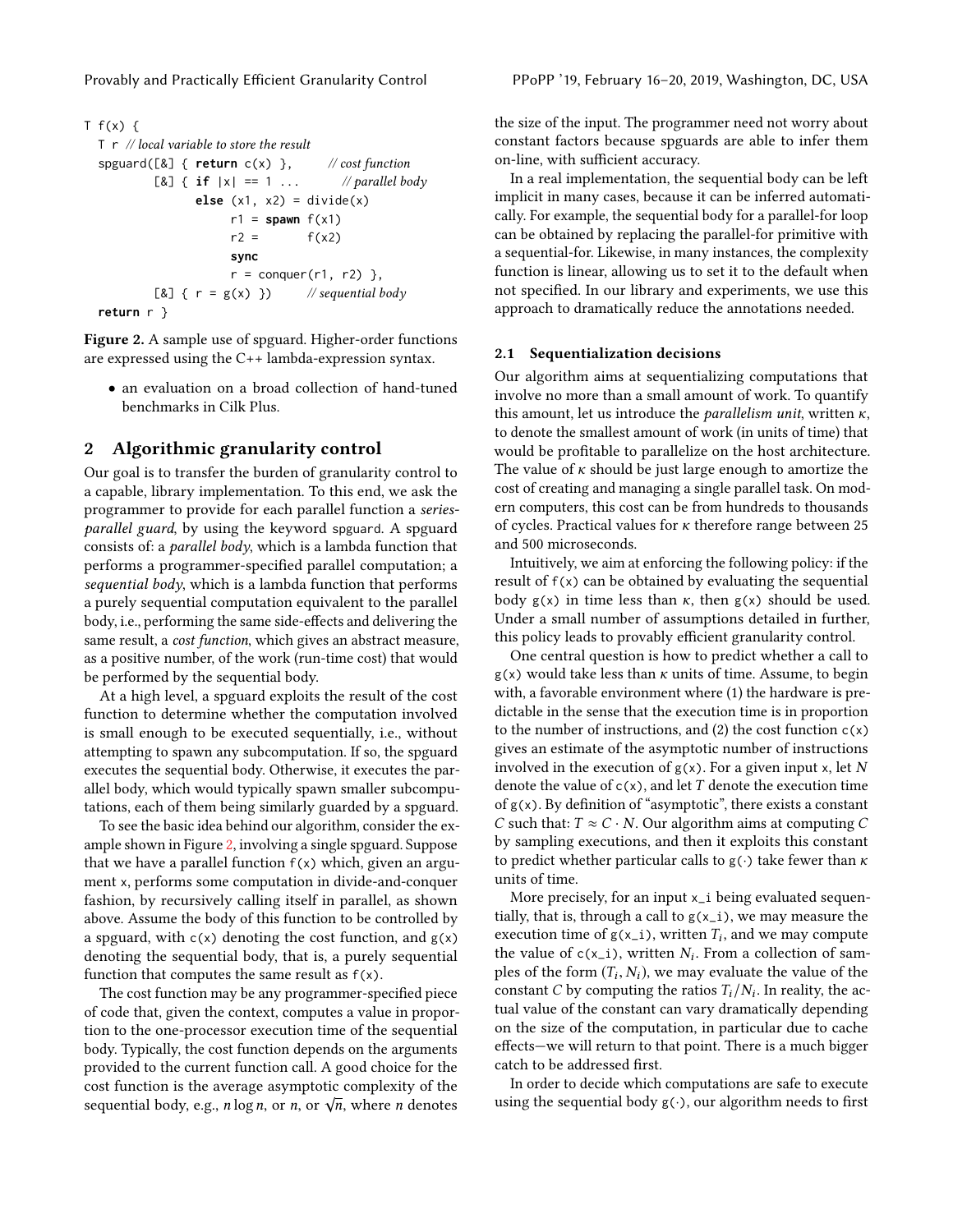```
T f(x) {
  T r // local variable to store the result
  spguard([&] { return c(x) },       // cost function
          [&] { if |x| == 1 ...       // parallel body
                else (x1, x2) = divide(x)
                     r1 = spawn f(x1)
                     r2 =       f(x2)
                     sync
                     r = conquer(r1, r2) },
          [&] { r = g(x) })      // sequential body
  return r }
```

**Figure 2.** A sample use of spguard. Higher-order functions are expressed using the C++ lambda-expression syntax.

- an evaluation on a broad collection of hand-tuned benchmarks in Cilk Plus.

## 2 Algorithmic granularity control

Our goal is to transfer the burden of granularity control to a capable, library implementation. To this end, we ask the programmer to provide for each parallel function a *series-parallel guard*, by using the keyword spguard. A spguard consists of: a *parallel body*, which is a lambda function that performs a programmer-specified parallel computation; a *sequential body*, which is a lambda function that performs a purely sequential computation equivalent to the parallel body, i.e., performing the same side-effects and delivering the same result, a *cost function*, which gives an abstract measure, as a positive number, of the work (run-time cost) that would be performed by the sequential body.

At a high level, a spguard exploits the result of the cost function to determine whether the computation involved is small enough to be executed sequentially, i.e., without attempting to spawn any subcomputation. If so, the spguard executes the sequential body. Otherwise, it executes the parallel body, which would typically spawn smaller subcomputations, each of them being similarly guarded by a spguard.

To see the basic idea behind our algorithm, consider the example shown in Figure 2, involving a single spguard. Suppose that we have a parallel function f(x) which, given an argument x, performs some computation in divide-and-conquer fashion, by recursively calling itself in parallel, as shown above. Assume the body of this function to be controlled by a spguard, with c(x) denoting the cost function, and g(x) denoting the sequential body, that is, a purely sequential function that computes the same result as f(x).

The cost function may be any programmer-specified piece of code that, given the context, computes a value in proportion to the one-processor execution time of the sequential body. Typically, the cost function depends on the arguments provided to the current function call. A good choice for the cost function is the average asymptotic complexity of the sequential body, e.g., $n \log n$, or $n$, or $\sqrt{n}$, where $n$ denotes the size of the input. The programmer need not worry about constant factors because spguards are able to infer them on-line, with sufficient accuracy.

In a real implementation, the sequential body can be left implicit in many cases, because it can be inferred automatically. For example, the sequential body for a parallel-for loop can be obtained by replacing the parallel-for primitive with a sequential-for. Likewise, in many instances, the complexity function is linear, allowing us to set it to the default when not specified. In our library and experiments, we use this approach to dramatically reduce the annotations needed.

### 2.1 Sequentialization decisions

Our algorithm aims at sequentializing computations that involve no more than a small amount of work. To quantify this amount, let us introduce the *parallelism unit*, written $\kappa$, to denote the smallest amount of work (in units of time) that would be profitable to parallelize on the host architecture. The value of $\kappa$ should be just large enough to amortize the cost of creating and managing a single parallel task. On modern computers, this cost can be from hundreds to thousands of cycles. Practical values for $\kappa$ therefore range between 25 and 500 microseconds.

Intuitively, we aim at enforcing the following policy: if the result of f(x) can be obtained by evaluating the sequential body g(x) in time less than $\kappa$, then g(x) should be used. Under a small number of assumptions detailed in further, this policy leads to provably efficient granularity control.

One central question is how to predict whether a call to g(x) would take less than $\kappa$ units of time. Assume, to begin with, a favorable environment where (1) the hardware is predictable in the sense that the execution time is in proportion to the number of instructions, and (2) the cost function c(x) gives an estimate of the asymptotic number of instructions involved in the execution of g(x). For a given input x, let $N$ denote the value of c(x), and let $T$ denote the execution time of g(x). By definition of "asymptotic", there exists a constant $C$ such that: $T \approx C \cdot N$. Our algorithm aims at computing $C$ by sampling executions, and then it exploits this constant to predict whether particular calls to $g(\cdot)$ take fewer than $\kappa$ units of time.

More precisely, for an input x_i being evaluated sequentially, that is, through a call to g(x_i), we may measure the execution time of g(x_i), written $T_i$, and we may compute the value of c(x_i), written $N_i$. From a collection of samples of the form $(T_i, N_i)$, we may evaluate the value of the constant $C$ by computing the ratios $T_i/N_i$. In reality, the actual value of the constant can vary dramatically depending on the size of the computation, in particular due to cache effects—we will return to that point. There is a much bigger catch to be addressed first.

In order to decide which computations are safe to execute using the sequential body $g(\cdot)$, our algorithm needs to first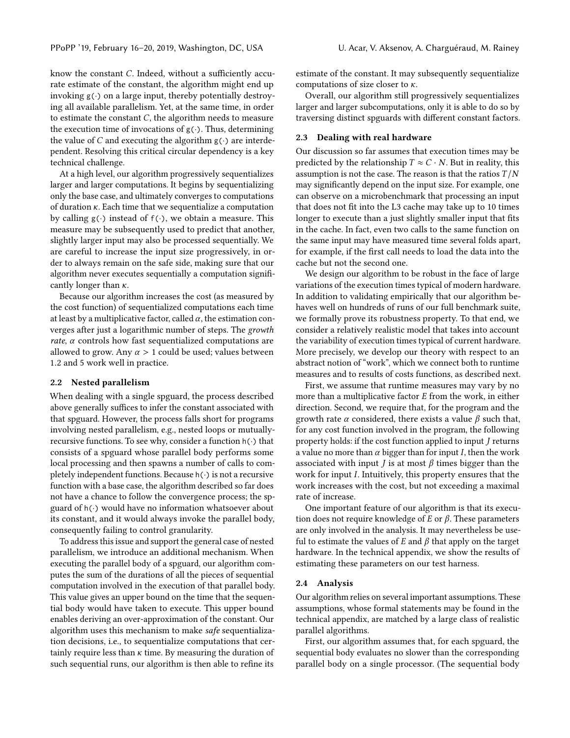know the constant $C$. Indeed, without a sufficiently accurate estimate of the constant, the algorithm might end up invoking g(·) on a large input, thereby potentially destroying all available parallelism. Yet, at the same time, in order to estimate the constant $C$, the algorithm needs to measure the execution time of invocations of g(·). Thus, determining the value of $C$ and executing the algorithm g(·) are interdependent. Resolving this critical circular dependency is a key technical challenge.

At a high level, our algorithm progressively sequentializes larger and larger computations. It begins by sequentializing only the base case, and ultimately converges to computations of duration $\kappa$. Each time that we sequentialize a computation by calling g(·) instead of f(·), we obtain a measure. This measure may be subsequently used to predict that another, slightly larger input may also be processed sequentially. We are careful to increase the input size progressively, in order to always remain on the safe side, making sure that our algorithm never executes sequentially a computation significantly longer than $\kappa$.

Because our algorithm increases the cost (as measured by the cost function) of sequentialized computations each time at least by a multiplicative factor, called $\alpha$, the estimation converges after just a logarithmic number of steps. The *growth rate*, $\alpha$ controls how fast sequentialized computations are allowed to grow. Any $\alpha > 1$ could be used; values between 1.2 and 5 work well in practice.

## 2.2 Nested parallelism

When dealing with a single spguard, the process described above generally suffices to infer the constant associated with that spguard. However, the process falls short for programs involving nested parallelism, e.g., nested loops or mutually-recursive functions. To see why, consider a function h(·) that consists of a spguard whose parallel body performs some local processing and then spawns a number of calls to completely independent functions. Because h(·) is not a recursive function with a base case, the algorithm described so far does not have a chance to follow the convergence process; the spguard of h(·) would have no information whatsoever about its constant, and it would always invoke the parallel body, consequently failing to control granularity.

To address this issue and support the general case of nested parallelism, we introduce an additional mechanism. When executing the parallel body of a spguard, our algorithm computes the sum of the durations of all the pieces of sequential computation involved in the execution of that parallel body. This value gives an upper bound on the time that the sequential body would have taken to execute. This upper bound enables deriving an over-approximation of the constant. Our algorithm uses this mechanism to make *safe* sequentialization decisions, i.e., to sequentialize computations that certainly require less than $\kappa$ time. By measuring the duration of such sequential runs, our algorithm is then able to refine its estimate of the constant. It may subsequently sequentialize computations of size closer to $\kappa$.

Overall, our algorithm still progressively sequentializes larger and larger subcomputations, only it is able to do so by traversing distinct spguards with different constant factors.

## 2.3 Dealing with real hardware

Our discussion so far assumes that execution times may be predicted by the relationship $T \approx C \cdot N$. But in reality, this assumption is not the case. The reason is that the ratios $T/N$ may significantly depend on the input size. For example, one can observe on a microbenchmark that processing an input that does not fit into the L3 cache may take up to 10 times longer to execute than a just slightly smaller input that fits in the cache. In fact, even two calls to the same function on the same input may have measured time several folds apart, for example, if the first call needs to load the data into the cache but not the second one.

We design our algorithm to be robust in the face of large variations of the execution times typical of modern hardware. In addition to validating empirically that our algorithm behaves well on hundreds of runs of our full benchmark suite, we formally prove its robustness property. To that end, we consider a relatively realistic model that takes into account the variability of execution times typical of current hardware. More precisely, we develop our theory with respect to an abstract notion of "work", which we connect both to runtime measures and to results of costs functions, as described next.

First, we assume that runtime measures may vary by no more than a multiplicative factor $E$ from the work, in either direction. Second, we require that, for the program and the growth rate $\alpha$ considered, there exists a value $\beta$ such that, for any cost function involved in the program, the following property holds: if the cost function applied to input $J$ returns a value no more than $\alpha$ bigger than for input $I$, then the work associated with input $J$ is at most $\beta$ times bigger than the work for input $I$. Intuitively, this property ensures that the work increases with the cost, but not exceeding a maximal rate of increase.

One important feature of our algorithm is that its execution does not require knowledge of $E$ or $\beta$. These parameters are only involved in the analysis. It may nevertheless be useful to estimate the values of $E$ and $\beta$ that apply on the target hardware. In the technical appendix, we show the results of estimating these parameters on our test harness.

## 2.4 Analysis

Our algorithm relies on several important assumptions. These assumptions, whose formal statements may be found in the technical appendix, are matched by a large class of realistic parallel algorithms.

First, our algorithm assumes that, for each spguard, the sequential body evaluates no slower than the corresponding parallel body on a single processor. (The sequential body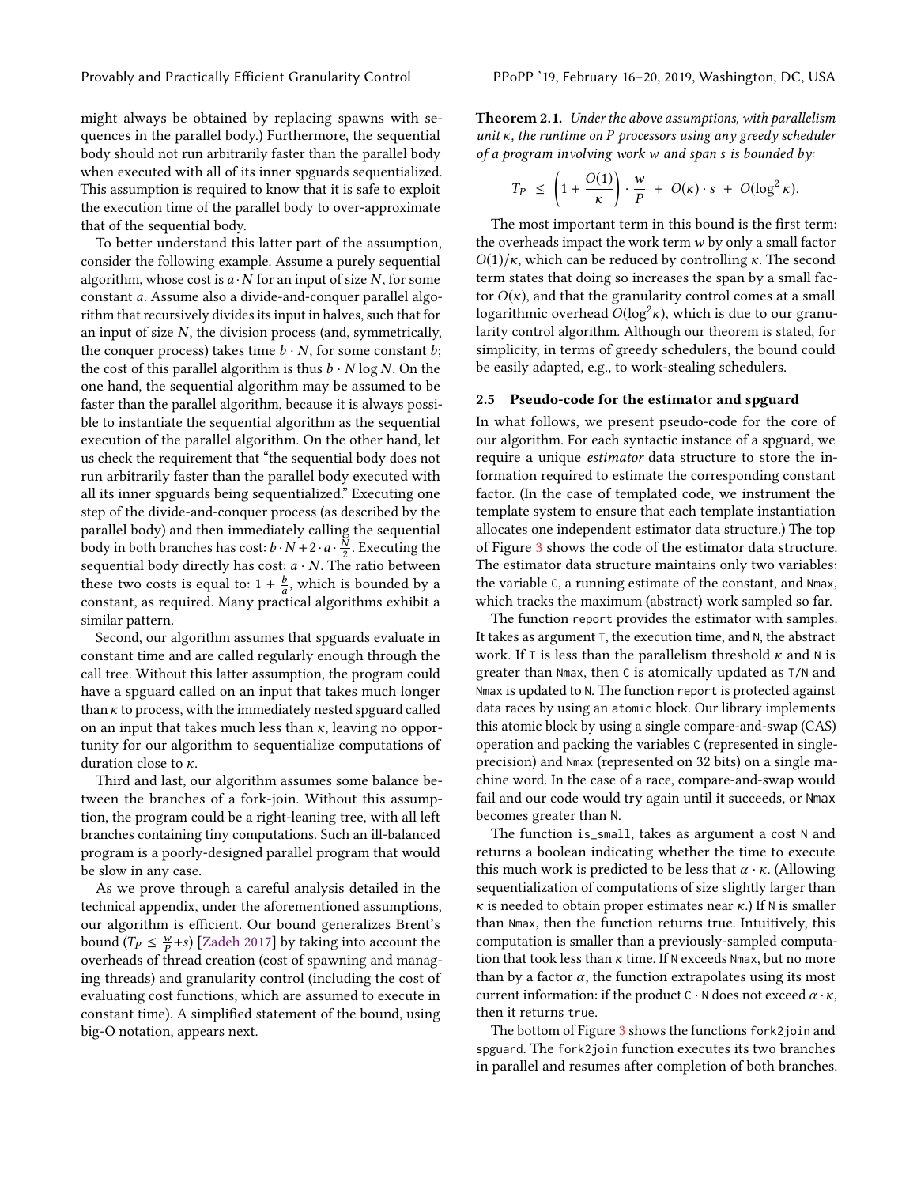might always be obtained by replacing spawns with sequences in the parallel body.) Furthermore, the sequential body should not run arbitrarily faster than the parallel body when executed with all of its inner spguards sequentialized. This assumption is required to know that it is safe to exploit the execution time of the parallel body to over-approximate that of the sequential body.

To better understand this latter part of the assumption, consider the following example. Assume a purely sequential algorithm, whose cost is $a \cdot N$ for an input of size $N$, for some constant $a$. Assume also a divide-and-conquer parallel algorithm that recursively divides its input in halves, such that for an input of size $N$, the division process (and, symmetrically, the conquer process) takes time $b \cdot N$, for some constant $b$; the cost of this parallel algorithm is thus $b \cdot N \log N$. On the one hand, the sequential algorithm may be assumed to be faster than the parallel algorithm, because it is always possible to instantiate the sequential algorithm as the sequential execution of the parallel algorithm. On the other hand, let us check the requirement that "the sequential body does not run arbitrarily faster than the parallel body executed with all its inner spguards being sequentialized." Executing one step of the divide-and-conquer process (as described by the parallel body) and then immediately calling the sequential body in both branches has cost: $b \cdot N + 2 \cdot a \cdot \frac{N}{2}$. Executing the sequential body directly has cost: $a \cdot N$. The ratio between these two costs is equal to: $1 + \frac{b}{a}$, which is bounded by a constant, as required. Many practical algorithms exhibit a similar pattern.

Second, our algorithm assumes that spguards evaluate in constant time and are called regularly enough through the call tree. Without this latter assumption, the program could have a spguard called on an input that takes much longer than $\kappa$ to process, with the immediately nested spguard called on an input that takes much less than $\kappa$, leaving no opportunity for our algorithm to sequentialize computations of duration close to $\kappa$.

Third and last, our algorithm assumes some balance between the branches of a fork-join. Without this assumption, the program could be a right-leaning tree, with all left branches containing tiny computations. Such an ill-balanced program is a poorly-designed parallel program that would be slow in any case.

As we prove through a careful analysis detailed in the technical appendix, under the aforementioned assumptions, our algorithm is efficient. Our bound generalizes Brent's bound ($T_P \leq \frac{w}{P} + s$) [Zadeh 2017] by taking into account the overheads of thread creation (cost of spawning and managing threads) and granularity control (including the cost of evaluating cost functions, which are assumed to execute in constant time). A simplified statement of the bound, using big-O notation, appears next.

**Theorem 2.1.** *Under the above assumptions, with parallelism unit $\kappa$, the runtime on $P$ processors using any greedy scheduler of a program involving work $w$ and span $s$ is bounded by:*

$$T_P \;\leq\; \left(1 + \frac{O(1)}{\kappa}\right) \cdot \frac{w}{P} \;+\; O(\kappa) \cdot s \;+\; O(\log^2 \kappa).$$

The most important term in this bound is the first term: the overheads impact the work term $w$ by only a small factor $O(1)/\kappa$, which can be reduced by controlling $\kappa$. The second term states that doing so increases the span by a small factor $O(\kappa)$, and that the granularity control comes at a small logarithmic overhead $O(\log^2 \kappa)$, which is due to our granularity control algorithm. Although our theorem is stated, for simplicity, in terms of greedy schedulers, the bound could be easily adapted, e.g., to work-stealing schedulers.

### 2.5 Pseudo-code for the estimator and spguard

In what follows, we present pseudo-code for the core of our algorithm. For each syntactic instance of a spguard, we require a unique *estimator* data structure to store the information required to estimate the corresponding constant factor. (In the case of templated code, we instrument the template system to ensure that each template instantiation allocates one independent estimator data structure.) The top of Figure 3 shows the code of the estimator data structure. The estimator data structure maintains only two variables: the variable `C`, a running estimate of the constant, and `Nmax`, which tracks the maximum (abstract) work sampled so far.

The function `report` provides the estimator with samples. It takes as argument `T`, the execution time, and `N`, the abstract work. If `T` is less than the parallelism threshold $\kappa$ and `N` is greater than `Nmax`, then `C` is atomically updated as `T/N` and `Nmax` is updated to `N`. The function `report` is protected against data races by using an `atomic` block. Our library implements this atomic block by using a single compare-and-swap (CAS) operation and packing the variables `C` (represented in single-precision) and `Nmax` (represented on 32 bits) on a single machine word. In the case of a race, compare-and-swap would fail and our code would try again until it succeeds, or `Nmax` becomes greater than `N`.

The function `is_small`, takes as argument a cost `N` and returns a boolean indicating whether the time to execute this much work is predicted to be less that $\alpha \cdot \kappa$. (Allowing sequentialization of computations of size slightly larger than $\kappa$ is needed to obtain proper estimates near $\kappa$.) If `N` is smaller than `Nmax`, then the function returns true. Intuitively, this computation is smaller than a previously-sampled computation that took less than $\kappa$ time. If `N` exceeds `Nmax`, but no more than by a factor $\alpha$, the function extrapolates using its most current information: if the product `C · N` does not exceed $\alpha \cdot \kappa$, then it returns `true`.

The bottom of Figure 3 shows the functions `fork2join` and `spguard`. The `fork2join` function executes its two branches in parallel and resumes after completion of both branches.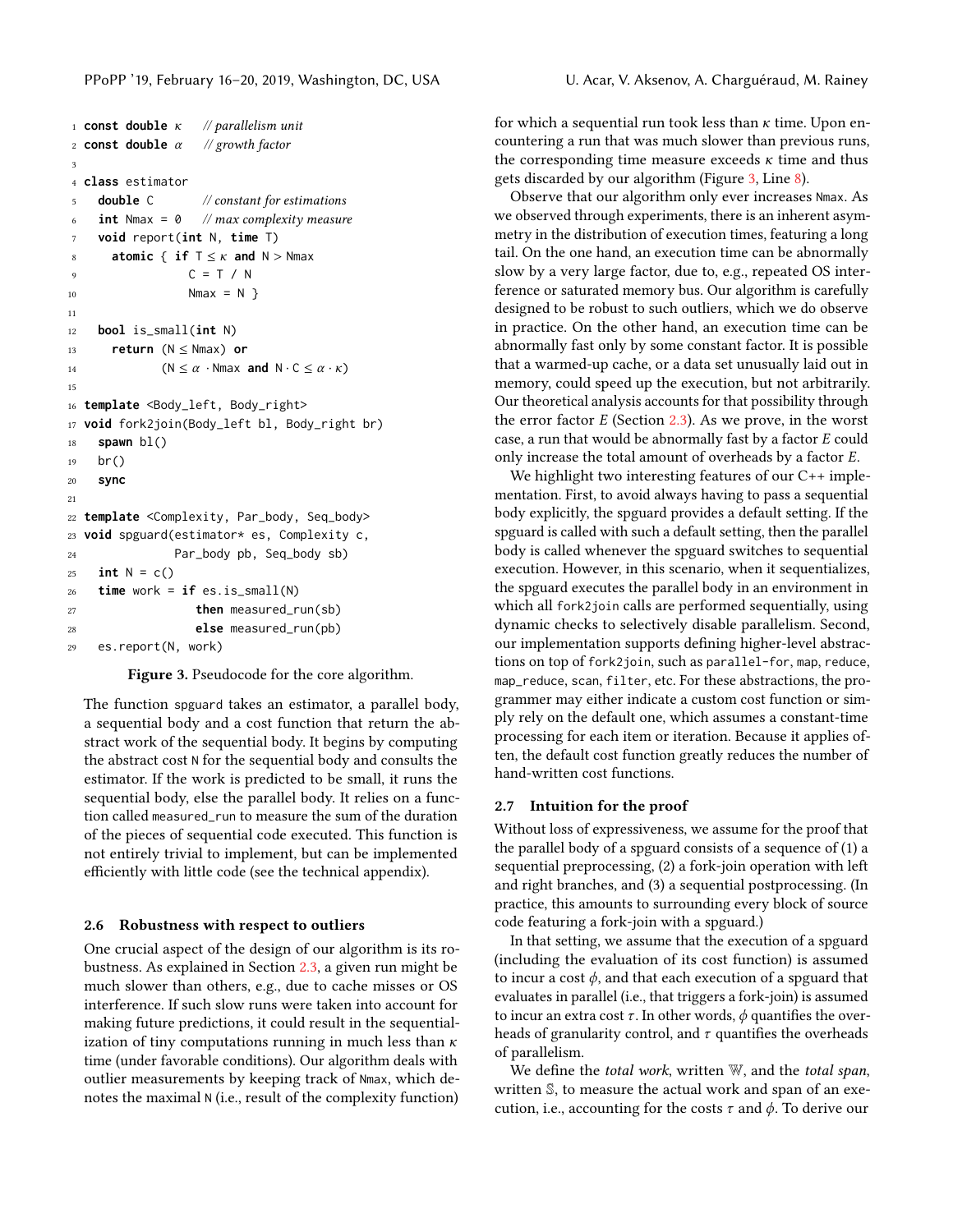```
1  const double κ     // parallelism unit
2  const double α     // growth factor
3
4  class estimator
5    double C         // constant for estimations
6    int Nmax = 0     // max complexity measure
7    void report(int N, time T)
8      atomic { if T ≤ κ and N > Nmax
9                 C = T / N
10                Nmax = N }
11
12   bool is_small(int N)
13     return (N ≤ Nmax) or
14            (N ≤ α · Nmax and N · C ≤ α · κ)
15
16 template <Body_left, Body_right>
17 void fork2join(Body_left bl, Body_right br)
18   spawn bl()
19   br()
20   sync
21
22 template <Complexity, Par_body, Seq_body>
23 void spguard(estimator* es, Complexity c,
24              Par_body pb, Seq_body sb)
25   int N = c()
26   time work = if es.is_small(N)
27                 then measured_run(sb)
28                 else measured_run(pb)
29   es.report(N, work)
```

**Figure 3.** Pseudocode for the core algorithm.

The function spguard takes an estimator, a parallel body, a sequential body and a cost function that return the abstract work of the sequential body. It begins by computing the abstract cost N for the sequential body and consults the estimator. If the work is predicted to be small, it runs the sequential body, else the parallel body. It relies on a function called measured_run to measure the sum of the duration of the pieces of sequential code executed. This function is not entirely trivial to implement, but can be implemented efficiently with little code (see the technical appendix).

### 2.6 Robustness with respect to outliers

One crucial aspect of the design of our algorithm is its robustness. As explained in Section 2.3, a given run might be much slower than others, e.g., due to cache misses or OS interference. If such slow runs were taken into account for making future predictions, it could result in the sequentialization of tiny computations running in much less than $\kappa$ time (under favorable conditions). Our algorithm deals with outlier measurements by keeping track of Nmax, which denotes the maximal N (i.e., result of the complexity function) for which a sequential run took less than $\kappa$ time. Upon encountering a run that was much slower than previous runs, the corresponding time measure exceeds $\kappa$ time and thus gets discarded by our algorithm (Figure 3, Line 8).

Observe that our algorithm only ever increases Nmax. As we observed through experiments, there is an inherent asymmetry in the distribution of execution times, featuring a long tail. On the one hand, an execution time can be abnormally slow by a very large factor, due to, e.g., repeated OS interference or saturated memory bus. Our algorithm is carefully designed to be robust to such outliers, which we do observe in practice. On the other hand, an execution time can be abnormally fast only by some constant factor. It is possible that a warmed-up cache, or a data set unusually laid out in memory, could speed up the execution, but not arbitrarily. Our theoretical analysis accounts for that possibility through the error factor $E$ (Section 2.3). As we prove, in the worst case, a run that would be abnormally fast by a factor $E$ could only increase the total amount of overheads by a factor $E$.

We highlight two interesting features of our C++ implementation. First, to avoid always having to pass a sequential body explicitly, the spguard provides a default setting. If the spguard is called with such a default setting, then the parallel body is called whenever the spguard switches to sequential execution. However, in this scenario, when it sequentializes, the spguard executes the parallel body in an environment in which all fork2join calls are performed sequentially, using dynamic checks to selectively disable parallelism. Second, our implementation supports defining higher-level abstractions on top of fork2join, such as parallel-for, map, reduce, map_reduce, scan, filter, etc. For these abstractions, the programmer may either indicate a custom cost function or simply rely on the default one, which assumes a constant-time processing for each item or iteration. Because it applies often, the default cost function greatly reduces the number of hand-written cost functions.

### 2.7 Intuition for the proof

Without loss of expressiveness, we assume for the proof that the parallel body of a spguard consists of a sequence of (1) a sequential preprocessing, (2) a fork-join operation with left and right branches, and (3) a sequential postprocessing. (In practice, this amounts to surrounding every block of source code featuring a fork-join with a spguard.)

In that setting, we assume that the execution of a spguard (including the evaluation of its cost function) is assumed to incur a cost $\phi$, and that each execution of a spguard that evaluates in parallel (i.e., that triggers a fork-join) is assumed to incur an extra cost $\tau$. In other words, $\phi$ quantifies the overheads of granularity control, and $\tau$ quantifies the overheads of parallelism.

We define the *total work*, written $\mathbb{W}$, and the *total span*, written $\mathbb{S}$, to measure the actual work and span of an execution, i.e., accounting for the costs $\tau$ and $\phi$. To derive our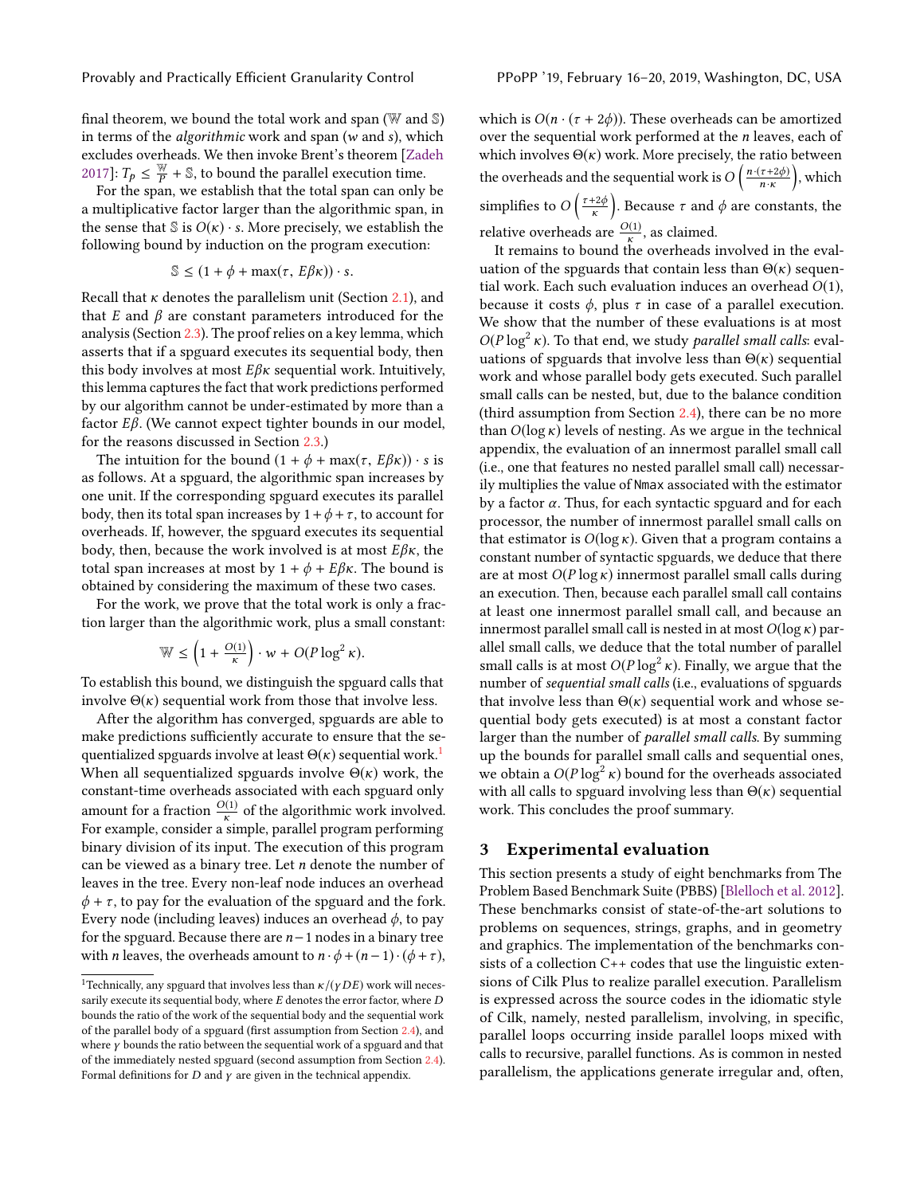final theorem, we bound the total work and span ($\mathbb{W}$ and $\mathbb{S}$) in terms of the *algorithmic* work and span ($w$ and $s$), which excludes overheads. We then invoke Brent's theorem [Zadeh 2017]: $T_P \leq \frac{\mathbb{W}}{P} + \mathbb{S}$, to bound the parallel execution time.

For the span, we establish that the total span can only be a multiplicative factor larger than the algorithmic span, in the sense that $\mathbb{S}$ is $O(\kappa) \cdot s$. More precisely, we establish the following bound by induction on the program execution:

$$\mathbb{S} \leq (1 + \phi + \max(\tau,\ E\beta\kappa)) \cdot s.$$

Recall that $\kappa$ denotes the parallelism unit (Section 2.1), and that $E$ and $\beta$ are constant parameters introduced for the analysis (Section 2.3). The proof relies on a key lemma, which asserts that if a spguard executes its sequential body, then this body involves at most $E\beta\kappa$ sequential work. Intuitively, this lemma captures the fact that work predictions performed by our algorithm cannot be under-estimated by more than a factor $E\beta$. (We cannot expect tighter bounds in our model, for the reasons discussed in Section 2.3.)

The intuition for the bound $(1 + \phi + \max(\tau,\ E\beta\kappa)) \cdot s$ is as follows. At a spguard, the algorithmic span increases by one unit. If the corresponding spguard executes its parallel body, then its total span increases by $1 + \phi + \tau$, to account for overheads. If, however, the spguard executes its sequential body, then, because the work involved is at most $E\beta\kappa$, the total span increases at most by $1 + \phi + E\beta\kappa$. The bound is obtained by considering the maximum of these two cases.

For the work, we prove that the total work is only a fraction larger than the algorithmic work, plus a small constant:

$$\mathbb{W} \leq \left(1 + \tfrac{O(1)}{\kappa}\right) \cdot w + O(P \log^2 \kappa).$$

To establish this bound, we distinguish the spguard calls that involve $\Theta(\kappa)$ sequential work from those that involve less.

After the algorithm has converged, spguards are able to make predictions sufficiently accurate to ensure that the sequentialized spguards involve at least $\Theta(\kappa)$ sequential work.[1] When all sequentialized spguards involve $\Theta(\kappa)$ work, the constant-time overheads associated with each spguard only amount for a fraction $\frac{O(1)}{\kappa}$ of the algorithmic work involved. For example, consider a simple, parallel program performing binary division of its input. The execution of this program can be viewed as a binary tree. Let $n$ denote the number of leaves in the tree. Every non-leaf node induces an overhead $\phi + \tau$, to pay for the evaluation of the spguard and the fork. Every node (including leaves) induces an overhead $\phi$, to pay for the spguard. Because there are $n-1$ nodes in a binary tree with $n$ leaves, the overheads amount to $n \cdot \phi + (n-1) \cdot (\phi + \tau)$, which is $O(n \cdot (\tau + 2\phi))$. These overheads can be amortized over the sequential work performed at the $n$ leaves, each of which involves $\Theta(\kappa)$ work. More precisely, the ratio between the overheads and the sequential work is $O\left(\frac{n \cdot (\tau + 2\phi)}{n \cdot \kappa}\right)$, which simplifies to $O\left(\frac{\tau + 2\phi}{\kappa}\right)$. Because $\tau$ and $\phi$ are constants, the relative overheads are $\frac{O(1)}{\kappa}$, as claimed.

It remains to bound the overheads involved in the evaluation of the spguards that contain less than $\Theta(\kappa)$ sequential work. Each such evaluation induces an overhead $O(1)$, because it costs $\phi$, plus $\tau$ in case of a parallel execution. We show that the number of these evaluations is at most $O(P \log^2 \kappa)$. To that end, we study *parallel small calls*: evaluations of spguards that involve less than $\Theta(\kappa)$ sequential work and whose parallel body gets executed. Such parallel small calls can be nested, but, due to the balance condition (third assumption from Section 2.4), there can be no more than $O(\log \kappa)$ levels of nesting. As we argue in the technical appendix, the evaluation of an innermost parallel small call (i.e., one that features no nested parallel small call) necessarily multiplies the value of Nmax associated with the estimator by a factor $\alpha$. Thus, for each syntactic spguard and for each processor, the number of innermost parallel small calls on that estimator is $O(\log \kappa)$. Given that a program contains a constant number of syntactic spguards, we deduce that there are at most $O(P \log \kappa)$ innermost parallel small calls during an execution. Then, because each parallel small call contains at least one innermost parallel small call, and because an innermost parallel small call is nested in at most $O(\log \kappa)$ parallel small calls, we deduce that the total number of parallel small calls is at most $O(P \log^2 \kappa)$. Finally, we argue that the number of *sequential small calls* (i.e., evaluations of spguards that involve less than $\Theta(\kappa)$ sequential work and whose sequential body gets executed) is at most a constant factor larger than the number of *parallel small calls*. By summing up the bounds for parallel small calls and sequential ones, we obtain a $O(P \log^2 \kappa)$ bound for the overheads associated with all calls to spguard involving less than $\Theta(\kappa)$ sequential work. This concludes the proof summary.

## 3 Experimental evaluation

This section presents a study of eight benchmarks from The Problem Based Benchmark Suite (PBBS) [Blelloch et al. 2012]. These benchmarks consist of state-of-the-art solutions to problems on sequences, strings, graphs, and in geometry and graphics. The implementation of the benchmarks consists of a collection C++ codes that use the linguistic extensions of Cilk Plus to realize parallel execution. Parallelism is expressed across the source codes in the idiomatic style of Cilk, namely, nested parallelism, involving, in specific, parallel loops occurring inside parallel loops mixed with calls to recursive, parallel functions. As is common in nested parallelism, the applications generate irregular and, often,

[1] Technically, any spguard that involves less than $\kappa/(\gamma DE)$ work will necessarily execute its sequential body, where $E$ denotes the error factor, where $D$ bounds the ratio of the work of the sequential body and the sequential work of the parallel body of a spguard (first assumption from Section 2.4), and where $\gamma$ bounds the ratio between the sequential work of a spguard and that of the immediately nested spguard (second assumption from Section 2.4). Formal definitions for $D$ and $\gamma$ are given in the technical appendix.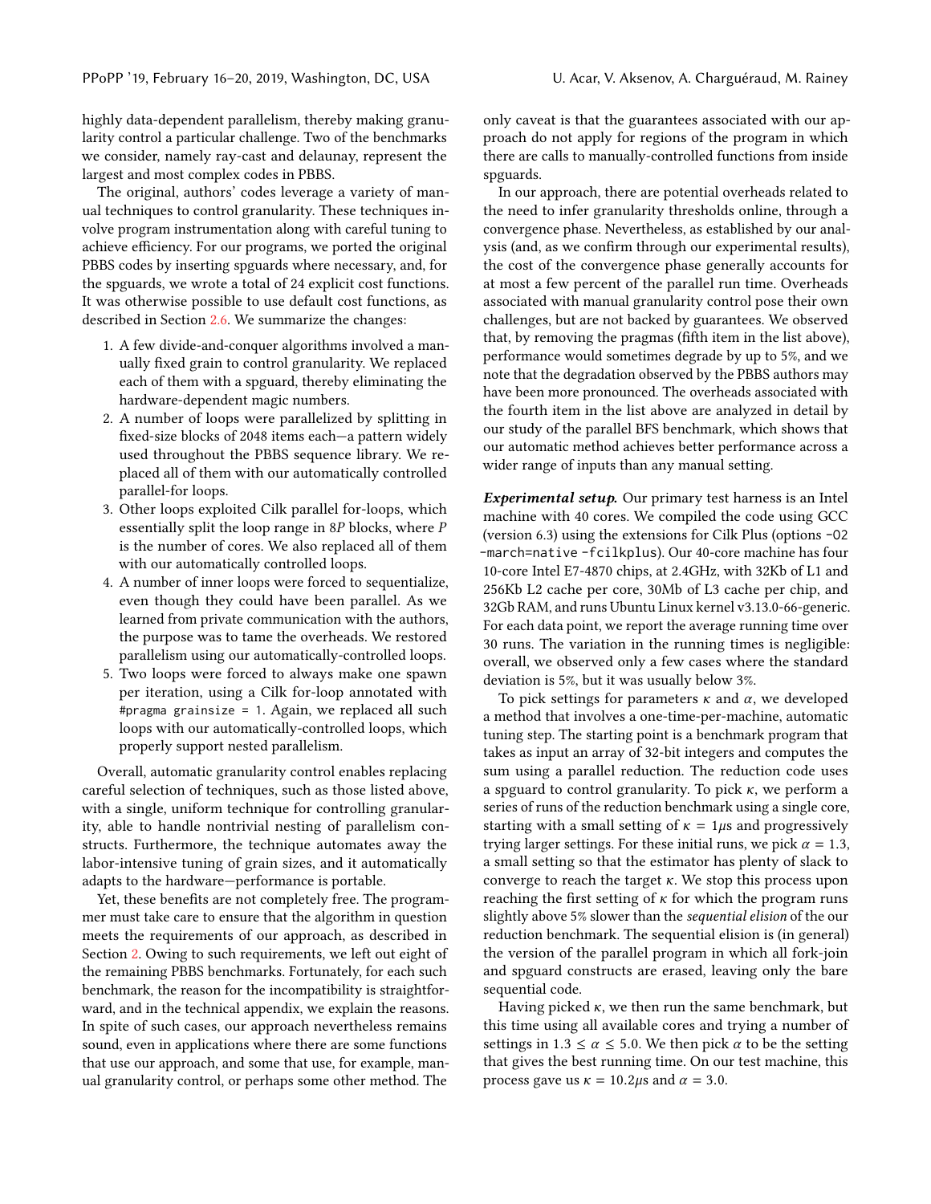highly data-dependent parallelism, thereby making granularity control a particular challenge. Two of the benchmarks we consider, namely ray-cast and delaunay, represent the largest and most complex codes in PBBS.

The original, authors' codes leverage a variety of manual techniques to control granularity. These techniques involve program instrumentation along with careful tuning to achieve efficiency. For our programs, we ported the original PBBS codes by inserting spguards where necessary, and, for the spguards, we wrote a total of 24 explicit cost functions. It was otherwise possible to use default cost functions, as described in Section 2.6. We summarize the changes:

1. A few divide-and-conquer algorithms involved a manually fixed grain to control granularity. We replaced each of them with a spguard, thereby eliminating the hardware-dependent magic numbers.
2. A number of loops were parallelized by splitting in fixed-size blocks of 2048 items each—a pattern widely used throughout the PBBS sequence library. We replaced all of them with our automatically controlled parallel-for loops.
3. Other loops exploited Cilk parallel for-loops, which essentially split the loop range in $8P$ blocks, where $P$ is the number of cores. We also replaced all of them with our automatically controlled loops.
4. A number of inner loops were forced to sequentialize, even though they could have been parallel. As we learned from private communication with the authors, the purpose was to tame the overheads. We restored parallelism using our automatically-controlled loops.
5. Two loops were forced to always make one spawn per iteration, using a Cilk for-loop annotated with `#pragma grainsize = 1`. Again, we replaced all such loops with our automatically-controlled loops, which properly support nested parallelism.

Overall, automatic granularity control enables replacing careful selection of techniques, such as those listed above, with a single, uniform technique for controlling granularity, able to handle nontrivial nesting of parallelism constructs. Furthermore, the technique automates away the labor-intensive tuning of grain sizes, and it automatically adapts to the hardware—performance is portable.

Yet, these benefits are not completely free. The programmer must take care to ensure that the algorithm in question meets the requirements of our approach, as described in Section 2. Owing to such requirements, we left out eight of the remaining PBBS benchmarks. Fortunately, for each such benchmark, the reason for the incompatibility is straightforward, and in the technical appendix, we explain the reasons. In spite of such cases, our approach nevertheless remains sound, even in applications where there are some functions that use our approach, and some that use, for example, manual granularity control, or perhaps some other method. The only caveat is that the guarantees associated with our approach do not apply for regions of the program in which there are calls to manually-controlled functions from inside spguards.

In our approach, there are potential overheads related to the need to infer granularity thresholds online, through a convergence phase. Nevertheless, as established by our analysis (and, as we confirm through our experimental results), the cost of the convergence phase generally accounts for at most a few percent of the parallel run time. Overheads associated with manual granularity control pose their own challenges, but are not backed by guarantees. We observed that, by removing the pragmas (fifth item in the list above), performance would sometimes degrade by up to 5%, and we note that the degradation observed by the PBBS authors may have been more pronounced. The overheads associated with the fourth item in the list above are analyzed in detail by our study of the parallel BFS benchmark, which shows that our automatic method achieves better performance across a wider range of inputs than any manual setting.

***Experimental setup.*** Our primary test harness is an Intel machine with 40 cores. We compiled the code using GCC (version 6.3) using the extensions for Cilk Plus (options `-O2 -march=native -fcilkplus`). Our 40-core machine has four 10-core Intel E7-4870 chips, at 2.4GHz, with 32Kb of L1 and 256Kb L2 cache per core, 30Mb of L3 cache per chip, and 32Gb RAM, and runs Ubuntu Linux kernel v3.13.0-66-generic. For each data point, we report the average running time over 30 runs. The variation in the running times is negligible: overall, we observed only a few cases where the standard deviation is 5%, but it was usually below 3%.

To pick settings for parameters $\kappa$ and $\alpha$, we developed a method that involves a one-time-per-machine, automatic tuning step. The starting point is a benchmark program that takes as input an array of 32-bit integers and computes the sum using a parallel reduction. The reduction code uses a spguard to control granularity. To pick $\kappa$, we perform a series of runs of the reduction benchmark using a single core, starting with a small setting of $\kappa = 1\mu s$ and progressively trying larger settings. For these initial runs, we pick $\alpha = 1.3$, a small setting so that the estimator has plenty of slack to converge to reach the target $\kappa$. We stop this process upon reaching the first setting of $\kappa$ for which the program runs slightly above 5% slower than the *sequential elision* of the our reduction benchmark. The sequential elision is (in general) the version of the parallel program in which all fork-join and spguard constructs are erased, leaving only the bare sequential code.

Having picked $\kappa$, we then run the same benchmark, but this time using all available cores and trying a number of settings in $1.3 \leq \alpha \leq 5.0$. We then pick $\alpha$ to be the setting that gives the best running time. On our test machine, this process gave us $\kappa = 10.2\mu s$ and $\alpha = 3.0$.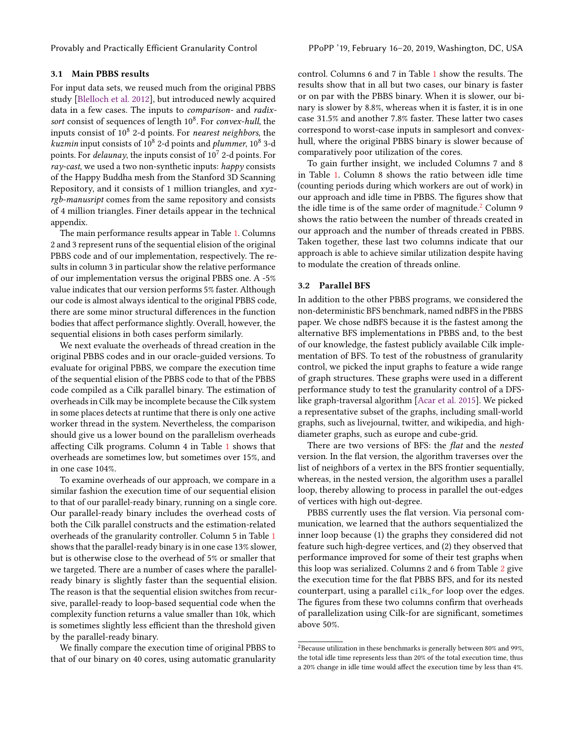### 3.1 Main PBBS results

For input data sets, we reused much from the original PBBS study [Blelloch et al. 2012], but introduced newly acquired data in a few cases. The inputs to *comparison*- and *radix-sort* consist of sequences of length $10^8$. For *convex-hull*, the inputs consist of $10^8$ 2-d points. For *nearest neighbors*, the *kuzmin* input consists of $10^8$ 2-d points and *plummer*, $10^8$ 3-d points. For *delaunay*, the inputs consist of $10^7$ 2-d points. For *ray-cast*, we used a two non-synthetic inputs: *happy* consists of the Happy Buddha mesh from the Stanford 3D Scanning Repository, and it consists of 1 million triangles, and *xyz-rgb-manusript* comes from the same repository and consists of 4 million triangles. Finer details appear in the technical appendix.

The main performance results appear in Table 1. Columns 2 and 3 represent runs of the sequential elision of the original PBBS code and of our implementation, respectively. The results in column 3 in particular show the relative performance of our implementation versus the original PBBS one. A -5% value indicates that our version performs 5% faster. Although our code is almost always identical to the original PBBS code, there are some minor structural differences in the function bodies that affect performance slightly. Overall, however, the sequential elisions in both cases perform similarly.

We next evaluate the overheads of thread creation in the original PBBS codes and in our oracle-guided versions. To evaluate for original PBBS, we compare the execution time of the sequential elision of the PBBS code to that of the PBBS code compiled as a Cilk parallel binary. The estimation of overheads in Cilk may be incomplete because the Cilk system in some places detects at runtime that there is only one active worker thread in the system. Nevertheless, the comparison should give us a lower bound on the parallelism overheads affecting Cilk programs. Column 4 in Table 1 shows that overheads are sometimes low, but sometimes over 15%, and in one case 104%.

To examine overheads of our approach, we compare in a similar fashion the execution time of our sequential elision to that of our parallel-ready binary, running on a single core. Our parallel-ready binary includes the overhead costs of both the Cilk parallel constructs and the estimation-related overheads of the granularity controller. Column 5 in Table 1 shows that the parallel-ready binary is in one case 13% slower, but is otherwise close to the overhead of 5% or smaller that we targeted. There are a number of cases where the parallel-ready binary is slightly faster than the sequential elision. The reason is that the sequential elision switches from recursive, parallel-ready to loop-based sequential code when the complexity function returns a value smaller than 10k, which is sometimes slightly less efficient than the threshold given by the parallel-ready binary.

We finally compare the execution time of original PBBS to that of our binary on 40 cores, using automatic granularity control. Columns 6 and 7 in Table 1 show the results. The results show that in all but two cases, our binary is faster or on par with the PBBS binary. When it is slower, our binary is slower by 8.8%, whereas when it is faster, it is in one case 31.5% and another 7.8% faster. These latter two cases correspond to worst-case inputs in samplesort and convex-hull, where the original PBBS binary is slower because of comparatively poor utilization of the cores.

To gain further insight, we included Columns 7 and 8 in Table 1. Column 8 shows the ratio between idle time (counting periods during which workers are out of work) in our approach and idle time in PBBS. The figures show that the idle time is of the same order of magnitude.[2] Column 9 shows the ratio between the number of threads created in our approach and the number of threads created in PBBS. Taken together, these last two columns indicate that our approach is able to achieve similar utilization despite having to modulate the creation of threads online.

### 3.2 Parallel BFS

In addition to the other PBBS programs, we considered the non-deterministic BFS benchmark, named ndBFS in the PBBS paper. We chose ndBFS because it is the fastest among the alternative BFS implementations in PBBS and, to the best of our knowledge, the fastest publicly available Cilk implementation of BFS. To test of the robustness of granularity control, we picked the input graphs to feature a wide range of graph structures. These graphs were used in a different performance study to test the granularity control of a DFS-like graph-traversal algorithm [Acar et al. 2015]. We picked a representative subset of the graphs, including small-world graphs, such as livejournal, twitter, and wikipedia, and high-diameter graphs, such as europe and cube-grid.

There are two versions of BFS: the *flat* and the *nested* version. In the flat version, the algorithm traverses over the list of neighbors of a vertex in the BFS frontier sequentially, whereas, in the nested version, the algorithm uses a parallel loop, thereby allowing to process in parallel the out-edges of vertices with high out-degree.

PBBS currently uses the flat version. Via personal communication, we learned that the authors sequentialized the inner loop because (1) the graphs they considered did not feature such high-degree vertices, and (2) they observed that performance improved for some of their test graphs when this loop was serialized. Columns 2 and 6 from Table 2 give the execution time for the flat PBBS BFS, and for its nested counterpart, using a parallel `cilk_for` loop over the edges. The figures from these two columns confirm that overheads of parallelization using Cilk-for are significant, sometimes above 50%.

[2] Because utilization in these benchmarks is generally between 80% and 99%, the total idle time represents less than 20% of the total execution time, thus a 20% change in idle time would affect the execution time by less than 4%.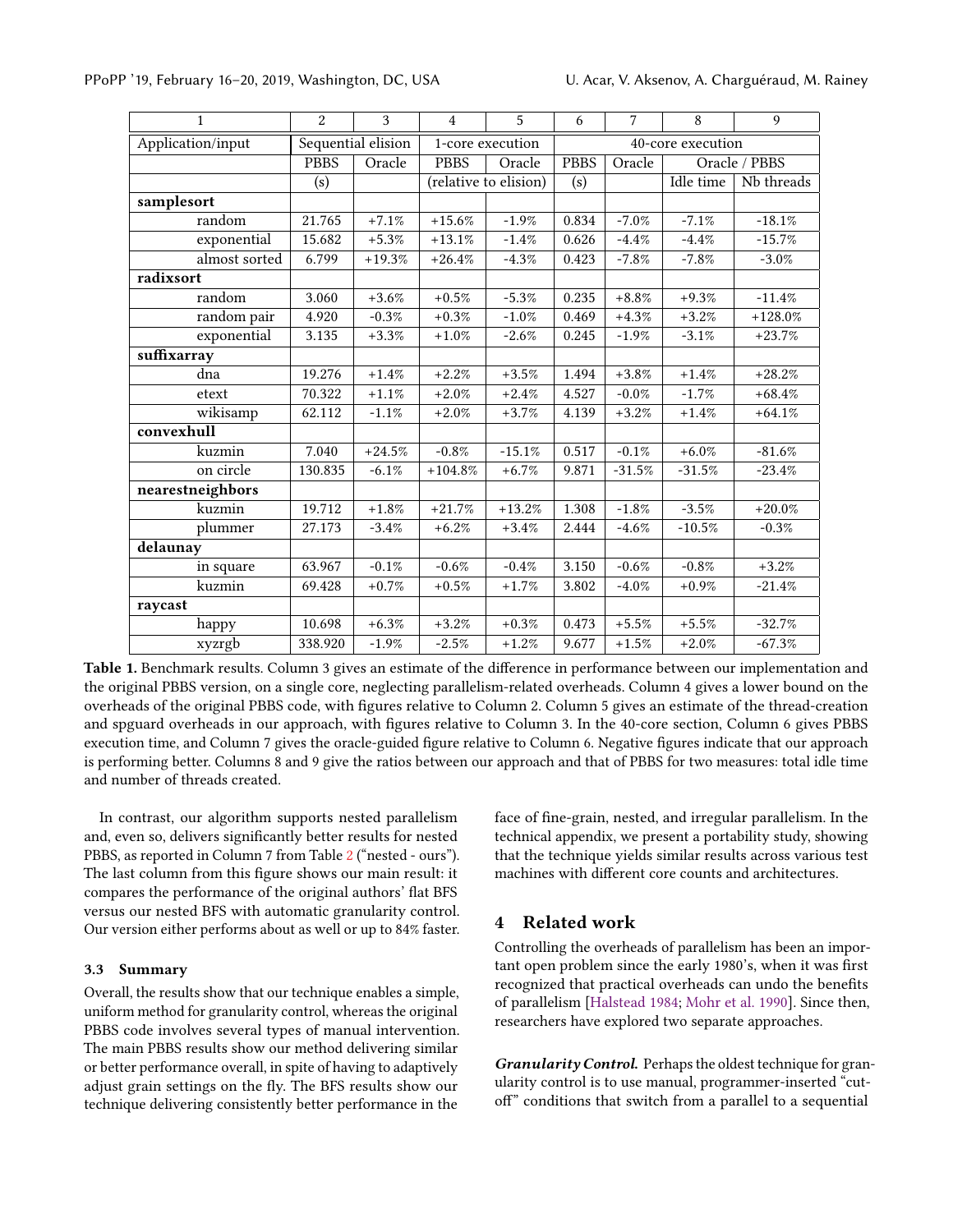| 1 | 2 | 3 | 4 | 5 | 6 | 7 | 8 | 9 |
|---|---|---|---|---|---|---|---|---|
| Application/input | Sequential elision | | 1-core execution | | 40-core execution | | | |
| | PBBS | Oracle | PBBS | Oracle | PBBS | Oracle | Oracle / PBBS | |
| | (s) | | (relative to elision) | | (s) | | Idle time | Nb threads |
| **samplesort** | | | | | | | | |
| random | 21.765 | +7.1% | +15.6% | -1.9% | 0.834 | -7.0% | -7.1% | -18.1% |
| exponential | 15.682 | +5.3% | +13.1% | -1.4% | 0.626 | -4.4% | -4.4% | -15.7% |
| almost sorted | 6.799 | +19.3% | +26.4% | -4.3% | 0.423 | -7.8% | -7.8% | -3.0% |
| **radixsort** | | | | | | | | |
| random | 3.060 | +3.6% | +0.5% | -5.3% | 0.235 | +8.8% | +9.3% | -11.4% |
| random pair | 4.920 | -0.3% | +0.3% | -1.0% | 0.469 | +4.3% | +3.2% | +128.0% |
| exponential | 3.135 | +3.3% | +1.0% | -2.6% | 0.245 | -1.9% | -3.1% | +23.7% |
| **suffixarray** | | | | | | | | |
| dna | 19.276 | +1.4% | +2.2% | +3.5% | 1.494 | +3.8% | +1.4% | +28.2% |
| etext | 70.322 | +1.1% | +2.0% | +2.4% | 4.527 | -0.0% | -1.7% | +68.4% |
| wikisamp | 62.112 | -1.1% | +2.0% | +3.7% | 4.139 | +3.2% | +1.4% | +64.1% |
| **convexhull** | | | | | | | | |
| kuzmin | 7.040 | +24.5% | -0.8% | -15.1% | 0.517 | -0.1% | +6.0% | -81.6% |
| on circle | 130.835 | -6.1% | +104.8% | +6.7% | 9.871 | -31.5% | -31.5% | -23.4% |
| **nearestneighbors** | | | | | | | | |
| kuzmin | 19.712 | +1.8% | +21.7% | +13.2% | 1.308 | -1.8% | -3.5% | +20.0% |
| plummer | 27.173 | -3.4% | +6.2% | +3.4% | 2.444 | -4.6% | -10.5% | -0.3% |
| **delaunay** | | | | | | | | |
| in square | 63.967 | -0.1% | -0.6% | -0.4% | 3.150 | -0.6% | -0.8% | +3.2% |
| kuzmin | 69.428 | +0.7% | +0.5% | +1.7% | 3.802 | -4.0% | +0.9% | -21.4% |
| **raycast** | | | | | | | | |
| happy | 10.698 | +6.3% | +3.2% | +0.3% | 0.473 | +5.5% | +5.5% | -32.7% |
| xyzrgb | 338.920 | -1.9% | -2.5% | +1.2% | 9.677 | +1.5% | +2.0% | -67.3% |

**Table 1.** Benchmark results. Column 3 gives an estimate of the difference in performance between our implementation and the original PBBS version, on a single core, neglecting parallelism-related overheads. Column 4 gives a lower bound on the overheads of the original PBBS code, with figures relative to Column 2. Column 5 gives an estimate of the thread-creation and spguard overheads in our approach, with figures relative to Column 3. In the 40-core section, Column 6 gives PBBS execution time, and Column 7 gives the oracle-guided figure relative to Column 6. Negative figures indicate that our approach is performing better. Columns 8 and 9 give the ratios between our approach and that of PBBS for two measures: total idle time and number of threads created.

In contrast, our algorithm supports nested parallelism and, even so, delivers significantly better results for nested PBBS, as reported in Column 7 from Table 2 ("nested - ours"). The last column from this figure shows our main result: it compares the performance of the original authors' flat BFS versus our nested BFS with automatic granularity control. Our version either performs about as well or up to 84% faster.

### 3.3 Summary

Overall, the results show that our technique enables a simple, uniform method for granularity control, whereas the original PBBS code involves several types of manual intervention. The main PBBS results show our method delivering similar or better performance overall, in spite of having to adaptively adjust grain settings on the fly. The BFS results show our technique delivering consistently better performance in the face of fine-grain, nested, and irregular parallelism. In the technical appendix, we present a portability study, showing that the technique yields similar results across various test machines with different core counts and architectures.

## 4 Related work

Controlling the overheads of parallelism has been an important open problem since the early 1980's, when it was first recognized that practical overheads can undo the benefits of parallelism [Halstead 1984; Mohr et al. 1990]. Since then, researchers have explored two separate approaches.

***Granularity Control.*** Perhaps the oldest technique for granularity control is to use manual, programmer-inserted "cut-off" conditions that switch from a parallel to a sequential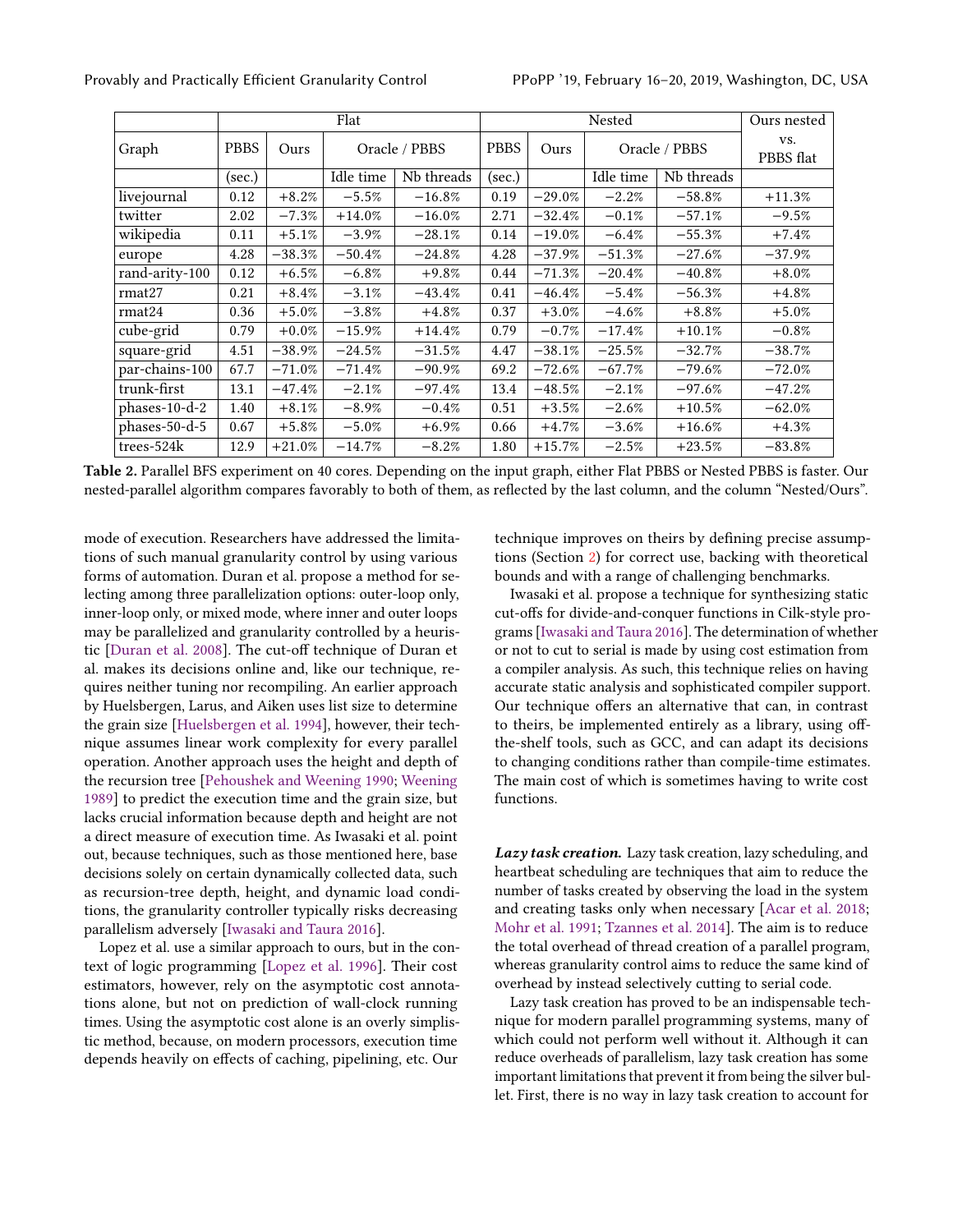| Graph | Flat | | | | Nested | | | | Ours nested vs. PBBS flat |
|---|---|---|---|---|---|---|---|---|---|
| | PBBS | Ours | Oracle / PBBS | | PBBS | Ours | Oracle / PBBS | | |
| | (sec.) | | Idle time | Nb threads | (sec.) | | Idle time | Nb threads | |
| livejournal | 0.12 | +8.2% | −5.5% | −16.8% | 0.19 | −29.0% | −2.2% | −58.8% | +11.3% |
| twitter | 2.02 | −7.3% | +14.0% | −16.0% | 2.71 | −32.4% | −0.1% | −57.1% | −9.5% |
| wikipedia | 0.11 | +5.1% | −3.9% | −28.1% | 0.14 | −19.0% | −6.4% | −55.3% | +7.4% |
| europe | 4.28 | −38.3% | −50.4% | −24.8% | 4.28 | −37.9% | −51.3% | −27.6% | −37.9% |
| rand-arity-100 | 0.12 | +6.5% | −6.8% | +9.8% | 0.44 | −71.3% | −20.4% | −40.8% | +8.0% |
| rmat27 | 0.21 | +8.4% | −3.1% | −43.4% | 0.41 | −46.4% | −5.4% | −56.3% | +4.8% |
| rmat24 | 0.36 | +5.0% | −3.8% | +4.8% | 0.37 | +3.0% | −4.6% | +8.8% | +5.0% |
| cube-grid | 0.79 | +0.0% | −15.9% | +14.4% | 0.79 | −0.7% | −17.4% | +10.1% | −0.8% |
| square-grid | 4.51 | −38.9% | −24.5% | −31.5% | 4.47 | −38.1% | −25.5% | −32.7% | −38.7% |
| par-chains-100 | 67.7 | −71.0% | −71.4% | −90.9% | 69.2 | −72.6% | −67.7% | −79.6% | −72.0% |
| trunk-first | 13.1 | −47.4% | −2.1% | −97.4% | 13.4 | −48.5% | −2.1% | −97.6% | −47.2% |
| phases-10-d-2 | 1.40 | +8.1% | −8.9% | −0.4% | 0.51 | +3.5% | −2.6% | +10.5% | −62.0% |
| phases-50-d-5 | 0.67 | +5.8% | −5.0% | +6.9% | 0.66 | +4.7% | −3.6% | +16.6% | +4.3% |
| trees-524k | 12.9 | +21.0% | −14.7% | −8.2% | 1.80 | +15.7% | −2.5% | +23.5% | −83.8% |

**Table 2.** Parallel BFS experiment on 40 cores. Depending on the input graph, either Flat PBBS or Nested PBBS is faster. Our nested-parallel algorithm compares favorably to both of them, as reflected by the last column, and the column "Nested/Ours".

mode of execution. Researchers have addressed the limitations of such manual granularity control by using various forms of automation. Duran et al. propose a method for selecting among three parallelization options: outer-loop only, inner-loop only, or mixed mode, where inner and outer loops may be parallelized and granularity controlled by a heuristic [Duran et al. 2008]. The cut-off technique of Duran et al. makes its decisions online and, like our technique, requires neither tuning nor recompiling. An earlier approach by Huelsbergen, Larus, and Aiken uses list size to determine the grain size [Huelsbergen et al. 1994], however, their technique assumes linear work complexity for every parallel operation. Another approach uses the height and depth of the recursion tree [Pehoushek and Weening 1990; Weening 1989] to predict the execution time and the grain size, but lacks crucial information because depth and height are not a direct measure of execution time. As Iwasaki et al. point out, because techniques, such as those mentioned here, base decisions solely on certain dynamically collected data, such as recursion-tree depth, height, and dynamic load conditions, the granularity controller typically risks decreasing parallelism adversely [Iwasaki and Taura 2016].

Lopez et al. use a similar approach to ours, but in the context of logic programming [Lopez et al. 1996]. Their cost estimators, however, rely on the asymptotic cost annotations alone, but not on prediction of wall-clock running times. Using the asymptotic cost alone is an overly simplistic method, because, on modern processors, execution time depends heavily on effects of caching, pipelining, etc. Our technique improves on theirs by defining precise assumptions (Section 2) for correct use, backing with theoretical bounds and with a range of challenging benchmarks.

Iwasaki et al. propose a technique for synthesizing static cut-offs for divide-and-conquer functions in Cilk-style programs [Iwasaki and Taura 2016]. The determination of whether or not to cut to serial is made by using cost estimation from a compiler analysis. As such, this technique relies on having accurate static analysis and sophisticated compiler support. Our technique offers an alternative that can, in contrast to theirs, be implemented entirely as a library, using off-the-shelf tools, such as GCC, and can adapt its decisions to changing conditions rather than compile-time estimates. The main cost of which is sometimes having to write cost functions.

***Lazy task creation.*** Lazy task creation, lazy scheduling, and heartbeat scheduling are techniques that aim to reduce the number of tasks created by observing the load in the system and creating tasks only when necessary [Acar et al. 2018; Mohr et al. 1991; Tzannes et al. 2014]. The aim is to reduce the total overhead of thread creation of a parallel program, whereas granularity control aims to reduce the same kind of overhead by instead selectively cutting to serial code.

Lazy task creation has proved to be an indispensable technique for modern parallel programming systems, many of which could not perform well without it. Although it can reduce overheads of parallelism, lazy task creation has some important limitations that prevent it from being the silver bullet. First, there is no way in lazy task creation to account for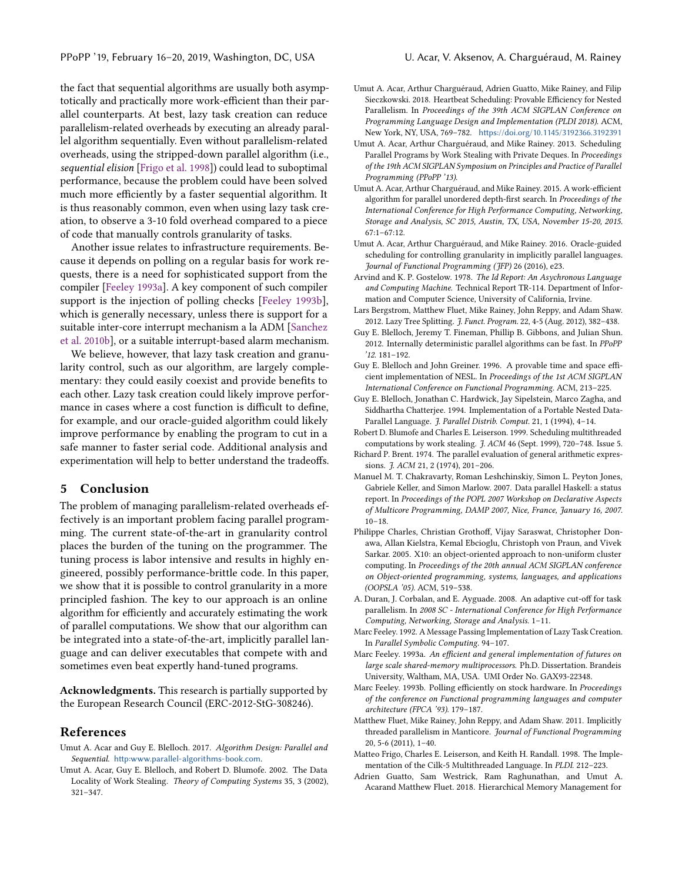the fact that sequential algorithms are usually both asymptotically and practically more work-efficient than their parallel counterparts. At best, lazy task creation can reduce parallelism-related overheads by executing an already parallel algorithm sequentially. Even without parallelism-related overheads, using the stripped-down parallel algorithm (i.e., *sequential elision* [Frigo et al. 1998]) could lead to suboptimal performance, because the problem could have been solved much more efficiently by a faster sequential algorithm. It is thus reasonably common, even when using lazy task creation, to observe a 3-10 fold overhead compared to a piece of code that manually controls granularity of tasks.

Another issue relates to infrastructure requirements. Because it depends on polling on a regular basis for work requests, there is a need for sophisticated support from the compiler [Feeley 1993a]. A key component of such compiler support is the injection of polling checks [Feeley 1993b], which is generally necessary, unless there is support for a suitable inter-core interrupt mechanism a la ADM [Sanchez et al. 2010b], or a suitable interrupt-based alarm mechanism.

We believe, however, that lazy task creation and granularity control, such as our algorithm, are largely complementary: they could easily coexist and provide benefits to each other. Lazy task creation could likely improve performance in cases where a cost function is difficult to define, for example, and our oracle-guided algorithm could likely improve performance by enabling the program to cut in a safe manner to faster serial code. Additional analysis and experimentation will help to better understand the tradeoffs.

## 5 Conclusion

The problem of managing parallelism-related overheads effectively is an important problem facing parallel programming. The current state-of-the-art in granularity control places the burden of the tuning on the programmer. The tuning process is labor intensive and results in highly engineered, possibly performance-brittle code. In this paper, we show that it is possible to control granularity in a more principled fashion. The key to our approach is an online algorithm for efficiently and accurately estimating the work of parallel computations. We show that our algorithm can be integrated into a state-of-the-art, implicitly parallel language and can deliver executables that compete with and sometimes even beat expertly hand-tuned programs.

**Acknowledgments.** This research is partially supported by the European Research Council (ERC-2012-StG-308246).

## References

Umut A. Acar and Guy E. Blelloch. 2017. *Algorithm Design: Parallel and Sequential*. http:www.parallel-algorithms-book.com.

Umut A. Acar, Guy E. Blelloch, and Robert D. Blumofe. 2002. The Data Locality of Work Stealing. *Theory of Computing Systems* 35, 3 (2002), 321–347.

Umut A. Acar, Arthur Charguéraud, Adrien Guatto, Mike Rainey, and Filip Sieczkowski. 2018. Heartbeat Scheduling: Provable Efficiency for Nested Parallelism. In *Proceedings of the 39th ACM SIGPLAN Conference on Programming Language Design and Implementation (PLDI 2018)*. ACM, New York, NY, USA, 769–782. https://doi.org/10.1145/3192366.3192391

Umut A. Acar, Arthur Charguéraud, and Mike Rainey. 2013. Scheduling Parallel Programs by Work Stealing with Private Deques. In *Proceedings of the 19th ACM SIGPLAN Symposium on Principles and Practice of Parallel Programming (PPoPP '13)*.

Umut A. Acar, Arthur Charguéraud, and Mike Rainey. 2015. A work-efficient algorithm for parallel unordered depth-first search. In *Proceedings of the International Conference for High Performance Computing, Networking, Storage and Analysis, SC 2015, Austin, TX, USA, November 15-20, 2015*. 67:1–67:12.

Umut A. Acar, Arthur Charguéraud, and Mike Rainey. 2016. Oracle-guided scheduling for controlling granularity in implicitly parallel languages. *Journal of Functional Programming (JFP)* 26 (2016), e23.

Arvind and K. P. Gostelow. 1978. *The Id Report: An Asychronous Language and Computing Machine*. Technical Report TR-114. Department of Information and Computer Science, University of California, Irvine.

Lars Bergstrom, Matthew Fluet, Mike Rainey, John Reppy, and Adam Shaw. 2012. Lazy Tree Splitting. *J. Funct. Program.* 22, 4-5 (Aug. 2012), 382–438.

Guy E. Blelloch, Jeremy T. Fineman, Phillip B. Gibbons, and Julian Shun. 2012. Internally deterministic parallel algorithms can be fast. In *PPoPP '12*. 181–192.

Guy E. Blelloch and John Greiner. 1996. A provable time and space efficient implementation of NESL. In *Proceedings of the 1st ACM SIGPLAN International Conference on Functional Programming*. ACM, 213–225.

Guy E. Blelloch, Jonathan C. Hardwick, Jay Sipelstein, Marco Zagha, and Siddhartha Chatterjee. 1994. Implementation of a Portable Nested Data-Parallel Language. *J. Parallel Distrib. Comput.* 21, 1 (1994), 4–14.

Robert D. Blumofe and Charles E. Leiserson. 1999. Scheduling multithreaded computations by work stealing. *J. ACM* 46 (Sept. 1999), 720–748. Issue 5.

Richard P. Brent. 1974. The parallel evaluation of general arithmetic expressions. *J. ACM* 21, 2 (1974), 201–206.

Manuel M. T. Chakravarty, Roman Leshchinskiy, Simon L. Peyton Jones, Gabriele Keller, and Simon Marlow. 2007. Data parallel Haskell: a status report. In *Proceedings of the POPL 2007 Workshop on Declarative Aspects of Multicore Programming, DAMP 2007, Nice, France, January 16, 2007*. 10–18.

Philippe Charles, Christian Grothoff, Vijay Saraswat, Christopher Donawa, Allan Kielstra, Kemal Ebcioglu, Christoph von Praun, and Vivek Sarkar. 2005. X10: an object-oriented approach to non-uniform cluster computing. In *Proceedings of the 20th annual ACM SIGPLAN conference on Object-oriented programming, systems, languages, and applications (OOPSLA '05)*. ACM, 519–538.

A. Duran, J. Corbalan, and E. Ayguade. 2008. An adaptive cut-off for task parallelism. In *2008 SC - International Conference for High Performance Computing, Networking, Storage and Analysis*. 1–11.

Marc Feeley. 1992. A Message Passing Implementation of Lazy Task Creation. In *Parallel Symbolic Computing*. 94–107.

Marc Feeley. 1993a. *An efficient and general implementation of futures on large scale shared-memory multiprocessors*. Ph.D. Dissertation. Brandeis University, Waltham, MA, USA. UMI Order No. GAX93-22348.

Marc Feeley. 1993b. Polling efficiently on stock hardware. In *Proceedings of the conference on Functional programming languages and computer architecture (FPCA '93)*. 179–187.

Matthew Fluet, Mike Rainey, John Reppy, and Adam Shaw. 2011. Implicitly threaded parallelism in Manticore. *Journal of Functional Programming* 20, 5-6 (2011), 1–40.

Matteo Frigo, Charles E. Leiserson, and Keith H. Randall. 1998. The Implementation of the Cilk-5 Multithreaded Language. In *PLDI*. 212–223.

Adrien Guatto, Sam Westrick, Ram Raghunathan, and Umut A. Acarand Matthew Fluet. 2018. Hierarchical Memory Management for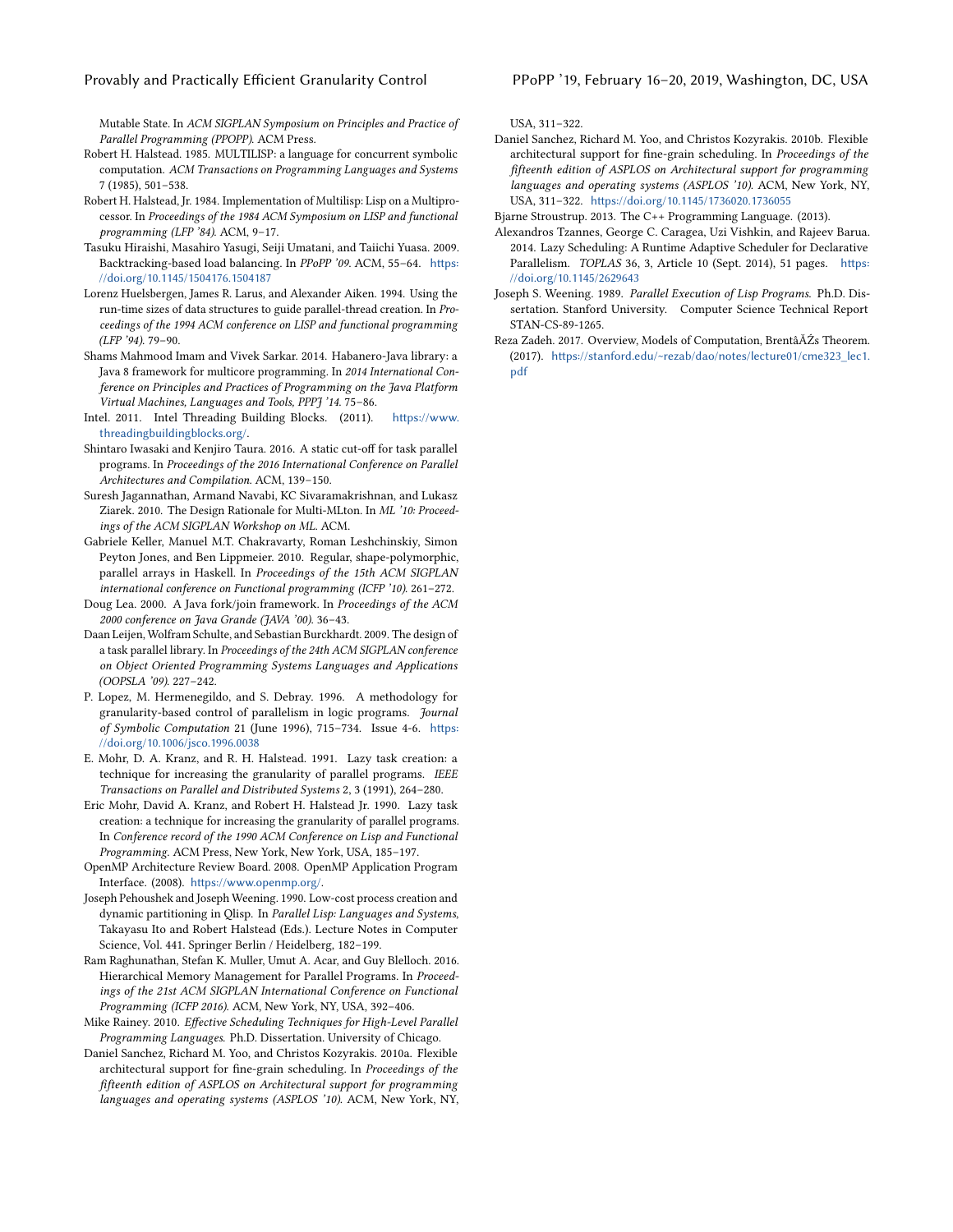Mutable State. In *ACM SIGPLAN Symposium on Principles and Practice of Parallel Programming (PPOPP)*. ACM Press.

Robert H. Halstead. 1985. MULTILISP: a language for concurrent symbolic computation. *ACM Transactions on Programming Languages and Systems* 7 (1985), 501–538.

Robert H. Halstead, Jr. 1984. Implementation of Multilisp: Lisp on a Multiprocessor. In *Proceedings of the 1984 ACM Symposium on LISP and functional programming (LFP '84)*. ACM, 9–17.

Tasuku Hiraishi, Masahiro Yasugi, Seiji Umatani, and Taiichi Yuasa. 2009. Backtracking-based load balancing. In *PPoPP '09*. ACM, 55–64. https://doi.org/10.1145/1504176.1504187

Lorenz Huelsbergen, James R. Larus, and Alexander Aiken. 1994. Using the run-time sizes of data structures to guide parallel-thread creation. In *Proceedings of the 1994 ACM conference on LISP and functional programming (LFP '94)*. 79–90.

Shams Mahmood Imam and Vivek Sarkar. 2014. Habanero-Java library: a Java 8 framework for multicore programming. In *2014 International Conference on Principles and Practices of Programming on the Java Platform Virtual Machines, Languages and Tools, PPPJ '14*. 75–86.

Intel. 2011. Intel Threading Building Blocks. (2011). https://www.threadingbuildingblocks.org/.

Shintaro Iwasaki and Kenjiro Taura. 2016. A static cut-off for task parallel programs. In *Proceedings of the 2016 International Conference on Parallel Architectures and Compilation*. ACM, 139–150.

Suresh Jagannathan, Armand Navabi, KC Sivaramakrishnan, and Lukasz Ziarek. 2010. The Design Rationale for Multi-MLton. In *ML '10: Proceedings of the ACM SIGPLAN Workshop on ML*. ACM.

Gabriele Keller, Manuel M.T. Chakravarty, Roman Leshchinskiy, Simon Peyton Jones, and Ben Lippmeier. 2010. Regular, shape-polymorphic, parallel arrays in Haskell. In *Proceedings of the 15th ACM SIGPLAN international conference on Functional programming (ICFP '10)*. 261–272.

Doug Lea. 2000. A Java fork/join framework. In *Proceedings of the ACM 2000 conference on Java Grande (JAVA '00)*. 36–43.

Daan Leijen, Wolfram Schulte, and Sebastian Burckhardt. 2009. The design of a task parallel library. In *Proceedings of the 24th ACM SIGPLAN conference on Object Oriented Programming Systems Languages and Applications (OOPSLA '09)*. 227–242.

P. Lopez, M. Hermenegildo, and S. Debray. 1996. A methodology for granularity-based control of parallelism in logic programs. *Journal of Symbolic Computation* 21 (June 1996), 715–734. Issue 4-6. https://doi.org/10.1006/jsco.1996.0038

E. Mohr, D. A. Kranz, and R. H. Halstead. 1991. Lazy task creation: a technique for increasing the granularity of parallel programs. *IEEE Transactions on Parallel and Distributed Systems* 2, 3 (1991), 264–280.

Eric Mohr, David A. Kranz, and Robert H. Halstead Jr. 1990. Lazy task creation: a technique for increasing the granularity of parallel programs. In *Conference record of the 1990 ACM Conference on Lisp and Functional Programming*. ACM Press, New York, New York, USA, 185–197.

OpenMP Architecture Review Board. 2008. OpenMP Application Program Interface. (2008). https://www.openmp.org/.

Joseph Pehoushek and Joseph Weening. 1990. Low-cost process creation and dynamic partitioning in Qlisp. In *Parallel Lisp: Languages and Systems*, Takayasu Ito and Robert Halstead (Eds.). Lecture Notes in Computer Science, Vol. 441. Springer Berlin / Heidelberg, 182–199.

Ram Raghunathan, Stefan K. Muller, Umut A. Acar, and Guy Blelloch. 2016. Hierarchical Memory Management for Parallel Programs. In *Proceedings of the 21st ACM SIGPLAN International Conference on Functional Programming (ICFP 2016)*. ACM, New York, NY, USA, 392–406.

Mike Rainey. 2010. *Effective Scheduling Techniques for High-Level Parallel Programming Languages*. Ph.D. Dissertation. University of Chicago.

Daniel Sanchez, Richard M. Yoo, and Christos Kozyrakis. 2010a. Flexible architectural support for fine-grain scheduling. In *Proceedings of the fifteenth edition of ASPLOS on Architectural support for programming languages and operating systems (ASPLOS '10)*. ACM, New York, NY, USA, 311–322.

Daniel Sanchez, Richard M. Yoo, and Christos Kozyrakis. 2010b. Flexible architectural support for fine-grain scheduling. In *Proceedings of the fifteenth edition of ASPLOS on Architectural support for programming languages and operating systems (ASPLOS '10)*. ACM, New York, NY, USA, 311–322. https://doi.org/10.1145/1736020.1736055

Bjarne Stroustrup. 2013. The C++ Programming Language. (2013).

Alexandros Tzannes, George C. Caragea, Uzi Vishkin, and Rajeev Barua. 2014. Lazy Scheduling: A Runtime Adaptive Scheduler for Declarative Parallelism. *TOPLAS* 36, 3, Article 10 (Sept. 2014), 51 pages. https://doi.org/10.1145/2629643

Joseph S. Weening. 1989. *Parallel Execution of Lisp Programs*. Ph.D. Dissertation. Stanford University. Computer Science Technical Report STAN-CS-89-1265.

Reza Zadeh. 2017. Overview, Models of Computation, BrentâĂŹs Theorem. (2017). https://stanford.edu/~rezab/dao/notes/lecture01/cme323_lec1.pdf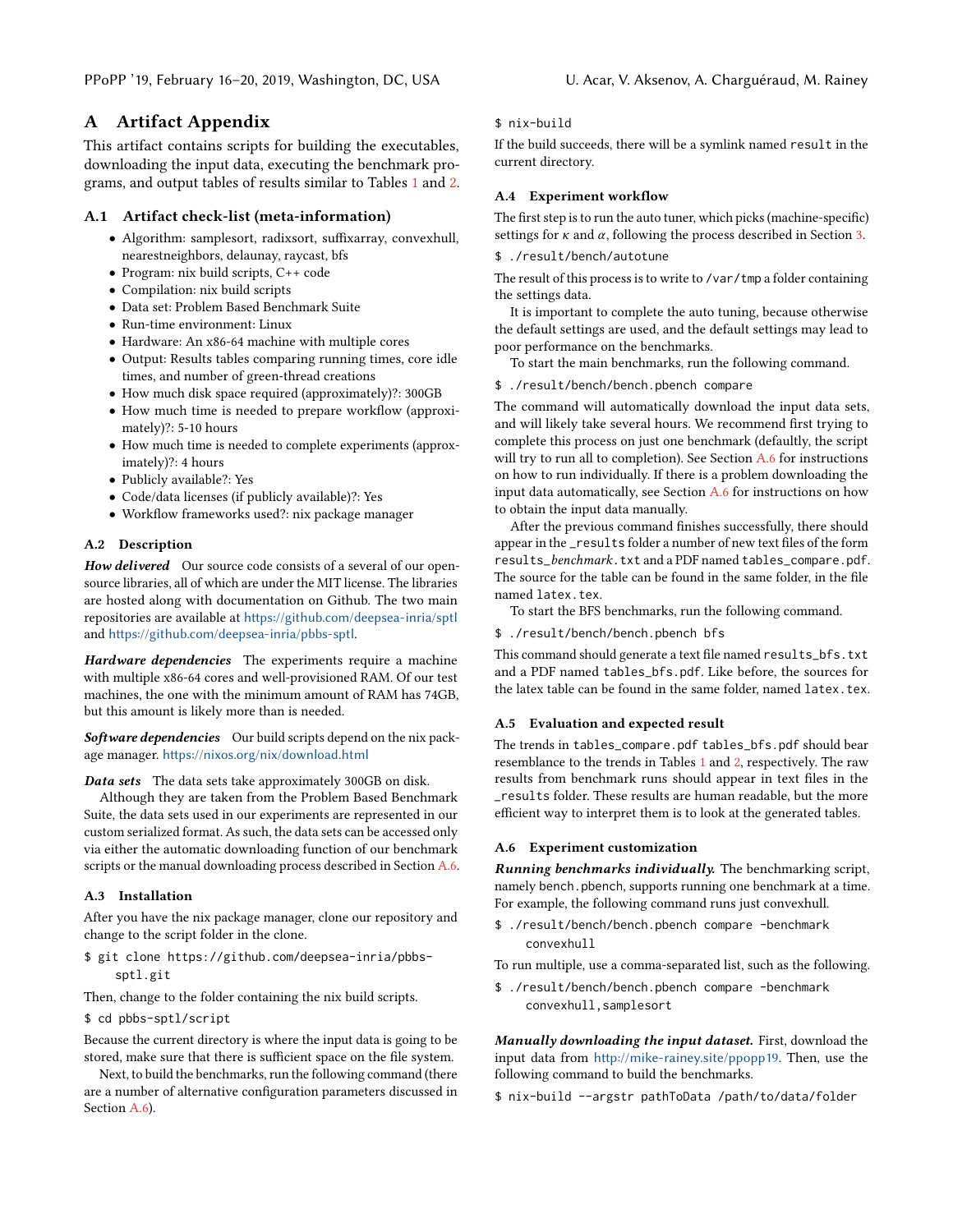# A Artifact Appendix

This artifact contains scripts for building the executables, downloading the input data, executing the benchmark programs, and output tables of results similar to Tables 1 and 2.

## A.1 Artifact check-list (meta-information)

- Algorithm: samplesort, radixsort, suffixarray, convexhull, nearestneighbors, delaunay, raycast, bfs
- Program: nix build scripts, C++ code
- Compilation: nix build scripts
- Data set: Problem Based Benchmark Suite
- Run-time environment: Linux
- Hardware: An x86-64 machine with multiple cores
- Output: Results tables comparing running times, core idle times, and number of green-thread creations
- How much disk space required (approximately)?: 300GB
- How much time is needed to prepare workflow (approximately)?: 5-10 hours
- How much time is needed to complete experiments (approximately)?: 4 hours
- Publicly available?: Yes
- Code/data licenses (if publicly available)?: Yes
- Workflow frameworks used?: nix package manager

### A.2 Description

***How delivered*** Our source code consists of a several of our open-source libraries, all of which are under the MIT license. The libraries are hosted along with documentation on Github. The two main repositories are available at https://github.com/deepsea-inria/sptl and https://github.com/deepsea-inria/pbbs-sptl.

***Hardware dependencies*** The experiments require a machine with multiple x86-64 cores and well-provisioned RAM. Of our test machines, the one with the minimum amount of RAM has 74GB, but this amount is likely more than is needed.

***Software dependencies*** Our build scripts depend on the nix package manager. https://nixos.org/nix/download.html

***Data sets*** The data sets take approximately 300GB on disk.

Although they are taken from the Problem Based Benchmark Suite, the data sets used in our experiments are represented in our custom serialized format. As such, the data sets can be accessed only via either the automatic downloading function of our benchmark scripts or the manual downloading process described in Section A.6.

### A.3 Installation

After you have the nix package manager, clone our repository and change to the script folder in the clone.

```
$ git clone https://github.com/deepsea-inria/pbbs-sptl.git
```

Then, change to the folder containing the nix build scripts.

```
$ cd pbbs-sptl/script
```

Because the current directory is where the input data is going to be stored, make sure that there is sufficient space on the file system.

Next, to build the benchmarks, run the following command (there are a number of alternative configuration parameters discussed in Section A.6).

```
$ nix-build
```

If the build succeeds, there will be a symlink named `result` in the current directory.

### A.4 Experiment workflow

The first step is to run the auto tuner, which picks (machine-specific) settings for $\kappa$ and $\alpha$, following the process described in Section 3.

```
$ ./result/bench/autotune
```

The result of this process is to write to `/var/tmp` a folder containing the settings data.

It is important to complete the auto tuning, because otherwise the default settings are used, and the default settings may lead to poor performance on the benchmarks.

To start the main benchmarks, run the following command.

```
$ ./result/bench/bench.pbench compare
```

The command will automatically download the input data sets, and will likely take several hours. We recommend first trying to complete this process on just one benchmark (defaultly, the script will try to run all to completion). See Section A.6 for instructions on how to run individually. If there is a problem downloading the input data automatically, see Section A.6 for instructions on how to obtain the input data manually.

After the previous command finishes successfully, there should appear in the `_results` folder a number of new text files of the form `results_`*benchmark*`.txt` and a PDF named `tables_compare.pdf`. The source for the table can be found in the same folder, in the file named `latex.tex`.

To start the BFS benchmarks, run the following command.

```
$ ./result/bench/bench.pbench bfs
```

This command should generate a text file named `results_bfs.txt` and a PDF named `tables_bfs.pdf`. Like before, the sources for the latex table can be found in the same folder, named `latex.tex`.

### A.5 Evaluation and expected result

The trends in `tables_compare.pdf` `tables_bfs.pdf` should bear resemblance to the trends in Tables 1 and 2, respectively. The raw results from benchmark runs should appear in text files in the `_results` folder. These results are human readable, but the more efficient way to interpret them is to look at the generated tables.

### A.6 Experiment customization

***Running benchmarks individually.*** The benchmarking script, namely `bench.pbench`, supports running one benchmark at a time. For example, the following command runs just convexhull.

```
$ ./result/bench/bench.pbench compare -benchmark convexhull
```

To run multiple, use a comma-separated list, such as the following.

```
$ ./result/bench/bench.pbench compare -benchmark convexhull,samplesort
```

***Manually downloading the input dataset.*** First, download the input data from http://mike-rainey.site/ppopp19. Then, use the following command to build the benchmarks.

```
$ nix-build --argstr pathToData /path/to/data/folder
```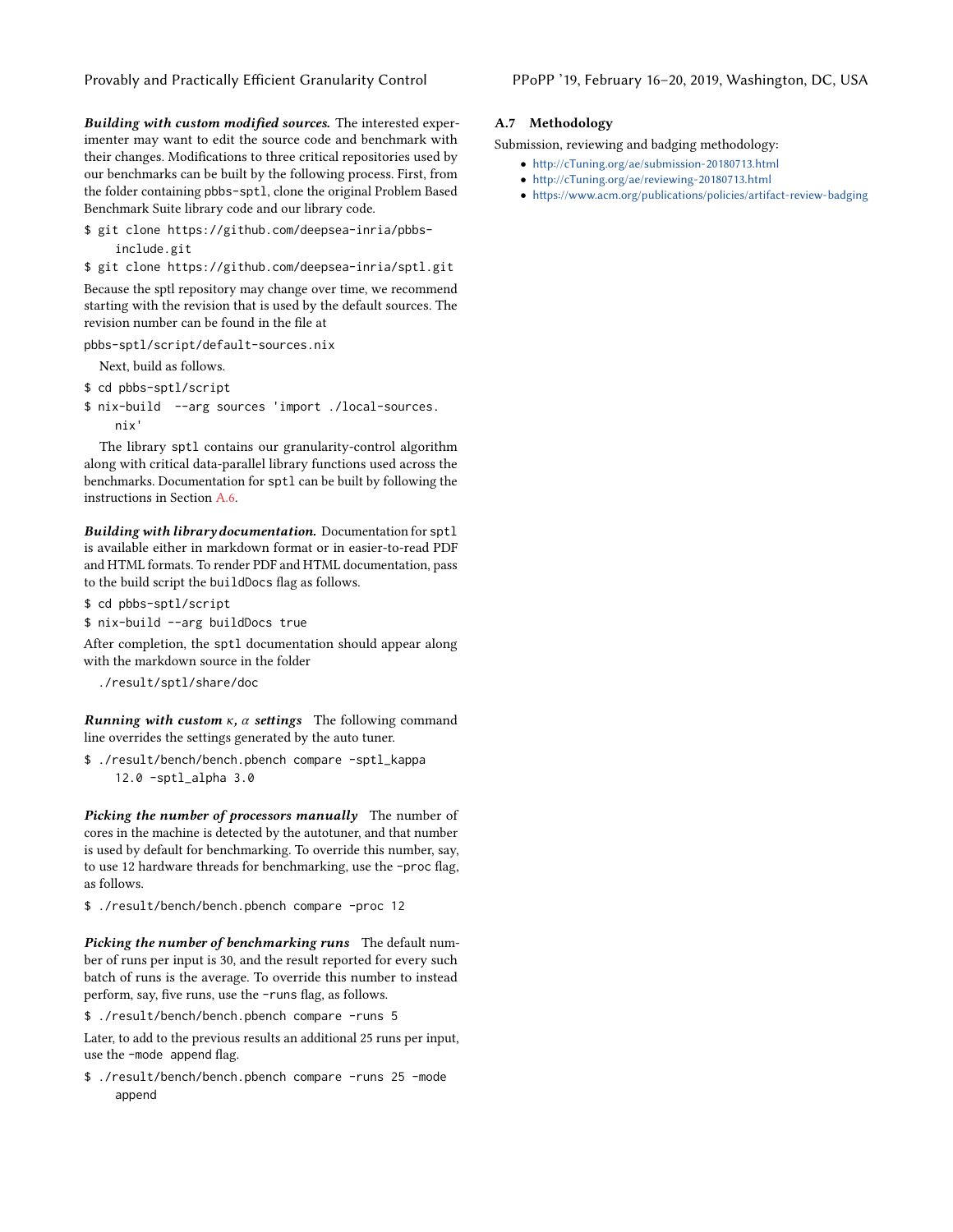***Building with custom modified sources.*** The interested experimenter may want to edit the source code and benchmark with their changes. Modifications to three critical repositories used by our benchmarks can be built by the following process. First, from the folder containing `pbbs-sptl`, clone the original Problem Based Benchmark Suite library code and our library code.

```
$ git clone https://github.com/deepsea-inria/pbbs-include.git
$ git clone https://github.com/deepsea-inria/sptl.git
```

Because the sptl repository may change over time, we recommend starting with the revision that is used by the default sources. The revision number can be found in the file at

```
pbbs-sptl/script/default-sources.nix
```

Next, build as follows.

```
$ cd pbbs-sptl/script
$ nix-build  --arg sources 'import ./local-sources.nix'
```

The library `sptl` contains our granularity-control algorithm along with critical data-parallel library functions used across the benchmarks. Documentation for `sptl` can be built by following the instructions in Section A.6.

***Building with library documentation.*** Documentation for `sptl` is available either in markdown format or in easier-to-read PDF and HTML formats. To render PDF and HTML documentation, pass to the build script the `buildDocs` flag as follows.

```
$ cd pbbs-sptl/script
$ nix-build --arg buildDocs true
```

After completion, the `sptl` documentation should appear along with the markdown source in the folder

```
./result/sptl/share/doc
```

***Running with custom $\kappa$, $\alpha$ settings*** The following command line overrides the settings generated by the auto tuner.

```
$ ./result/bench/bench.pbench compare -sptl_kappa 12.0 -sptl_alpha 3.0
```

***Picking the number of processors manually*** The number of cores in the machine is detected by the autotuner, and that number is used by default for benchmarking. To override this number, say, to use 12 hardware threads for benchmarking, use the `-proc` flag, as follows.

```
$ ./result/bench/bench.pbench compare -proc 12
```

***Picking the number of benchmarking runs*** The default number of runs per input is 30, and the result reported for every such batch of runs is the average. To override this number to instead perform, say, five runs, use the `-runs` flag, as follows.

```
$ ./result/bench/bench.pbench compare -runs 5
```

Later, to add to the previous results an additional 25 runs per input, use the `-mode append` flag.

```
$ ./result/bench/bench.pbench compare -runs 25 -mode append
```

### A.7 Methodology

Submission, reviewing and badging methodology:

- http://cTuning.org/ae/submission-20180713.html
- http://cTuning.org/ae/reviewing-20180713.html
- https://www.acm.org/publications/policies/artifact-review-badging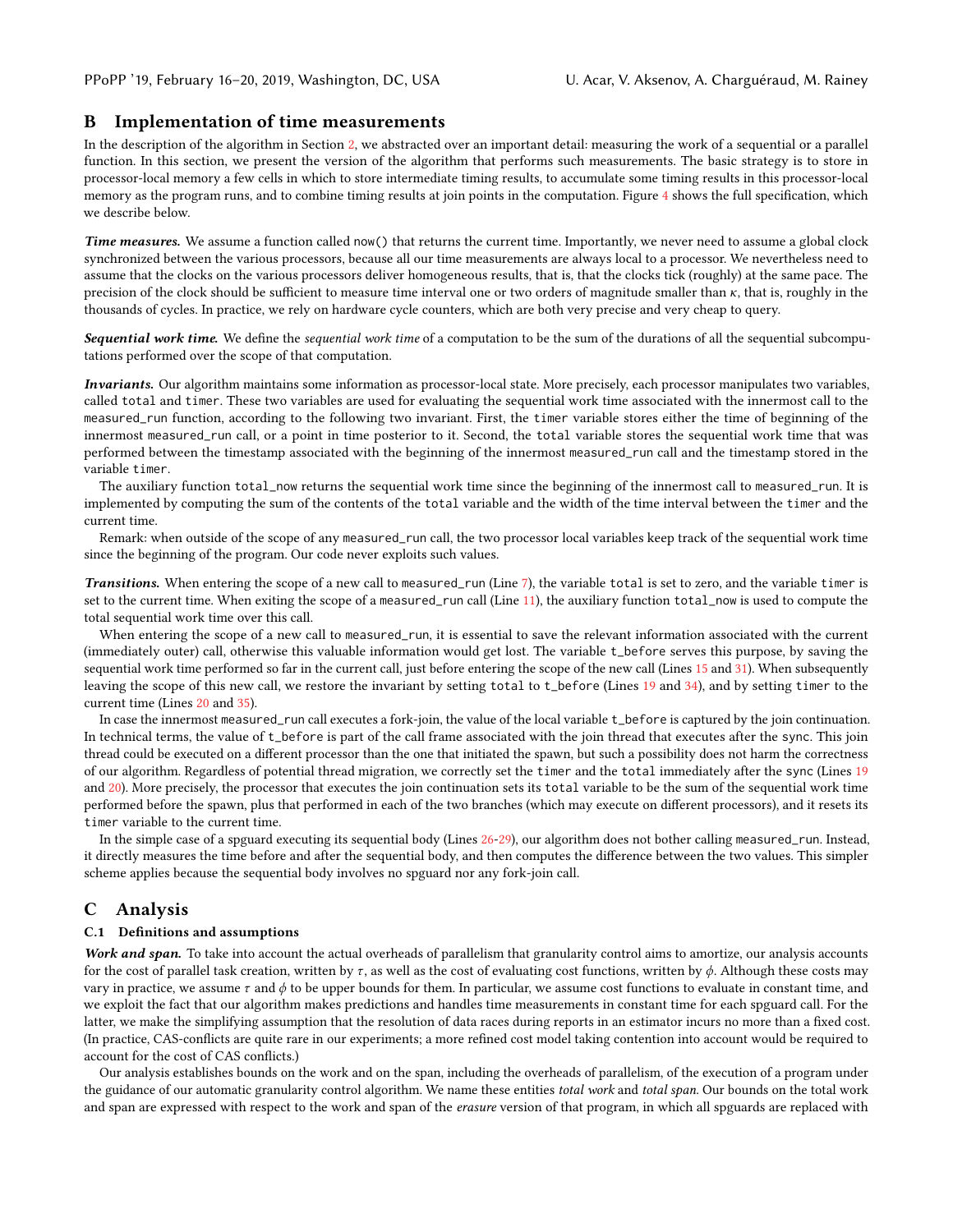## B Implementation of time measurements

In the description of the algorithm in Section 2, we abstracted over an important detail: measuring the work of a sequential or a parallel function. In this section, we present the version of the algorithm that performs such measurements. The basic strategy is to store in processor-local memory a few cells in which to store intermediate timing results, to accumulate some timing results in this processor-local memory as the program runs, and to combine timing results at join points in the computation. Figure 4 shows the full specification, which we describe below.

***Time measures.*** We assume a function called `now()` that returns the current time. Importantly, we never need to assume a global clock synchronized between the various processors, because all our time measurements are always local to a processor. We nevertheless need to assume that the clocks on the various processors deliver homogeneous results, that is, that the clocks tick (roughly) at the same pace. The precision of the clock should be sufficient to measure time interval one or two orders of magnitude smaller than $\kappa$, that is, roughly in the thousands of cycles. In practice, we rely on hardware cycle counters, which are both very precise and very cheap to query.

***Sequential work time.*** We define the *sequential work time* of a computation to be the sum of the durations of all the sequential subcomputations performed over the scope of that computation.

***Invariants.*** Our algorithm maintains some information as processor-local state. More precisely, each processor manipulates two variables, called `total` and `timer`. These two variables are used for evaluating the sequential work time associated with the innermost call to the `measured_run` function, according to the following two invariant. First, the `timer` variable stores either the time of beginning of the innermost `measured_run` call, or a point in time posterior to it. Second, the `total` variable stores the sequential work time that was performed between the timestamp associated with the beginning of the innermost `measured_run` call and the timestamp stored in the variable `timer`.

The auxiliary function `total_now` returns the sequential work time since the beginning of the innermost call to `measured_run`. It is implemented by computing the sum of the contents of the `total` variable and the width of the time interval between the `timer` and the current time.

Remark: when outside of the scope of any `measured_run` call, the two processor local variables keep track of the sequential work time since the beginning of the program. Our code never exploits such values.

***Transitions.*** When entering the scope of a new call to `measured_run` (Line 7), the variable `total` is set to zero, and the variable `timer` is set to the current time. When exiting the scope of a `measured_run` call (Line 11), the auxiliary function `total_now` is used to compute the total sequential work time over this call.

When entering the scope of a new call to `measured_run`, it is essential to save the relevant information associated with the current (immediately outer) call, otherwise this valuable information would get lost. The variable `t_before` serves this purpose, by saving the sequential work time performed so far in the current call, just before entering the scope of the new call (Lines 15 and 31). When subsequently leaving the scope of this new call, we restore the invariant by setting `total` to `t_before` (Lines 19 and 34), and by setting `timer` to the current time (Lines 20 and 35).

In case the innermost `measured_run` call executes a fork-join, the value of the local variable `t_before` is captured by the join continuation. In technical terms, the value of `t_before` is part of the call frame associated with the join thread that executes after the `sync`. This join thread could be executed on a different processor than the one that initiated the spawn, but such a possibility does not harm the correctness of our algorithm. Regardless of potential thread migration, we correctly set the `timer` and the `total` immediately after the `sync` (Lines 19 and 20). More precisely, the processor that executes the join continuation sets its `total` variable to be the sum of the sequential work time performed before the spawn, plus that performed in each of the two branches (which may execute on different processors), and it resets its `timer` variable to the current time.

In the simple case of a spguard executing its sequential body (Lines 26-29), our algorithm does not bother calling `measured_run`. Instead, it directly measures the time before and after the sequential body, and then computes the difference between the two values. This simpler scheme applies because the sequential body involves no spguard nor any fork-join call.

## C Analysis

### C.1 Definitions and assumptions

***Work and span.*** To take into account the actual overheads of parallelism that granularity control aims to amortize, our analysis accounts for the cost of parallel task creation, written by $\tau$, as well as the cost of evaluating cost functions, written by $\phi$. Although these costs may vary in practice, we assume $\tau$ and $\phi$ to be upper bounds for them. In particular, we assume cost functions to evaluate in constant time, and we exploit the fact that our algorithm makes predictions and handles time measurements in constant time for each spguard call. For the latter, we make the simplifying assumption that the resolution of data races during reports in an estimator incurs no more than a fixed cost. (In practice, CAS-conflicts are quite rare in our experiments; a more refined cost model taking contention into account would be required to account for the cost of CAS conflicts.)

Our analysis establishes bounds on the work and on the span, including the overheads of parallelism, of the execution of a program under the guidance of our automatic granularity control algorithm. We name these entities *total work* and *total span*. Our bounds on the total work and span are expressed with respect to the work and span of the *erasure* version of that program, in which all spguards are replaced with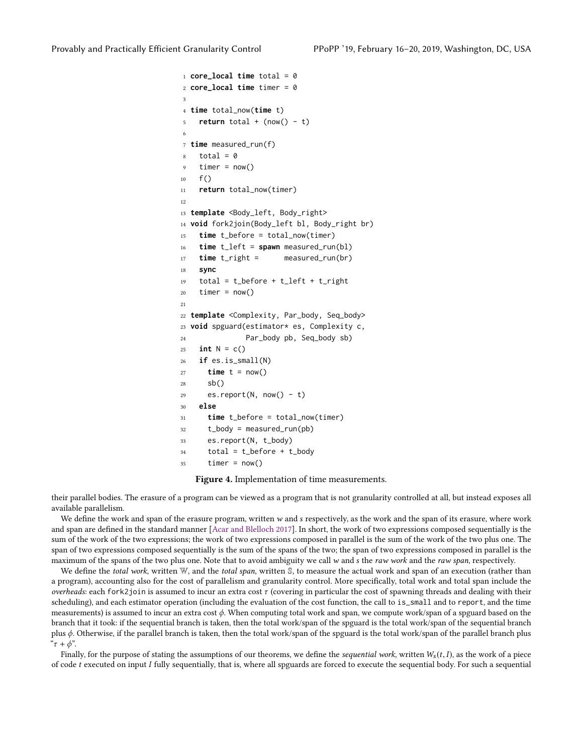```
core_local time total = 0
core_local time timer = 0

time total_now(time t)
  return total + (now() - t)

time measured_run(f)
  total = 0
  timer = now()
  f()
  return total_now(timer)

template <Body_left, Body_right>
void fork2join(Body_left bl, Body_right br)
  time t_before = total_now(timer)
  time t_left = spawn measured_run(bl)
  time t_right =      measured_run(br)
  sync
  total = t_before + t_left + t_right
  timer = now()

template <Complexity, Par_body, Seq_body>
void spguard(estimator* es, Complexity c,
             Par_body pb, Seq_body sb)
  int N = c()
  if es.is_small(N)
    time t = now()
    sb()
    es.report(N, now() - t)
  else
    time t_before = total_now(timer)
    t_body = measured_run(pb)
    es.report(N, t_body)
    total = t_before + t_body
    timer = now()
```

**Figure 4.** Implementation of time measurements.

their parallel bodies. The erasure of a program can be viewed as a program that is not granularity controlled at all, but instead exposes all available parallelism.

We define the work and span of the erasure program, written $w$ and $s$ respectively, as the work and the span of its erasure, where work and span are defined in the standard manner [Acar and Blelloch 2017]. In short, the work of two expressions composed sequentially is the sum of the work of the two expressions; the work of two expressions composed in parallel is the sum of the work of the two plus one. The span of two expressions composed sequentially is the sum of the spans of the two; the span of two expressions composed in parallel is the maximum of the spans of the two plus one. Note that to avoid ambiguity we call $w$ and $s$ the *raw work* and the *raw span*, respectively.

We define the *total work*, written $\mathbb{W}$, and the *total span*, written $\mathbb{S}$, to measure the actual work and span of an execution (rather than a program), accounting also for the cost of parallelism and granularity control. More specifically, total work and total span include the *overheads*: each fork2join is assumed to incur an extra cost $\tau$ (covering in particular the cost of spawning threads and dealing with their scheduling), and each estimator operation (including the evaluation of the cost function, the call to is_small and to report, and the time measurements) is assumed to incur an extra cost $\phi$. When computing total work and span, we compute work/span of a spguard based on the branch that it took: if the sequential branch is taken, then the total work/span of the spguard is the total work/span of the sequential branch plus $\phi$. Otherwise, if the parallel branch is taken, then the total work/span of the spguard is the total work/span of the parallel branch plus "$\tau + \phi$".

Finally, for the purpose of stating the assumptions of our theorems, we define the *sequential work*, written $W_s(t, I)$, as the work of a piece of code $t$ executed on input $I$ fully sequentially, that is, where all spguards are forced to execute the sequential body. For such a sequential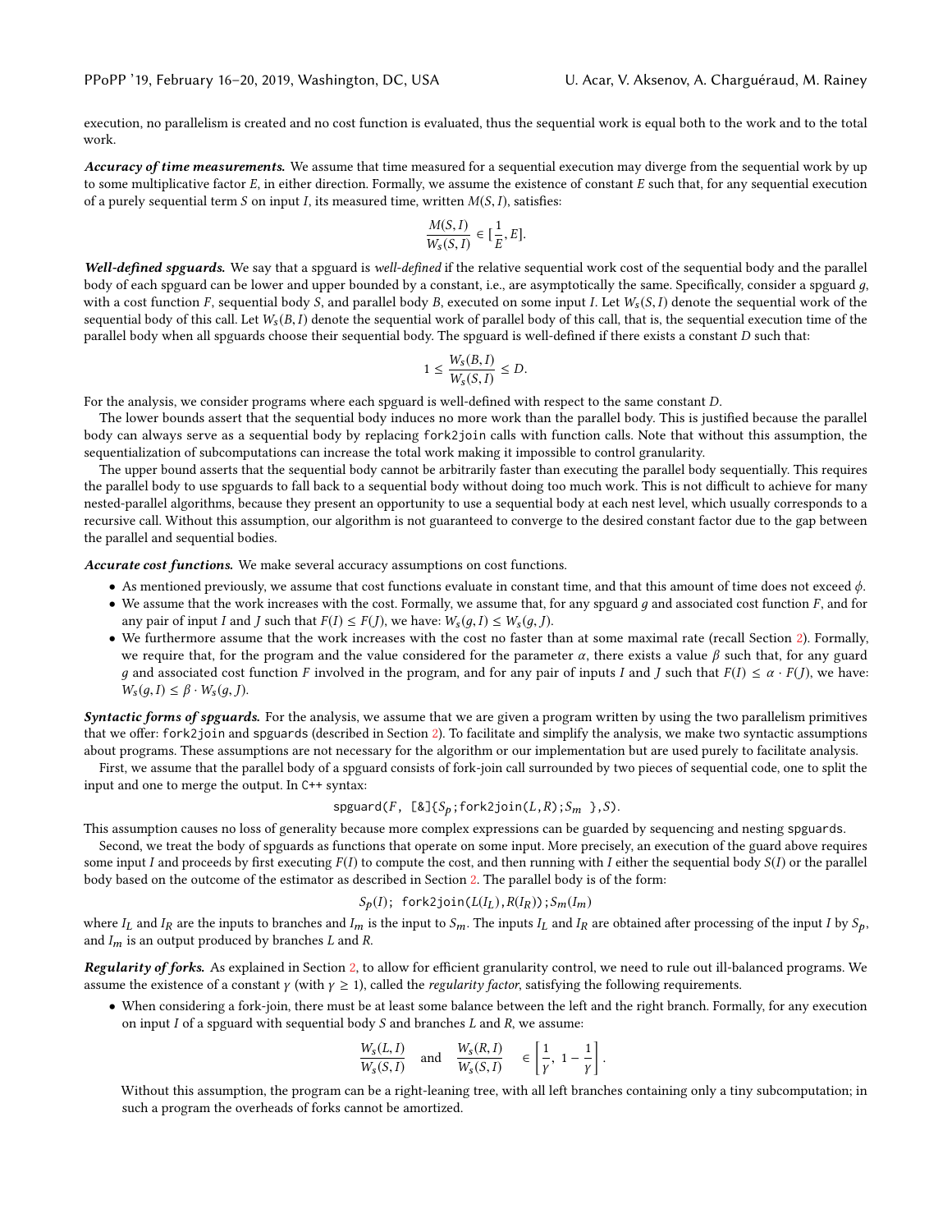execution, no parallelism is created and no cost function is evaluated, thus the sequential work is equal both to the work and to the total work.

***Accuracy of time measurements.*** We assume that time measured for a sequential execution may diverge from the sequential work by up to some multiplicative factor $E$, in either direction. Formally, we assume the existence of constant $E$ such that, for any sequential execution of a purely sequential term $S$ on input $I$, its measured time, written $M(S, I)$, satisfies:

$$\frac{M(S, I)}{W_s(S, I)} \in [\frac{1}{E}, E].$$

***Well-defined spguards.*** We say that a spguard is *well-defined* if the relative sequential work cost of the sequential body and the parallel body of each spguard can be lower and upper bounded by a constant, i.e., are asymptotically the same. Specifically, consider a spguard $g$, with a cost function $F$, sequential body $S$, and parallel body $B$, executed on some input $I$. Let $W_s(S, I)$ denote the sequential work of the sequential body of this call. Let $W_s(B, I)$ denote the sequential work of parallel body of this call, that is, the sequential execution time of the parallel body when all spguards choose their sequential body. The spguard is well-defined if there exists a constant $D$ such that:

$$1 \leq \frac{W_s(B, I)}{W_s(S, I)} \leq D.$$

For the analysis, we consider programs where each spguard is well-defined with respect to the same constant $D$.

The lower bounds assert that the sequential body induces no more work than the parallel body. This is justified because the parallel body can always serve as a sequential body by replacing fork2join calls with function calls. Note that without this assumption, the sequentialization of subcomputations can increase the total work making it impossible to control granularity.

The upper bound asserts that the sequential body cannot be arbitrarily faster than executing the parallel body sequentially. This requires the parallel body to use spguards to fall back to a sequential body without doing too much work. This is not difficult to achieve for many nested-parallel algorithms, because they present an opportunity to use a sequential body at each nest level, which usually corresponds to a recursive call. Without this assumption, our algorithm is not guaranteed to converge to the desired constant factor due to the gap between the parallel and sequential bodies.

***Accurate cost functions.*** We make several accuracy assumptions on cost functions.

- As mentioned previously, we assume that cost functions evaluate in constant time, and that this amount of time does not exceed $\phi$.
- We assume that the work increases with the cost. Formally, we assume that, for any spguard $g$ and associated cost function $F$, and for any pair of input $I$ and $J$ such that $F(I) \leq F(J)$, we have: $W_s(g, I) \leq W_s(g, J)$.
- We furthermore assume that the work increases with the cost no faster than at some maximal rate (recall Section 2). Formally, we require that, for the program and the value considered for the parameter $\alpha$, there exists a value $\beta$ such that, for any guard $g$ and associated cost function $F$ involved in the program, and for any pair of inputs $I$ and $J$ such that $F(I) \leq \alpha \cdot F(J)$, we have: $W_s(g, I) \leq \beta \cdot W_s(g, J)$.

***Syntactic forms of spguards.*** For the analysis, we assume that we are given a program written by using the two parallelism primitives that we offer: fork2join and spguards (described in Section 2). To facilitate and simplify the analysis, we make two syntactic assumptions about programs. These assumptions are not necessary for the algorithm or our implementation but are used purely to facilitate analysis.

First, we assume that the parallel body of a spguard consists of fork-join call surrounded by two pieces of sequential code, one to split the input and one to merge the output. In C++ syntax:

$$\texttt{spguard}(F,\ \texttt{[\&]\{}S_p\texttt{;fork2join(}L,R\texttt{);}S_m\ \texttt{\}},S\texttt{)}.$$

This assumption causes no loss of generality because more complex expressions can be guarded by sequencing and nesting spguards.

Second, we treat the body of spguards as functions that operate on some input. More precisely, an execution of the guard above requires some input $I$ and proceeds by first executing $F(I)$ to compute the cost, and then running with $I$ either the sequential body $S(I)$ or the parallel body based on the outcome of the estimator as described in Section 2. The parallel body is of the form:

$$S_p(I);\ \texttt{fork2join(}L(I_L),R(I_R)\texttt{);}S_m(I_m)$$

where $I_L$ and $I_R$ are the inputs to branches and $I_m$ is the input to $S_m$. The inputs $I_L$ and $I_R$ are obtained after processing of the input $I$ by $S_p$, and $I_m$ is an output produced by branches $L$ and $R$.

***Regularity of forks.*** As explained in Section 2, to allow for efficient granularity control, we need to rule out ill-balanced programs. We assume the existence of a constant $\gamma$ (with $\gamma \geq 1$), called the *regularity factor*, satisfying the following requirements.

- When considering a fork-join, there must be at least some balance between the left and the right branch. Formally, for any execution on input $I$ of a spguard with sequential body $S$ and branches $L$ and $R$, we assume:

$$\frac{W_s(L, I)}{W_s(S, I)} \quad \text{and} \quad \frac{W_s(R, I)}{W_s(S, I)} \quad \in \left[\frac{1}{\gamma},\ 1 - \frac{1}{\gamma}\right].$$

  Without this assumption, the program can be a right-leaning tree, with all left branches containing only a tiny subcomputation; in such a program the overheads of forks cannot be amortized.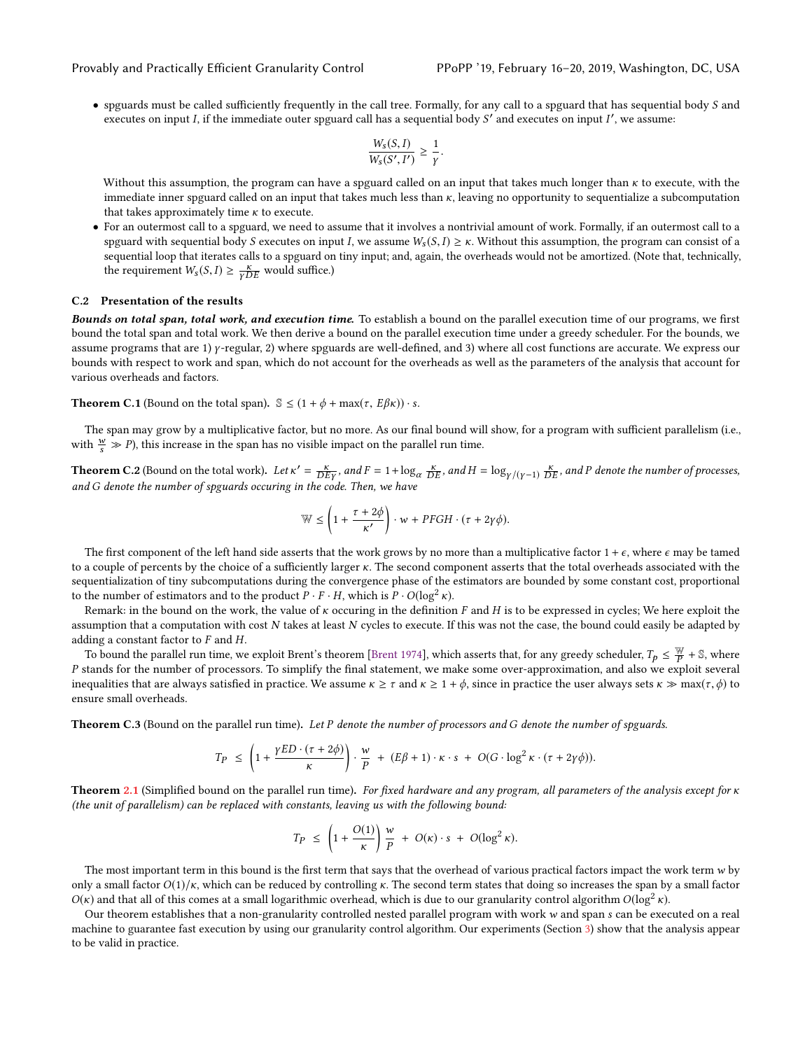- spguards must be called sufficiently frequently in the call tree. Formally, for any call to a spguard that has sequential body $S$ and executes on input $I$, if the immediate outer spguard call has a sequential body $S'$ and executes on input $I'$, we assume:

$$\frac{W_s(S, I)}{W_s(S', I')} \geq \frac{1}{\gamma}.$$

Without this assumption, the program can have a spguard called on an input that takes much longer than $\kappa$ to execute, with the immediate inner spguard called on an input that takes much less than $\kappa$, leaving no opportunity to sequentialize a subcomputation that takes approximately time $\kappa$ to execute.

- For an outermost call to a spguard, we need to assume that it involves a nontrivial amount of work. Formally, if an outermost call to a spguard with sequential body $S$ executes on input $I$, we assume $W_s(S, I) \geq \kappa$. Without this assumption, the program can consist of a sequential loop that iterates calls to a spguard on tiny input; and, again, the overheads would not be amortized. (Note that, technically, the requirement $W_s(S, I) \geq \frac{\kappa}{\gamma DE}$ would suffice.)

### C.2 Presentation of the results

***Bounds on total span, total work, and execution time.*** To establish a bound on the parallel execution time of our programs, we first bound the total span and total work. We then derive a bound on the parallel execution time under a greedy scheduler. For the bounds, we assume programs that are 1) $\gamma$-regular, 2) where spguards are well-defined, and 3) where all cost functions are accurate. We express our bounds with respect to work and span, which do not account for the overheads as well as the parameters of the analysis that account for various overheads and factors.

**Theorem C.1** (Bound on the total span)**.** $\mathbb{S} \leq (1 + \phi + \max(\tau, E\beta\kappa)) \cdot s$.

The span may grow by a multiplicative factor, but no more. As our final bound will show, for a program with sufficient parallelism (i.e., with $\frac{w}{s} \gg P$), this increase in the span has no visible impact on the parallel run time.

**Theorem C.2** (Bound on the total work)**.** *Let $\kappa' = \frac{\kappa}{DE\gamma}$, and $F = 1 + \log_\alpha \frac{\kappa}{DE}$, and $H = \log_{\gamma/(\gamma-1)} \frac{\kappa}{DE}$, and $P$ denote the number of processes, and $G$ denote the number of spguards occuring in the code. Then, we have*

$$\mathbb{W} \leq \left(1 + \frac{\tau + 2\phi}{\kappa'}\right) \cdot w \, + \, PFGH \cdot (\tau + 2\gamma\phi).$$

The first component of the left hand side asserts that the work grows by no more than a multiplicative factor $1 + \epsilon$, where $\epsilon$ may be tamed to a couple of percents by the choice of a sufficiently larger $\kappa$. The second component asserts that the total overheads associated with the sequentialization of tiny subcomputations during the convergence phase of the estimators are bounded by some constant cost, proportional to the number of estimators and to the product $P \cdot F \cdot H$, which is $P \cdot O(\log^2 \kappa)$.

Remark: in the bound on the work, the value of $\kappa$ occuring in the definition $F$ and $H$ is to be expressed in cycles; We here exploit the assumption that a computation with cost $N$ takes at least $N$ cycles to execute. If this was not the case, the bound could easily be adapted by adding a constant factor to $F$ and $H$.

To bound the parallel run time, we exploit Brent's theorem [Brent 1974], which asserts that, for any greedy scheduler, $T_p \leq \frac{\mathbb{W}}{P} + \mathbb{S}$, where $P$ stands for the number of processors. To simplify the final statement, we make some over-approximation, and also we exploit several inequalities that are always satisfied in practice. We assume $\kappa \geq \tau$ and $\kappa \geq 1 + \phi$, since in practice the user always sets $\kappa \gg \max(\tau, \phi)$ to ensure small overheads.

**Theorem C.3** (Bound on the parallel run time)**.** *Let $P$ denote the number of processors and $G$ denote the number of spguards.*

$$T_P \;\leq\; \left(1 + \frac{\gamma ED \cdot (\tau + 2\phi)}{\kappa}\right) \cdot \frac{w}{P} \;+\; (E\beta + 1) \cdot \kappa \cdot s \;+\; O(G \cdot \log^2 \kappa \cdot (\tau + 2\gamma\phi)).$$

**Theorem 2.1** (Simplified bound on the parallel run time)**.** *For fixed hardware and any program, all parameters of the analysis except for $\kappa$ (the unit of parallelism) can be replaced with constants, leaving us with the following bound:*

$$T_P \;\leq\; \left(1 + \frac{O(1)}{\kappa}\right) \frac{w}{P} \;+\; O(\kappa) \cdot s \;+\; O(\log^2 \kappa).$$

The most important term in this bound is the first term that says that the overhead of various practical factors impact the work term $w$ by only a small factor $O(1)/\kappa$, which can be reduced by controlling $\kappa$. The second term states that doing so increases the span by a small factor $O(\kappa)$ and that all of this comes at a small logarithmic overhead, which is due to our granularity control algorithm $O(\log^2 \kappa)$.

Our theorem establishes that a non-granularity controlled nested parallel program with work $w$ and span $s$ can be executed on a real machine to guarantee fast execution by using our granularity control algorithm. Our experiments (Section 3) show that the analysis appear to be valid in practice.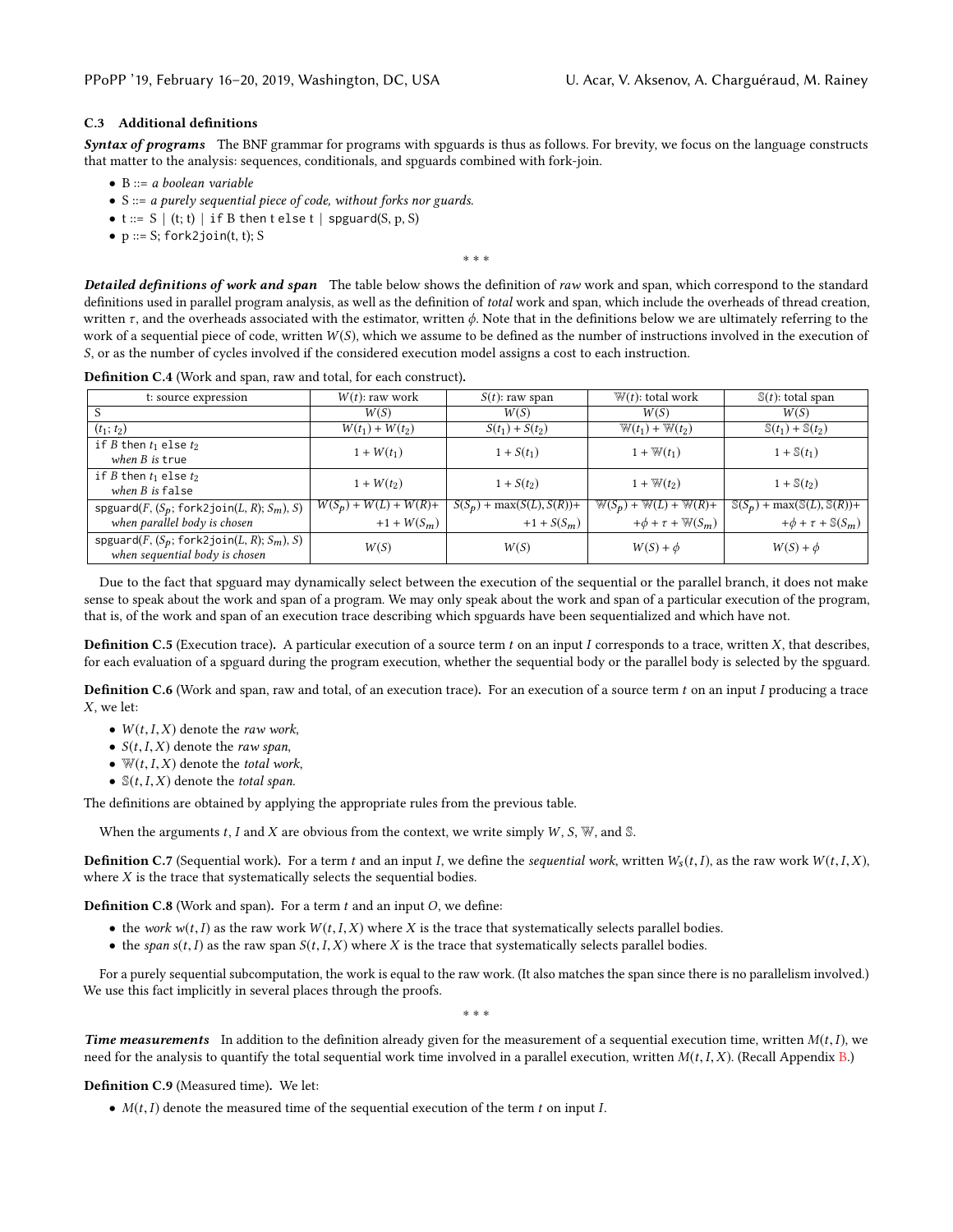### C.3 Additional definitions

***Syntax of programs*** The BNF grammar for programs with spguards is thus as follows. For brevity, we focus on the language constructs that matter to the analysis: sequences, conditionals, and spguards combined with fork-join.

- B ::= *a boolean variable*
- S ::= *a purely sequential piece of code, without forks nor guards.*
- t ::= S | (t; t) | `if` B `then` t `else` t | `spguard`(S, p, S)
- p ::= S; `fork2join`(t, t); S

\* \* \*

***Detailed definitions of work and span*** The table below shows the definition of *raw* work and span, which correspond to the standard definitions used in parallel program analysis, as well as the definition of *total* work and span, which include the overheads of thread creation, written $\tau$, and the overheads associated with the estimator, written $\phi$. Note that in the definitions below we are ultimately referring to the work of a sequential piece of code, written $W(S)$, which we assume to be defined as the number of instructions involved in the execution of $S$, or as the number of cycles involved if the considered execution model assigns a cost to each instruction.

**Definition C.4** (Work and span, raw and total, for each construct)**.**

| t: source expression | $W(t)$: raw work | $S(t)$: raw span | $\mathbb{W}(t)$: total work | $\mathbb{S}(t)$: total span |
|---|---|---|---|---|
| S | $W(S)$ | $W(S)$ | $W(S)$ | $W(S)$ |
| $(t_1; t_2)$ | $W(t_1) + W(t_2)$ | $S(t_1) + S(t_2)$ | $\mathbb{W}(t_1) + \mathbb{W}(t_2)$ | $\mathbb{S}(t_1) + \mathbb{S}(t_2)$ |
| `if` $B$ `then` $t_1$ `else` $t_2$ *when $B$ is* `true` | $1 + W(t_1)$ | $1 + S(t_1)$ | $1 + \mathbb{W}(t_1)$ | $1 + \mathbb{S}(t_1)$ |
| `if` $B$ `then` $t_1$ `else` $t_2$ *when $B$ is* `false` | $1 + W(t_2)$ | $1 + S(t_2)$ | $1 + \mathbb{W}(t_2)$ | $1 + \mathbb{S}(t_2)$ |
| `spguard`$(F, (S_p;$ `fork2join`$(L, R); S_m), S)$ *when parallel body is chosen* | $W(S_p) + W(L) + W(R) + 1 + W(S_m)$ | $S(S_p) + \max(S(L), S(R)) + 1 + S(S_m)$ | $\mathbb{W}(S_p) + \mathbb{W}(L) + \mathbb{W}(R) + \phi + \tau + \mathbb{W}(S_m)$ | $\mathbb{S}(S_p) + \max(\mathbb{S}(L), \mathbb{S}(R)) + \phi + \tau + \mathbb{S}(S_m)$ |
| `spguard`$(F, (S_p;$ `fork2join`$(L, R); S_m), S)$ *when sequential body is chosen* | $W(S)$ | $W(S)$ | $W(S) + \phi$ | $W(S) + \phi$ |

Due to the fact that spguard may dynamically select between the execution of the sequential or the parallel branch, it does not make sense to speak about the work and span of a program. We may only speak about the work and span of a particular execution of the program, that is, of the work and span of an execution trace describing which spguards have been sequentialized and which have not.

**Definition C.5** (Execution trace)**.** A particular execution of a source term $t$ on an input $I$ corresponds to a trace, written $X$, that describes, for each evaluation of a spguard during the program execution, whether the sequential body or the parallel body is selected by the spguard.

**Definition C.6** (Work and span, raw and total, of an execution trace)**.** For an execution of a source term $t$ on an input $I$ producing a trace $X$, we let:

- $W(t, I, X)$ denote the *raw work*,
- $S(t, I, X)$ denote the *raw span*,
- $\mathbb{W}(t, I, X)$ denote the *total work*,
- $\mathbb{S}(t, I, X)$ denote the *total span*.

The definitions are obtained by applying the appropriate rules from the previous table.

When the arguments $t$, $I$ and $X$ are obvious from the context, we write simply $W$, $S$, $\mathbb{W}$, and $\mathbb{S}$.

**Definition C.7** (Sequential work)**.** For a term $t$ and an input $I$, we define the *sequential work*, written $W_s(t, I)$, as the raw work $W(t, I, X)$, where $X$ is the trace that systematically selects the sequential bodies.

**Definition C.8** (Work and span)**.** For a term $t$ and an input $O$, we define:

- the *work* $w(t, I)$ as the raw work $W(t, I, X)$ where $X$ is the trace that systematically selects parallel bodies.
- the *span* $s(t, I)$ as the raw span $S(t, I, X)$ where $X$ is the trace that systematically selects parallel bodies.

For a purely sequential subcomputation, the work is equal to the raw work. (It also matches the span since there is no parallelism involved.) We use this fact implicitly in several places through the proofs.

\* \* \*

***Time measurements*** In addition to the definition already given for the measurement of a sequential execution time, written $M(t, I)$, we need for the analysis to quantify the total sequential work time involved in a parallel execution, written $M(t, I, X)$. (Recall Appendix B.)

**Definition C.9** (Measured time)**.** We let:

- $M(t, I)$ denote the measured time of the sequential execution of the term $t$ on input $I$.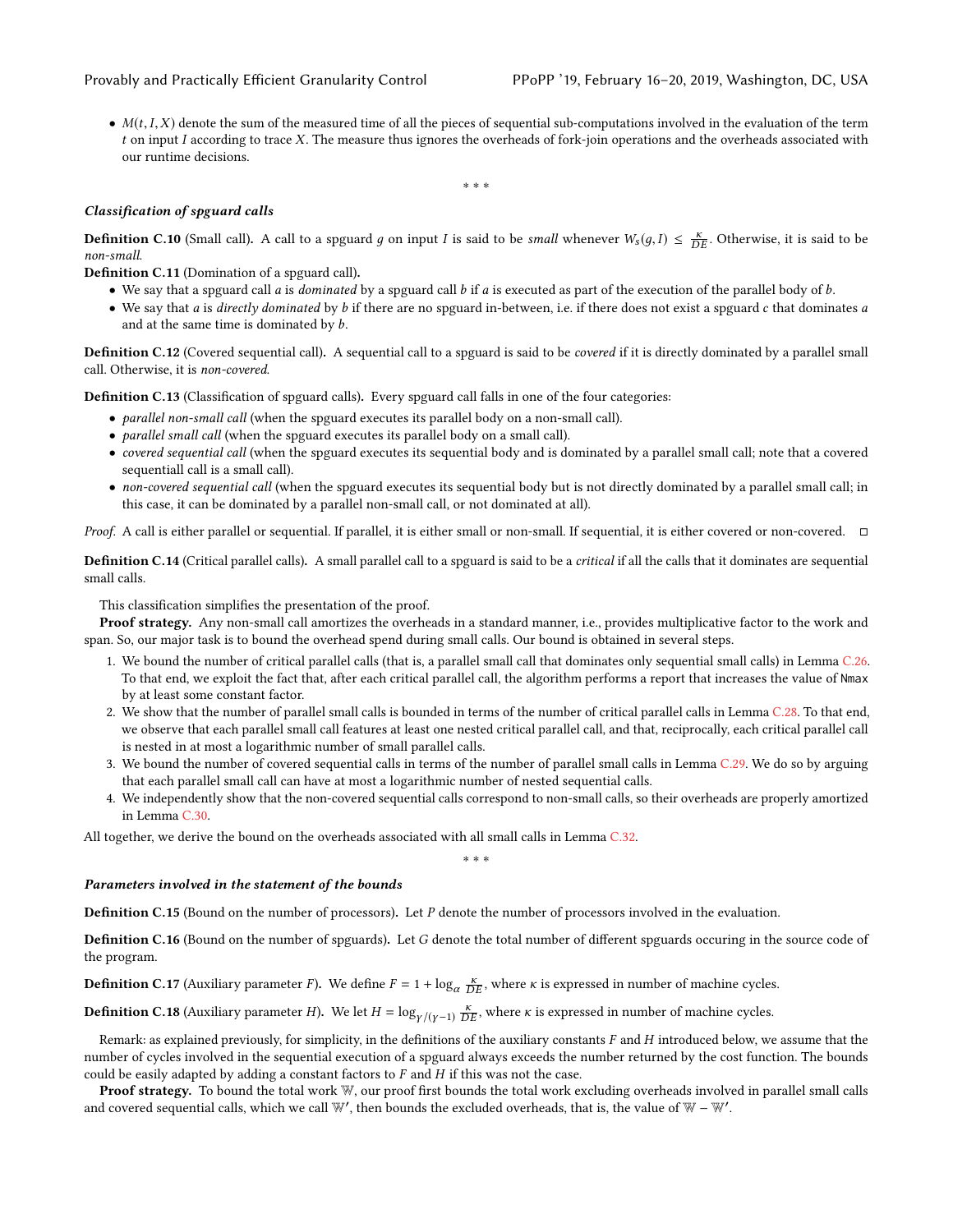- $M(t, I, X)$ denote the sum of the measured time of all the pieces of sequential sub-computations involved in the evaluation of the term $t$ on input $I$ according to trace $X$. The measure thus ignores the overheads of fork-join operations and the overheads associated with our runtime decisions.

\* \* \*

### *Classification of spguard calls*

**Definition C.10** (Small call)**.** A call to a spguard $g$ on input $I$ is said to be *small* whenever $W_s(g, I) \leq \frac{\kappa}{DE}$. Otherwise, it is said to be *non-small.*

**Definition C.11** (Domination of a spguard call)**.**

- We say that a spguard call $a$ is *dominated* by a spguard call $b$ if $a$ is executed as part of the execution of the parallel body of $b$.
- We say that $a$ is *directly dominated* by $b$ if there are no spguard in-between, i.e. if there does not exist a spguard $c$ that dominates $a$ and at the same time is dominated by $b$.

**Definition C.12** (Covered sequential call)**.** A sequential call to a spguard is said to be *covered* if it is directly dominated by a parallel small call. Otherwise, it is *non-covered.*

**Definition C.13** (Classification of spguard calls)**.** Every spguard call falls in one of the four categories:

- *parallel non-small call* (when the spguard executes its parallel body on a non-small call).
- *parallel small call* (when the spguard executes its parallel body on a small call).
- *covered sequential call* (when the spguard executes its sequential body and is dominated by a parallel small call; note that a covered sequentiall call is a small call).
- *non-covered sequential call* (when the spguard executes its sequential body but is not directly dominated by a parallel small call; in this case, it can be dominated by a parallel non-small call, or not dominated at all).

*Proof.* A call is either parallel or sequential. If parallel, it is either small or non-small. If sequential, it is either covered or non-covered. ◻

**Definition C.14** (Critical parallel calls)**.** A small parallel call to a spguard is said to be a *critical* if all the calls that it dominates are sequential small calls.

This classification simplifies the presentation of the proof.

**Proof strategy.** Any non-small call amortizes the overheads in a standard manner, i.e., provides multiplicative factor to the work and span. So, our major task is to bound the overhead spend during small calls. Our bound is obtained in several steps.

1. We bound the number of critical parallel calls (that is, a parallel small call that dominates only sequential small calls) in Lemma C.26. To that end, we exploit the fact that, after each critical parallel call, the algorithm performs a report that increases the value of `Nmax` by at least some constant factor.
2. We show that the number of parallel small calls is bounded in terms of the number of critical parallel calls in Lemma C.28. To that end, we observe that each parallel small call features at least one nested critical parallel call, and that, reciprocally, each critical parallel call is nested in at most a logarithmic number of small parallel calls.
3. We bound the number of covered sequential calls in terms of the number of parallel small calls in Lemma C.29. We do so by arguing that each parallel small call can have at most a logarithmic number of nested sequential calls.
4. We independently show that the non-covered sequential calls correspond to non-small calls, so their overheads are properly amortized in Lemma C.30.

All together, we derive the bound on the overheads associated with all small calls in Lemma C.32.

\* \* \*

### *Parameters involved in the statement of the bounds*

**Definition C.15** (Bound on the number of processors)**.** Let $P$ denote the number of processors involved in the evaluation.

**Definition C.16** (Bound on the number of spguards)**.** Let $G$ denote the total number of different spguards occuring in the source code of the program.

**Definition C.17** (Auxiliary parameter $F$)**.** We define $F = 1 + \log_\alpha \frac{\kappa}{DE}$, where $\kappa$ is expressed in number of machine cycles.

**Definition C.18** (Auxiliary parameter $H$)**.** We let $H = \log_{\gamma/(\gamma-1)} \frac{\kappa}{DE}$, where $\kappa$ is expressed in number of machine cycles.

Remark: as explained previously, for simplicity, in the definitions of the auxiliary constants $F$ and $H$ introduced below, we assume that the number of cycles involved in the sequential execution of a spguard always exceeds the number returned by the cost function. The bounds could be easily adapted by adding a constant factors to $F$ and $H$ if this was not the case.

**Proof strategy.** To bound the total work $\mathbb{W}$, our proof first bounds the total work excluding overheads involved in parallel small calls and covered sequential calls, which we call $\mathbb{W}'$, then bounds the excluded overheads, that is, the value of $\mathbb{W} - \mathbb{W}'$.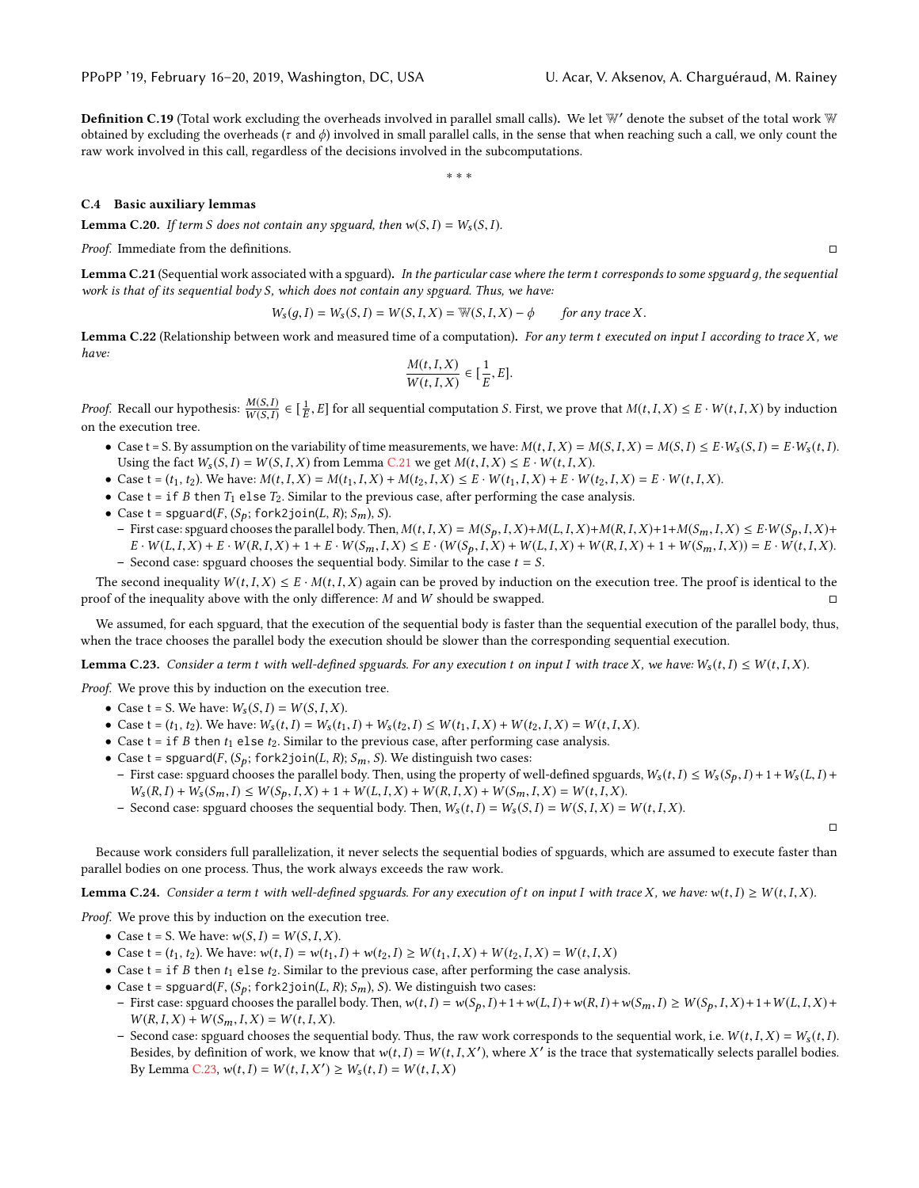**Definition C.19** (Total work excluding the overheads involved in parallel small calls)**.** We let $\mathbb{W}'$ denote the subset of the total work $\mathbb{W}$ obtained by excluding the overheads ($\tau$ and $\phi$) involved in small parallel calls, in the sense that when reaching such a call, we only count the raw work involved in this call, regardless of the decisions involved in the subcomputations.

\* \* \*

### C.4 Basic auxiliary lemmas

**Lemma C.20.** *If term $S$ does not contain any spguard, then $w(S, I) = W_s(S, I)$.*

*Proof.* Immediate from the definitions. □

**Lemma C.21** (Sequential work associated with a spguard)**.** *In the particular case where the term $t$ corresponds to some spguard $g$, the sequential work is that of its sequential body $S$, which does not contain any spguard. Thus, we have:*

$$W_s(g, I) = W_s(S, I) = W(S, I, X) = \mathbb{W}(S, I, X) - \phi \qquad \textit{for any trace } X.$$

**Lemma C.22** (Relationship between work and measured time of a computation)**.** *For any term $t$ executed on input $I$ according to trace $X$, we have:*

$$\frac{M(t, I, X)}{W(t, I, X)} \in [\frac{1}{E}, E].$$

*Proof.* Recall our hypothesis: $\frac{M(S,I)}{W(S,I)} \in [\frac{1}{E}, E]$ for all sequential computation $S$. First, we prove that $M(t, I, X) \leq E \cdot W(t, I, X)$ by induction on the execution tree.

- Case t = S. By assumption on the variability of time measurements, we have: $M(t, I, X) = M(S, I, X) = M(S, I) \leq E \cdot W_s(S, I) = E \cdot W_s(t, I)$. Using the fact $W_s(S, I) = W(S, I, X)$ from Lemma C.21 we get $M(t, I, X) \leq E \cdot W(t, I, X)$.
- Case t = $(t_1, t_2)$. We have: $M(t, I, X) = M(t_1, I, X) + M(t_2, I, X) \leq E \cdot W(t_1, I, X) + E \cdot W(t_2, I, X) = E \cdot W(t, I, X)$.
- Case t = `if` $B$ `then` $T_1$ `else` $T_2$. Similar to the previous case, after performing the case analysis.
- Case t = `spguard`$(F, (S_p;$ `fork2join`$(L, R); S_m), S)$.
  - First case: spguard chooses the parallel body. Then, $M(t, I, X) = M(S_p, I, X) + M(L, I, X) + M(R, I, X) + 1 + M(S_m, I, X) \leq E \cdot W(S_p, I, X) + E \cdot W(L, I, X) + E \cdot W(R, I, X) + 1 + E \cdot W(S_m, I, X) \leq E \cdot (W(S_p, I, X) + W(L, I, X) + W(R, I, X) + 1 + W(S_m, I, X)) = E \cdot W(t, I, X)$.
  - Second case: spguard chooses the sequential body. Similar to the case $t = S$.

The second inequality $W(t, I, X) \leq E \cdot M(t, I, X)$ again can be proved by induction on the execution tree. The proof is identical to the proof of the inequality above with the only difference: $M$ and $W$ should be swapped. □

We assumed, for each spguard, that the execution of the sequential body is faster than the sequential execution of the parallel body, thus, when the trace chooses the parallel body the execution should be slower than the corresponding sequential execution.

**Lemma C.23.** *Consider a term $t$ with well-defined spguards. For any execution $t$ on input $I$ with trace $X$, we have: $W_s(t, I) \leq W(t, I, X)$.*

*Proof.* We prove this by induction on the execution tree.

- Case t = S. We have: $W_s(S, I) = W(S, I, X)$.
- Case t = $(t_1, t_2)$. We have: $W_s(t, I) = W_s(t_1, I) + W_s(t_2, I) \leq W(t_1, I, X) + W(t_2, I, X) = W(t, I, X)$.
- Case t = `if` $B$ `then` $t_1$ `else` $t_2$. Similar to the previous case, after performing case analysis.
- Case t = `spguard`$(F, (S_p;$ `fork2join`$(L, R); S_m), S)$. We distinguish two cases:
  - First case: spguard chooses the parallel body. Then, using the property of well-defined spguards, $W_s(t, I) \leq W_s(S_p, I) + 1 + W_s(L, I) + W_s(R, I) + W_s(S_m, I) \leq W(S_p, I, X) + 1 + W(L, I, X) + W(R, I, X) + W(S_m, I, X) = W(t, I, X)$.
  - Second case: spguard chooses the sequential body. Then, $W_s(t, I) = W_s(S, I) = W(S, I, X) = W(t, I, X)$.

□

Because work considers full parallelization, it never selects the sequential bodies of spguards, which are assumed to execute faster than parallel bodies on one process. Thus, the work always exceeds the raw work.

**Lemma C.24.** *Consider a term $t$ with well-defined spguards. For any execution of $t$ on input $I$ with trace $X$, we have: $w(t, I) \geq W(t, I, X)$.*

*Proof.* We prove this by induction on the execution tree.

- Case t = S. We have: $w(S, I) = W(S, I, X)$.
- Case t = $(t_1, t_2)$. We have: $w(t, I) = w(t_1, I) + w(t_2, I) \geq W(t_1, I, X) + W(t_2, I, X) = W(t, I, X)$
- Case t = `if` $B$ `then` $t_1$ `else` $t_2$. Similar to the previous case, after performing the case analysis.
- Case t = `spguard`$(F, (S_p;$ `fork2join`$(L, R); S_m), S)$. We distinguish two cases:
  - First case: spguard chooses the parallel body. Then, $w(t, I) = w(S_p, I) + 1 + w(L, I) + w(R, I) + w(S_m, I) \geq W(S_p, I, X) + 1 + W(L, I, X) + W(R, I, X) + W(S_m, I, X) = W(t, I, X)$.
  - Second case: spguard chooses the sequential body. Thus, the raw work corresponds to the sequential work, i.e. $W(t, I, X) = W_s(t, I)$. Besides, by definition of work, we know that $w(t, I) = W(t, I, X')$, where $X'$ is the trace that systematically selects parallel bodies. By Lemma C.23, $w(t, I) = W(t, I, X') \geq W_s(t, I) = W(t, I, X)$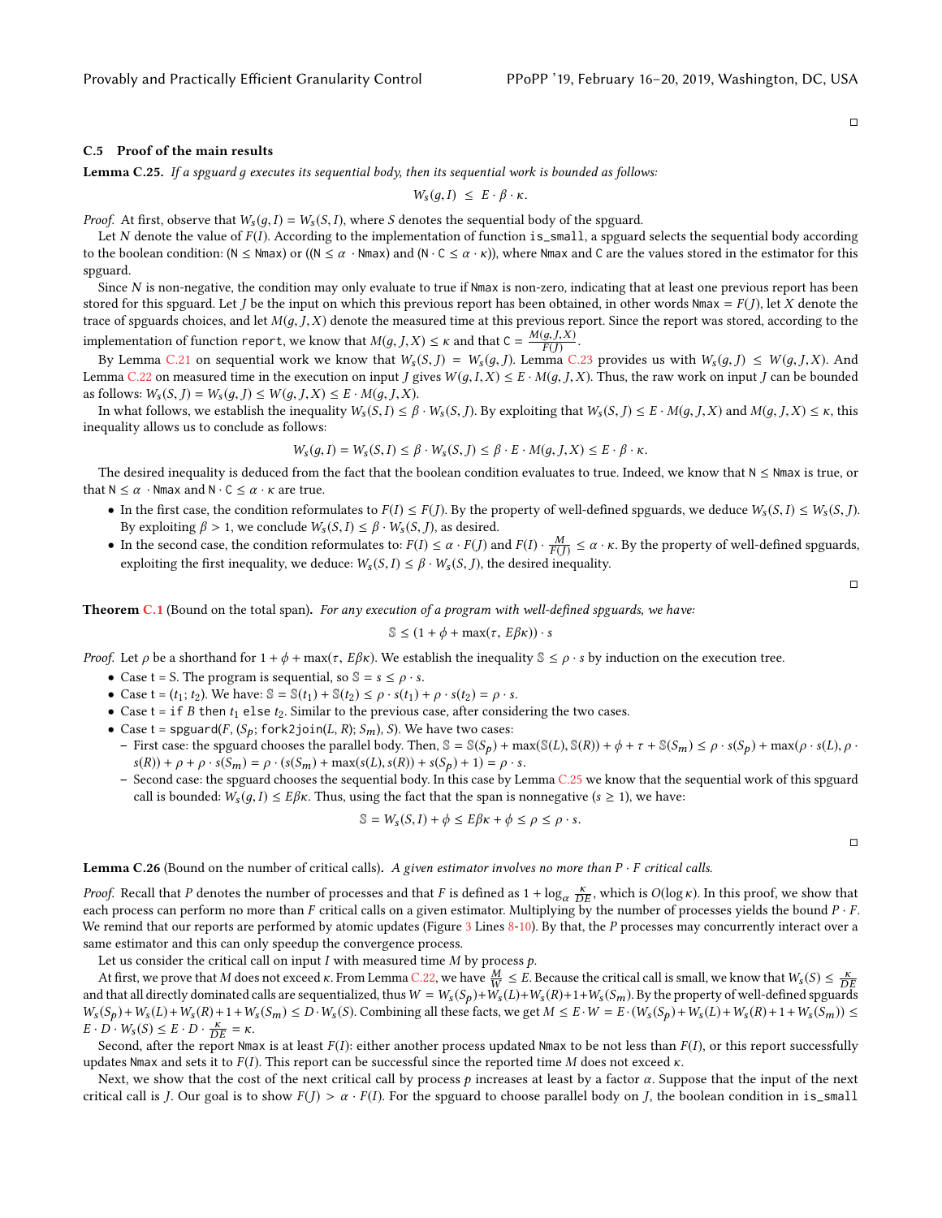### C.5 Proof of the main results

**Lemma C.25.** *If a spguard $g$ executes its sequential body, then its sequential work is bounded as follows:*

$$W_s(g, I) \;\le\; E \cdot \beta \cdot \kappa.$$

*Proof.* At first, observe that $W_s(g, I) = W_s(S, I)$, where $S$ denotes the sequential body of the spguard.

Let $N$ denote the value of $F(I)$. According to the implementation of function `is_small`, a spguard selects the sequential body according to the boolean condition: ($\mathtt{N} \le \mathtt{Nmax}$) or (($\mathtt{N} \le \alpha \cdot \mathtt{Nmax}$) and ($\mathtt{N} \cdot \mathtt{C} \le \alpha \cdot \kappa$)), where `Nmax` and `C` are the values stored in the estimator for this spguard.

Since $N$ is non-negative, the condition may only evaluate to true if `Nmax` is non-zero, indicating that at least one previous report has been stored for this spguard. Let $J$ be the input on which this previous report has been obtained, in other words $\mathtt{Nmax} = F(J)$, let $X$ denote the trace of spguards choices, and let $M(g, J, X)$ denote the measured time at this previous report. Since the report was stored, according to the implementation of function `report`, we know that $M(g, J, X) \le \kappa$ and that $\mathtt{C} = \frac{M(g,J,X)}{F(J)}$.

By Lemma C.21 on sequential work we know that $W_s(S, J) = W_s(g, J)$. Lemma C.23 provides us with $W_s(g, J) \le W(g, J, X)$. And Lemma C.22 on measured time in the execution on input $J$ gives $W(g, I, X) \le E \cdot M(g, J, X)$. Thus, the raw work on input $J$ can be bounded as follows: $W_s(S, J) = W_s(g, J) \le W(g, J, X) \le E \cdot M(g, J, X)$.

In what follows, we establish the inequality $W_s(S, I) \le \beta \cdot W_s(S, J)$. By exploiting that $W_s(S, J) \le E \cdot M(g, J, X)$ and $M(g, J, X) \le \kappa$, this inequality allows us to conclude as follows:

$$W_s(g, I) = W_s(S, I) \le \beta \cdot W_s(S, J) \le \beta \cdot E \cdot M(g, J, X) \le E \cdot \beta \cdot \kappa.$$

The desired inequality is deduced from the fact that the boolean condition evaluates to true. Indeed, we know that $\mathtt{N} \le \mathtt{Nmax}$ is true, or that $\mathtt{N} \le \alpha \cdot \mathtt{Nmax}$ and $\mathtt{N} \cdot \mathtt{C} \le \alpha \cdot \kappa$ are true.

- In the first case, the condition reformulates to $F(I) \le F(J)$. By the property of well-defined spguards, we deduce $W_s(S, I) \le W_s(S, J)$. By exploiting $\beta > 1$, we conclude $W_s(S, I) \le \beta \cdot W_s(S, J)$, as desired.
- In the second case, the condition reformulates to: $F(I) \le \alpha \cdot F(J)$ and $F(I) \cdot \frac{M}{F(J)} \le \alpha \cdot \kappa$. By the property of well-defined spguards, exploiting the first inequality, we deduce: $W_s(S, I) \le \beta \cdot W_s(S, J)$, the desired inequality.

□

**Theorem C.1** (Bound on the total span)**.** *For any execution of a program with well-defined spguards, we have:*

$$\mathbb{S} \le (1 + \phi + \max(\tau,\, E\beta\kappa)) \cdot s$$

*Proof.* Let $\rho$ be a shorthand for $1 + \phi + \max(\tau, E\beta\kappa)$. We establish the inequality $\mathbb{S} \le \rho \cdot s$ by induction on the execution tree.

- Case t = S. The program is sequential, so $\mathbb{S} = s \le \rho \cdot s$.
- Case t = ($t_1$; $t_2$). We have: $\mathbb{S} = \mathbb{S}(t_1) + \mathbb{S}(t_2) \le \rho \cdot s(t_1) + \rho \cdot s(t_2) = \rho \cdot s$.
- Case t = `if` $B$ `then` $t_1$ `else` $t_2$. Similar to the previous case, after considering the two cases.
- Case t = `spguard`($F$, ($S_p$; `fork2join`($L$, $R$); $S_m$), $S$). We have two cases:
  - First case: the spguard chooses the parallel body. Then, $\mathbb{S} = \mathbb{S}(S_p) + \max(\mathbb{S}(L), \mathbb{S}(R)) + \phi + \tau + \mathbb{S}(S_m) \le \rho \cdot s(S_p) + \max(\rho \cdot s(L), \rho \cdot s(R)) + \rho + \rho \cdot s(S_m) = \rho \cdot (s(S_m) + \max(s(L), s(R)) + s(S_p) + 1) = \rho \cdot s$.
  - Second case: the spguard chooses the sequential body. In this case by Lemma C.25 we know that the sequential work of this spguard call is bounded: $W_s(g, I) \le E\beta\kappa$. Thus, using the fact that the span is nonnegative ($s \ge 1$), we have:

$$\mathbb{S} = W_s(S, I) + \phi \le E\beta\kappa + \phi \le \rho \le \rho \cdot s.$$

□

**Lemma C.26** (Bound on the number of critical calls)**.** *A given estimator involves no more than $P \cdot F$ critical calls.*

*Proof.* Recall that $P$ denotes the number of processes and that $F$ is defined as $1 + \log_\alpha \frac{\kappa}{DE}$, which is $O(\log \kappa)$. In this proof, we show that each process can perform no more than $F$ critical calls on a given estimator. Multiplying by the number of processes yields the bound $P \cdot F$. We remind that our reports are performed by atomic updates (Figure 3 Lines 8-10). By that, the $P$ processes may concurrently interact over a same estimator and this can only speedup the convergence process.

Let us consider the critical call on input $I$ with measured time $M$ by process $p$.

At first, we prove that $M$ does not exceed $\kappa$. From Lemma C.22, we have $\frac{M}{W} \le E$. Because the critical call is small, we know that $W_s(S) \le \frac{\kappa}{DE}$ and that all directly dominated calls are sequentialized, thus $W = W_s(S_p) + W_s(L) + W_s(R) + 1 + W_s(S_m)$. By the property of well-defined spguards $W_s(S_p) + W_s(L) + W_s(R) + 1 + W_s(S_m) \le D \cdot W_s(S)$. Combining all these facts, we get $M \le E \cdot W = E \cdot (W_s(S_p) + W_s(L) + W_s(R) + 1 + W_s(S_m)) \le E \cdot D \cdot W_s(S) \le E \cdot D \cdot \frac{\kappa}{DE} = \kappa$.

Second, after the report `Nmax` is at least $F(I)$: either another process updated `Nmax` to be not less than $F(I)$, or this report successfully updates `Nmax` and sets it to $F(I)$. This report can be successful since the reported time $M$ does not exceed $\kappa$.

Next, we show that the cost of the next critical call by process $p$ increases at least by a factor $\alpha$. Suppose that the input of the next critical call is $J$. Our goal is to show $F(J) > \alpha \cdot F(I)$. For the spguard to choose parallel body on $J$, the boolean condition in `is_small`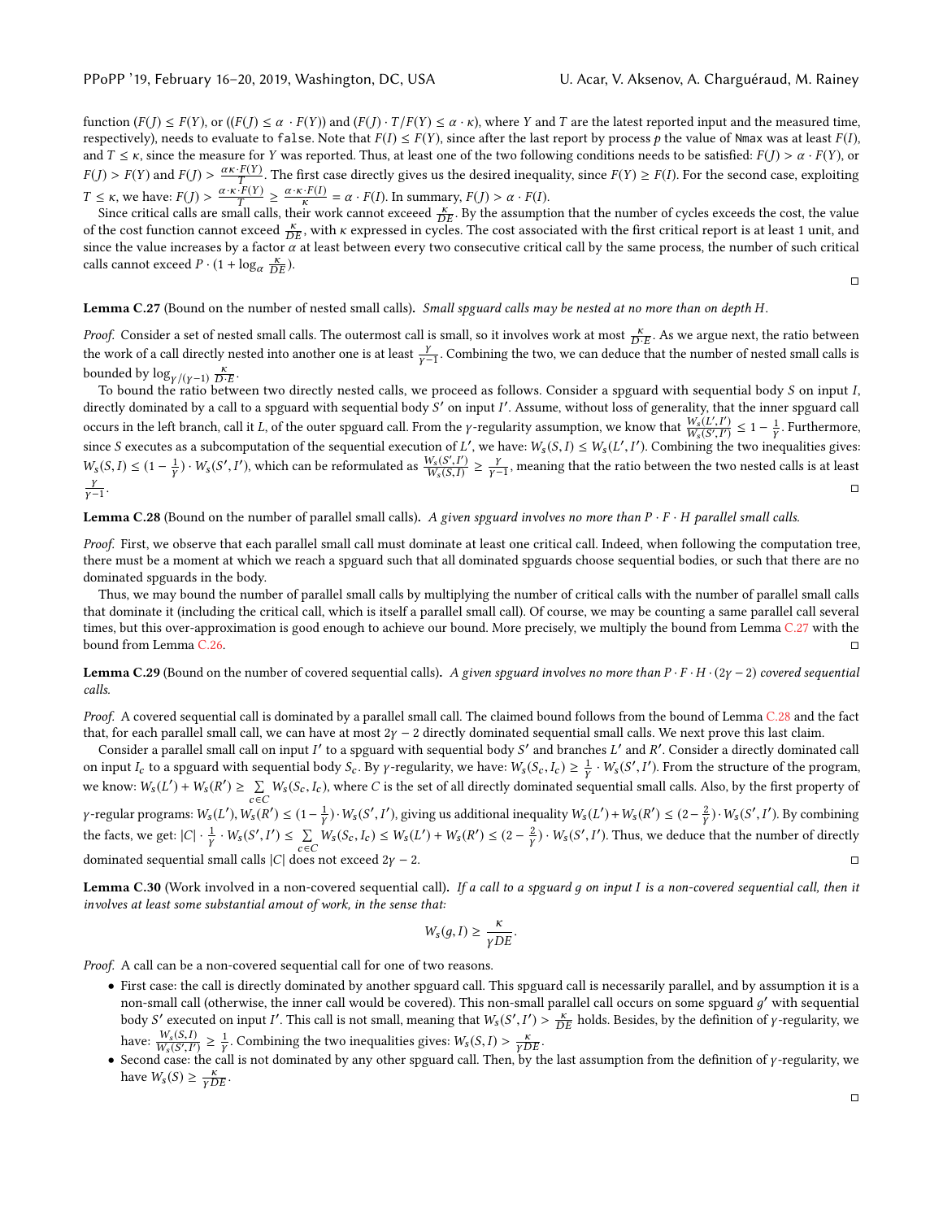function ($F(J) \leq F(Y)$, or (($F(J) \leq \alpha \cdot F(Y)$) and ($F(J) \cdot T / F(Y) \leq \alpha \cdot \kappa$), where $Y$ and $T$ are the latest reported input and the measured time, respectively), needs to evaluate to false. Note that $F(I) \leq F(Y)$, since after the last report by process $p$ the value of Nmax was at least $F(I)$, and $T \leq \kappa$, since the measure for $Y$ was reported. Thus, at least one of the two following conditions needs to be satisfied: $F(J) > \alpha \cdot F(Y)$, or $F(J) > F(Y)$ and $F(J) > \frac{\alpha \kappa \cdot F(Y)}{T}$. The first case directly gives us the desired inequality, since $F(Y) \geq F(I)$. For the second case, exploiting $T \leq \kappa$, we have: $F(J) > \frac{\alpha \cdot \kappa \cdot F(Y)}{T} \geq \frac{\alpha \cdot \kappa \cdot F(I)}{\kappa} = \alpha \cdot F(I)$. In summary, $F(J) > \alpha \cdot F(I)$.

Since critical calls are small calls, their work cannot exceeed $\frac{\kappa}{DE}$. By the assumption that the number of cycles exceeds the cost, the value of the cost function cannot exceed $\frac{\kappa}{DE}$, with $\kappa$ expressed in cycles. The cost associated with the first critical report is at least 1 unit, and since the value increases by a factor $\alpha$ at least between every two consecutive critical call by the same process, the number of such critical calls cannot exceed $P \cdot (1 + \log_\alpha \frac{\kappa}{DE})$. □

**Lemma C.27** (Bound on the number of nested small calls)**.** *Small spguard calls may be nested at no more than on depth $H$.*

*Proof.* Consider a set of nested small calls. The outermost call is small, so it involves work at most $\frac{\kappa}{D \cdot E}$. As we argue next, the ratio between the work of a call directly nested into another one is at least $\frac{\gamma}{\gamma - 1}$. Combining the two, we can deduce that the number of nested small calls is bounded by $\log_{\gamma/(\gamma-1)} \frac{\kappa}{D \cdot E}$.

To bound the ratio between two directly nested calls, we proceed as follows. Consider a spguard with sequential body $S$ on input $I$, directly dominated by a call to a spguard with sequential body $S'$ on input $I'$. Assume, without loss of generality, that the inner spguard call occurs in the left branch, call it $L$, of the outer spguard call. From the $\gamma$-regularity assumption, we know that $\frac{W_s(L', I')}{W_s(S', I')} \leq 1 - \frac{1}{\gamma}$. Furthermore, since $S$ executes as a subcomputation of the sequential execution of $L'$, we have: $W_s(S, I) \leq W_s(L', I')$. Combining the two inequalities gives: $W_s(S, I) \leq (1 - \frac{1}{\gamma}) \cdot W_s(S', I')$, which can be reformulated as $\frac{W_s(S', I')}{W_s(S, I)} \geq \frac{\gamma}{\gamma - 1}$, meaning that the ratio between the two nested calls is at least $\frac{\gamma}{\gamma - 1}$. □

**Lemma C.28** (Bound on the number of parallel small calls)**.** *A given spguard involves no more than $P \cdot F \cdot H$ parallel small calls.*

*Proof.* First, we observe that each parallel small call must dominate at least one critical call. Indeed, when following the computation tree, there must be a moment at which we reach a spguard such that all dominated spguards choose sequential bodies, or such that there are no dominated spguards in the body.

Thus, we may bound the number of parallel small calls by multiplying the number of critical calls with the number of parallel small calls that dominate it (including the critical call, which is itself a parallel small call). Of course, we may be counting a same parallel call several times, but this over-approximation is good enough to achieve our bound. More precisely, we multiply the bound from Lemma C.27 with the bound from Lemma C.26. □

**Lemma C.29** (Bound on the number of covered sequential calls)**.** *A given spguard involves no more than $P \cdot F \cdot H \cdot (2\gamma - 2)$ covered sequential calls.*

*Proof.* A covered sequential call is dominated by a parallel small call. The claimed bound follows from the bound of Lemma C.28 and the fact that, for each parallel small call, we can have at most $2\gamma - 2$ directly dominated sequential small calls. We next prove this last claim.

Consider a parallel small call on input $I'$ to a spguard with sequential body $S'$ and branches $L'$ and $R'$. Consider a directly dominated call on input $I_c$ to a spguard with sequential body $S_c$. By $\gamma$-regularity, we have: $W_s(S_c, I_c) \geq \frac{1}{\gamma} \cdot W_s(S', I')$. From the structure of the program, we know: $W_s(L') + W_s(R') \geq \sum_{c \in C} W_s(S_c, I_c)$, where $C$ is the set of all directly dominated sequential small calls. Also, by the first property of $\gamma$-regular programs: $W_s(L'), W_s(R') \leq (1 - \frac{1}{\gamma}) \cdot W_s(S', I')$, giving us additional inequality $W_s(L') + W_s(R') \leq (2 - \frac{2}{\gamma}) \cdot W_s(S', I')$. By combining the facts, we get: $|C| \cdot \frac{1}{\gamma} \cdot W_s(S', I') \leq \sum_{c \in C} W_s(S_c, I_c) \leq W_s(L') + W_s(R') \leq (2 - \frac{2}{\gamma}) \cdot W_s(S', I')$. Thus, we deduce that the number of directly dominated sequential small calls $|C|$ does not exceed $2\gamma - 2$. □

**Lemma C.30** (Work involved in a non-covered sequential call)**.** *If a call to a spguard $g$ on input $I$ is a non-covered sequential call, then it involves at least some substantial amout of work, in the sense that:*

$$W_s(g, I) \geq \frac{\kappa}{\gamma DE}.$$

*Proof.* A call can be a non-covered sequential call for one of two reasons.

- First case: the call is directly dominated by another spguard call. This spguard call is necessarily parallel, and by assumption it is a non-small call (otherwise, the inner call would be covered). This non-small parallel call occurs on some spguard $g'$ with sequential body $S'$ executed on input $I'$. This call is not small, meaning that $W_s(S', I') > \frac{\kappa}{DE}$ holds. Besides, by the definition of $\gamma$-regularity, we have: $\frac{W_s(S,I)}{W_s(S',I')} \geq \frac{1}{\gamma}$. Combining the two inequalities gives: $W_s(S, I) > \frac{\kappa}{\gamma DE}$.
- Second case: the call is not dominated by any other spguard call. Then, by the last assumption from the definition of $\gamma$-regularity, we have $W_s(S) \geq \frac{\kappa}{\gamma DE}$.

□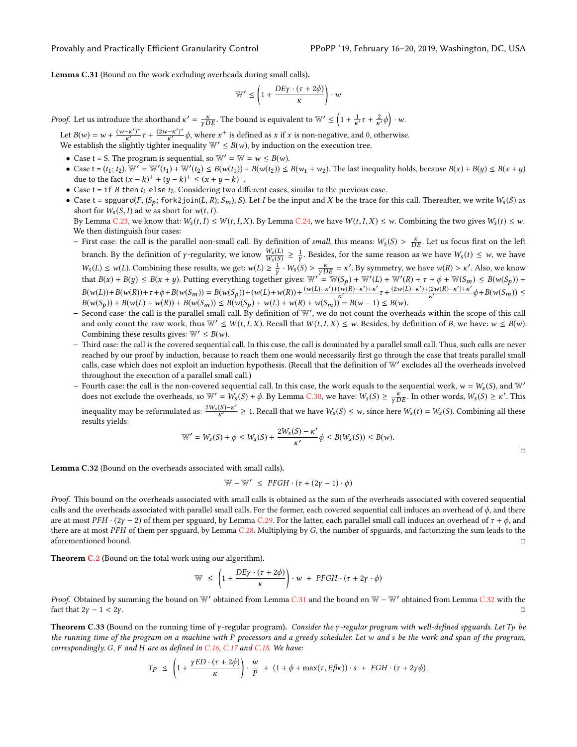**Lemma C.31** (Bound on the work excluding overheads during small calls)**.**

$$\mathbb{W}' \leq \left(1 + \frac{DE\gamma \cdot (\tau + 2\phi)}{\kappa}\right) \cdot w$$

*Proof.* Let us introduce the shorthand $\kappa' = \frac{\kappa}{\gamma DE}$. The bound is equivalent to $\mathbb{W}' \leq \left(1 + \frac{1}{\kappa'}\tau + \frac{2}{\kappa'}\phi\right) \cdot w$.

Let $B(w) = w + \frac{(w-\kappa')^+}{\kappa'}\tau + \frac{(2w-\kappa')^+}{\kappa'}\phi$, where $x^+$ is defined as $x$ if $x$ is non-negative, and 0, otherwise.

We establish the slightly tighter inequality $\mathbb{W}' \leq B(w)$, by induction on the execution tree.

- Case t = S. The program is sequential, so $\mathbb{W}' = \mathbb{W} = w \leq B(w)$.
- Case t = $(t_1; t_2)$. $\mathbb{W}' = \mathbb{W}'(t_1) + \mathbb{W}'(t_2) \leq B(w(t_1)) + B(w(t_2)) \leq B(w_1 + w_2)$. The last inequality holds, because $B(x) + B(y) \leq B(x+y)$ due to the fact $(x-k)^+ + (y-k)^+ \leq (x+y-k)^+$.
- Case t = `if` $B$ `then` $t_1$ `else` $t_2$. Considering two different cases, similar to the previous case.
- Case t = `spguard`$(F, (S_p;$ `fork2join`$(L, R); S_m), S)$. Let $I$ be the input and $X$ be the trace for this call. Thereafter, we write $W_s(S)$ as short for $W_s(S, I)$ ad $w$ as short for $w(t, I)$.
  By Lemma C.23, we know that: $W_s(t, I) \leq W(t, I, X)$. By Lemma C.24, we have $W(t, I, X) \leq w$. Combining the two gives $W_s(t) \leq w$.
  We then distinguish four cases:
  - First case: the call is the parallel non-small call. By definition of *small*, this means: $W_s(S) > \frac{\kappa}{DE}$. Let us focus first on the left branch. By the definition of $\gamma$-regularity, we know $\frac{W_s(L)}{W_s(S)} \geq \frac{1}{\gamma}$. Besides, for the same reason as we have $W_s(t) \leq w$, we have $W_s(L) \leq w(L)$. Combining these results, we get: $w(L) \geq \frac{1}{\gamma} \cdot W_s(S) > \frac{\kappa}{\gamma DE} = \kappa'$. By symmetry, we have $w(R) > \kappa'$. Also, we know that $B(x) + B(y) \leq B(x+y)$. Putting everything together gives: $\mathbb{W}' = \mathbb{W}(S_p) + \mathbb{W}'(L) + \mathbb{W}'(R) + \tau + \phi + \mathbb{W}(S_m) \leq B(w(S_p)) + B(w(L)) + B(w(R)) + \tau + \phi + B(w(S_m)) = B(w(S_p)) + (w(L) + w(R)) + \frac{(w(L)-\kappa') + (w(R)-\kappa') + \kappa'}{\kappa'}\tau + \frac{(2w(L)-\kappa') + (2w(R)-\kappa') + \kappa'}{\kappa'}\phi + B(w(S_m)) \leq B(w(S_p)) + B(w(L) + w(R)) + B(w(S_m)) \leq B(w(S_p) + w(L) + w(R) + w(S_m)) = B(w-1) \leq B(w)$.
  - Second case: the call is the parallel small call. By definition of $\mathbb{W}'$, we do not count the overheads within the scope of this call and only count the raw work, thus $\mathbb{W}' \leq W(t, I, X)$. Recall that $W(t, I, X) \leq w$. Besides, by definition of $B$, we have: $w \leq B(w)$. Combining these results gives: $\mathbb{W}' \leq B(w)$.
  - Third case: the call is the covered sequential call. In this case, the call is dominated by a parallel small call. Thus, such calls are never reached by our proof by induction, because to reach them one would necessarily first go through the case that treats parallel small calls, case which does not exploit an induction hypothesis. (Recall that the definition of $\mathbb{W}'$ excludes all the overheads involved throughout the execution of a parallel small call.)
  - Fourth case: the call is the non-covered sequential call. In this case, the work equals to the sequential work, $w = W_s(S)$, and $\mathbb{W}'$ does not exclude the overheads, so $\mathbb{W}' = W_s(S) + \phi$. By Lemma C.30, we have: $W_s(S) \geq \frac{\kappa}{\gamma DE}$. In other words, $W_s(S) \geq \kappa'$. This inequality may be reformulated as: $\frac{2W_s(S)-\kappa'}{\kappa'} \geq 1$. Recall that we have $W_s(S) \leq w$, since here $W_s(t) = W_s(S)$. Combining all these results yields:

$$\mathbb{W}' = W_s(S) + \phi \leq W_s(S) + \frac{2W_s(S) - \kappa'}{\kappa'}\phi \leq B(W_s(S)) \leq B(w).$$

□

**Lemma C.32** (Bound on the overheads associated with small calls)**.**

$$\mathbb{W} - \mathbb{W}' \;\leq\; PFGH \cdot (\tau + (2\gamma - 1) \cdot \phi)$$

*Proof.* This bound on the overheads associated with small calls is obtained as the sum of the overheads associated with covered sequential calls and the overheads associated with parallel small calls. For the former, each covered sequential call induces an overhead of $\phi$, and there are at most $PFH \cdot (2\gamma - 2)$ of them per spguard, by Lemma C.29. For the latter, each parallel small call induces an overhead of $\tau + \phi$, and there are at most $PFH$ of them per spguard, by Lemma C.28. Multiplying by $G$, the number of spguards, and factorizing the sum leads to the aforementioned bound. □

**Theorem C.2** (Bound on the total work using our algorithm)**.**

$$\mathbb{W} \;\leq\; \left(1 + \frac{DE\gamma \cdot (\tau + 2\phi)}{\kappa}\right) \cdot w \;+\; PFGH \cdot (\tau + 2\gamma \cdot \phi)$$

*Proof.* Obtained by summing the bound on $\mathbb{W}'$ obtained from Lemma C.31 and the bound on $\mathbb{W} - \mathbb{W}'$ obtained from Lemma C.32 with the fact that $2\gamma - 1 < 2\gamma$. □

**Theorem C.33** (Bound on the running time of $\gamma$-regular program)**.** *Consider the $\gamma$-regular program with well-defined spguards. Let $T_P$ be the running time of the program on a machine with $P$ processors and a greedy scheduler. Let $w$ and $s$ be the work and span of the program, correspondingly. $G$, $F$ and $H$ are as defined in C.16, C.17 and C.18. We have:*

$$T_P \;\leq\; \left(1 + \frac{\gamma ED \cdot (\tau + 2\phi)}{\kappa}\right) \cdot \frac{w}{P} \;+\; (1 + \phi + \max(\tau, E\beta\kappa)) \cdot s \;+\; FGH \cdot (\tau + 2\gamma\phi).$$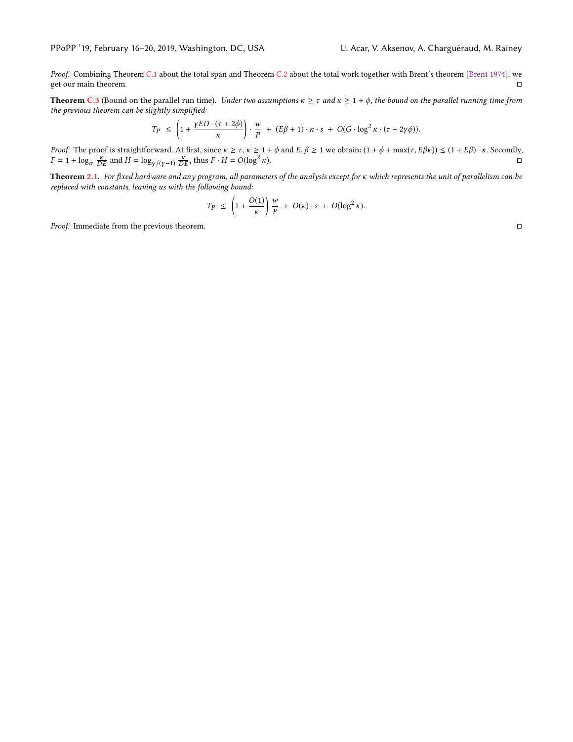*Proof.* Combining Theorem C.1 about the total span and Theorem C.2 about the total work together with Brent's theorem [Brent 1974], we get our main theorem. □

**Theorem C.3** (Bound on the parallel run time)**.** *Under two assumptions $\kappa \geq \tau$ and $\kappa \geq 1 + \phi$, the bound on the parallel running time from the previous theorem can be slightly simplified:*

$$T_P \;\leq\; \left(1 + \frac{\gamma ED \cdot (\tau + 2\phi)}{\kappa}\right) \cdot \frac{w}{P} \;+\; (E\beta + 1) \cdot \kappa \cdot s \;+\; O(G \cdot \log^2 \kappa \cdot (\tau + 2\gamma\phi)).$$

*Proof.* The proof is straightforward. At first, since $\kappa \geq \tau$, $\kappa \geq 1 + \phi$ and $E, \beta \geq 1$ we obtain: $(1 + \phi + \max(\tau, E\beta\kappa)) \leq (1 + E\beta) \cdot \kappa$. Secondly, $F = 1 + \log_\alpha \frac{\kappa}{DE}$ and $H = \log_{\gamma/(\gamma-1)} \frac{\kappa}{DE}$, thus $F \cdot H = O(\log^2 \kappa)$. □

**Theorem 2.1.** *For fixed hardware and any program, all parameters of the analysis except for $\kappa$ which represents the unit of parallelism can be replaced with constants, leaving us with the following bound:*

$$T_P \;\leq\; \left(1 + \frac{O(1)}{\kappa}\right) \frac{w}{P} \;+\; O(\kappa) \cdot s \;+\; O(\log^2 \kappa).$$

*Proof.* Immediate from the previous theorem. □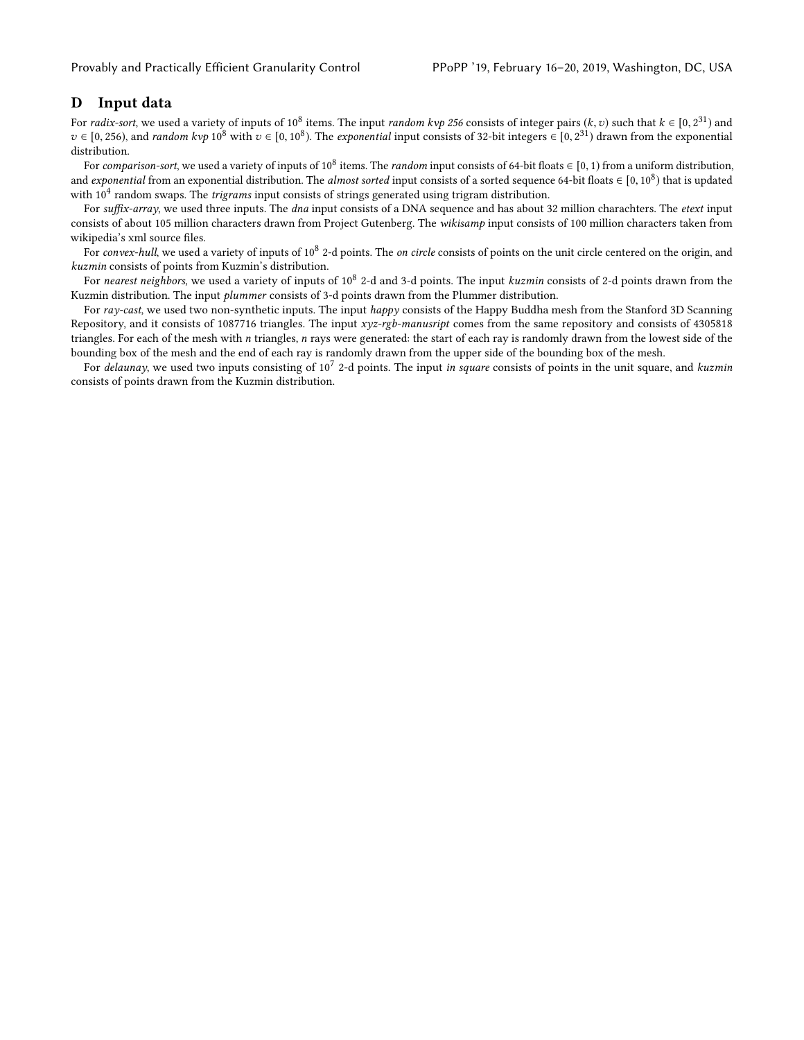## D Input data

For *radix-sort*, we used a variety of inputs of $10^8$ items. The input *random kvp 256* consists of integer pairs $(k, v)$ such that $k \in [0, 2^{31})$ and $v \in [0, 256)$, and *random kvp* $10^8$ with $v \in [0, 10^8)$. The *exponential* input consists of 32-bit integers $\in [0, 2^{31})$ drawn from the exponential distribution.

For *comparison-sort*, we used a variety of inputs of $10^8$ items. The *random* input consists of 64-bit floats $\in [0, 1)$ from a uniform distribution, and *exponential* from an exponential distribution. The *almost sorted* input consists of a sorted sequence 64-bit floats $\in [0, 10^8)$ that is updated with $10^4$ random swaps. The *trigrams* input consists of strings generated using trigram distribution.

For *suffix-array*, we used three inputs. The *dna* input consists of a DNA sequence and has about 32 million charachters. The *etext* input consists of about 105 million characters drawn from Project Gutenberg. The *wikisamp* input consists of 100 million characters taken from wikipedia's xml source files.

For *convex-hull*, we used a variety of inputs of $10^8$ 2-d points. The *on circle* consists of points on the unit circle centered on the origin, and *kuzmin* consists of points from Kuzmin's distribution.

For *nearest neighbors*, we used a variety of inputs of $10^8$ 2-d and 3-d points. The input *kuzmin* consists of 2-d points drawn from the Kuzmin distribution. The input *plummer* consists of 3-d points drawn from the Plummer distribution.

For *ray-cast*, we used two non-synthetic inputs. The input *happy* consists of the Happy Buddha mesh from the Stanford 3D Scanning Repository, and it consists of 1087716 triangles. The input *xyz-rgb-manusript* comes from the same repository and consists of 4305818 triangles. For each of the mesh with *n* triangles, *n* rays were generated: the start of each ray is randomly drawn from the lowest side of the bounding box of the mesh and the end of each ray is randomly drawn from the upper side of the bounding box of the mesh.

For *delaunay*, we used two inputs consisting of $10^7$ 2-d points. The input *in square* consists of points in the unit square, and *kuzmin* consists of points drawn from the Kuzmin distribution.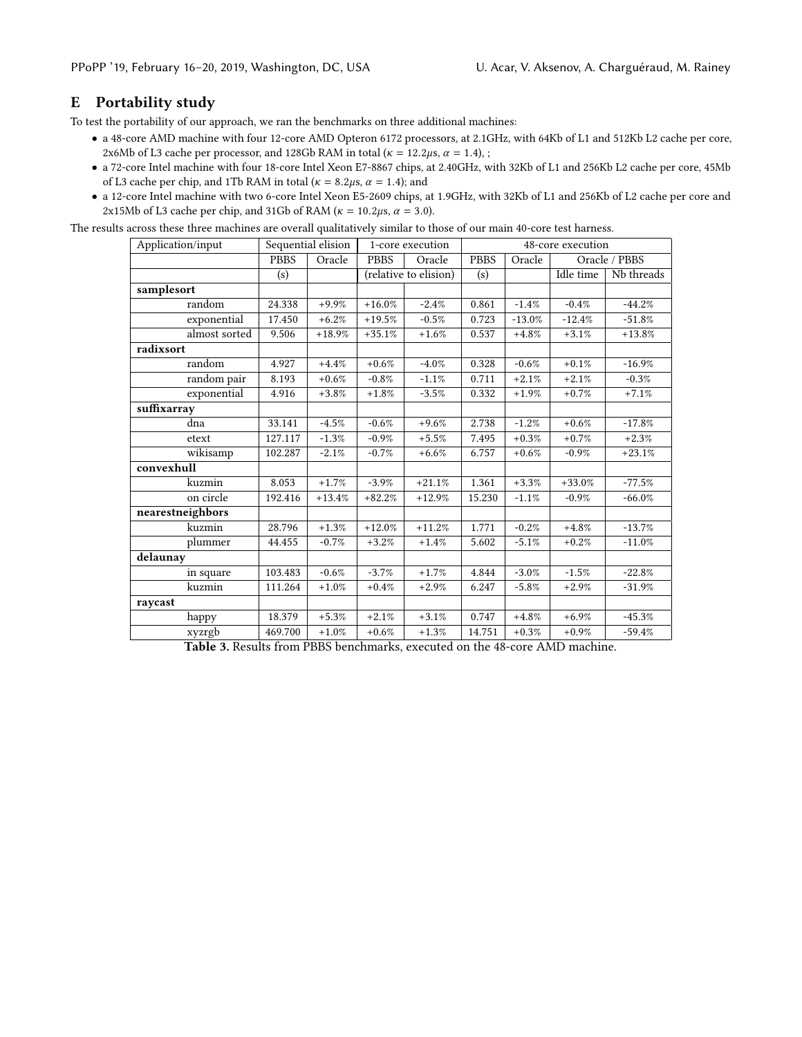## E Portability study

To test the portability of our approach, we ran the benchmarks on three additional machines:

- a 48-core AMD machine with four 12-core AMD Opteron 6172 processors, at 2.1GHz, with 64Kb of L1 and 512Kb L2 cache per core, 2x6Mb of L3 cache per processor, and 128Gb RAM in total ($\kappa = 12.2\mu s$, $\alpha = 1.4$), ;
- a 72-core Intel machine with four 18-core Intel Xeon E7-8867 chips, at 2.40GHz, with 32Kb of L1 and 256Kb L2 cache per core, 45Mb of L3 cache per chip, and 1Tb RAM in total ($\kappa = 8.2\mu s$, $\alpha = 1.4$); and
- a 12-core Intel machine with two 6-core Intel Xeon E5-2609 chips, at 1.9GHz, with 32Kb of L1 and 256Kb of L2 cache per core and 2x15Mb of L3 cache per chip, and 31Gb of RAM ($\kappa = 10.2\mu s$, $\alpha = 3.0$).

The results across these three machines are overall qualitatively similar to those of our main 40-core test harness.

| Application/input | Sequential elision | | 1-core execution | | 48-core execution | | | |
|---|---|---|---|---|---|---|---|---|
| | PBBS | Oracle | PBBS | Oracle | PBBS | Oracle | Oracle / PBBS | |
| | (s) | | (relative to elision) | | (s) | | Idle time | Nb threads |
| **samplesort** | | | | | | | | |
| random | 24.338 | +9.9% | +16.0% | -2.4% | 0.861 | -1.4% | -0.4% | -44.2% |
| exponential | 17.450 | +6.2% | +19.5% | -0.5% | 0.723 | -13.0% | -12.4% | -51.8% |
| almost sorted | 9.506 | +18.9% | +35.1% | +1.6% | 0.537 | +4.8% | +3.1% | +13.8% |
| **radixsort** | | | | | | | | |
| random | 4.927 | +4.4% | +0.6% | -4.0% | 0.328 | -0.6% | +0.1% | -16.9% |
| random pair | 8.193 | +0.6% | -0.8% | -1.1% | 0.711 | +2.1% | +2.1% | -0.3% |
| exponential | 4.916 | +3.8% | +1.8% | -3.5% | 0.332 | +1.9% | +0.7% | +7.1% |
| **suffixarray** | | | | | | | | |
| dna | 33.141 | -4.5% | -0.6% | +9.6% | 2.738 | -1.2% | +0.6% | -17.8% |
| etext | 127.117 | -1.3% | -0.9% | +5.5% | 7.495 | +0.3% | +0.7% | +2.3% |
| wikisamp | 102.287 | -2.1% | -0.7% | +6.6% | 6.757 | +0.6% | -0.9% | +23.1% |
| **convexhull** | | | | | | | | |
| kuzmin | 8.053 | +1.7% | -3.9% | +21.1% | 1.361 | +3.3% | +33.0% | -77.5% |
| on circle | 192.416 | +13.4% | +82.2% | +12.9% | 15.230 | -1.1% | -0.9% | -66.0% |
| **nearestneighbors** | | | | | | | | |
| kuzmin | 28.796 | +1.3% | +12.0% | +11.2% | 1.771 | -0.2% | +4.8% | -13.7% |
| plummer | 44.455 | -0.7% | +3.2% | +1.4% | 5.602 | -5.1% | +0.2% | -11.0% |
| **delaunay** | | | | | | | | |
| in square | 103.483 | -0.6% | -3.7% | +1.7% | 4.844 | -3.0% | -1.5% | -22.8% |
| kuzmin | 111.264 | +1.0% | +0.4% | +2.9% | 6.247 | -5.8% | +2.9% | -31.9% |
| **raycast** | | | | | | | | |
| happy | 18.379 | +5.3% | +2.1% | +3.1% | 0.747 | +4.8% | +6.9% | -45.3% |
| xyzrgb | 469.700 | +1.0% | +0.6% | +1.3% | 14.751 | +0.3% | +0.9% | -59.4% |

**Table 3.** Results from PBBS benchmarks, executed on the 48-core AMD machine.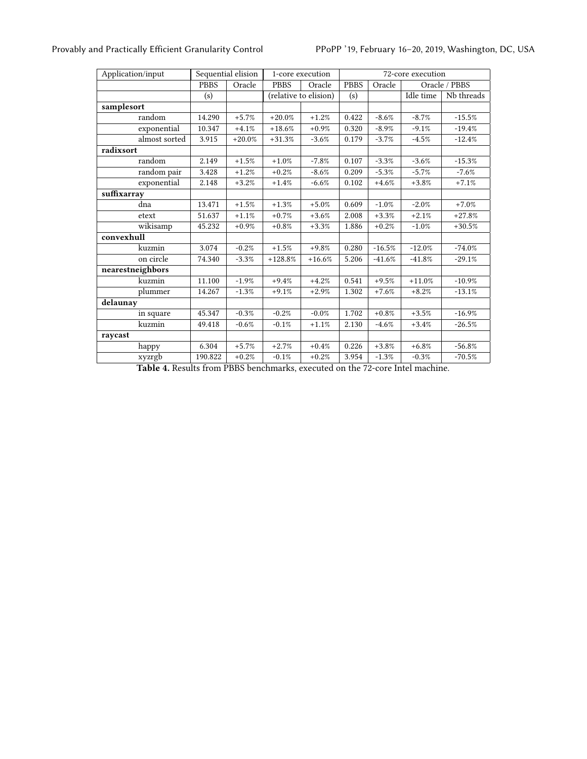| Application/input | Sequential elision | | 1-core execution | | 72-core execution | | | |
|---|---|---|---|---|---|---|---|---|
| | PBBS | Oracle | PBBS | Oracle | PBBS | Oracle | Oracle / PBBS | |
| | (s) | | (relative to elision) | | (s) | | Idle time | Nb threads |
| **samplesort** | | | | | | | | |
| random | 14.290 | +5.7% | +20.0% | +1.2% | 0.422 | -8.6% | -8.7% | -15.5% |
| exponential | 10.347 | +4.1% | +18.6% | +0.9% | 0.320 | -8.9% | -9.1% | -19.4% |
| almost sorted | 3.915 | +20.0% | +31.3% | -3.6% | 0.179 | -3.7% | -4.5% | -12.4% |
| **radixsort** | | | | | | | | |
| random | 2.149 | +1.5% | +1.0% | -7.8% | 0.107 | -3.3% | -3.6% | -15.3% |
| random pair | 3.428 | +1.2% | +0.2% | -8.6% | 0.209 | -5.3% | -5.7% | -7.6% |
| exponential | 2.148 | +3.2% | +1.4% | -6.6% | 0.102 | +4.6% | +3.8% | +7.1% |
| **suffixarray** | | | | | | | | |
| dna | 13.471 | +1.5% | +1.3% | +5.0% | 0.609 | -1.0% | -2.0% | +7.0% |
| etext | 51.637 | +1.1% | +0.7% | +3.6% | 2.008 | +3.3% | +2.1% | +27.8% |
| wikisamp | 45.232 | +0.9% | +0.8% | +3.3% | 1.886 | +0.2% | -1.0% | +30.5% |
| **convexhull** | | | | | | | | |
| kuzmin | 3.074 | -0.2% | +1.5% | +9.8% | 0.280 | -16.5% | -12.0% | -74.0% |
| on circle | 74.340 | -3.3% | +128.8% | +16.6% | 5.206 | -41.6% | -41.8% | -29.1% |
| **nearestneighbors** | | | | | | | | |
| kuzmin | 11.100 | -1.9% | +9.4% | +4.2% | 0.541 | +9.5% | +11.0% | -10.9% |
| plummer | 14.267 | -1.3% | +9.1% | +2.9% | 1.302 | +7.6% | +8.2% | -13.1% |
| **delaunay** | | | | | | | | |
| in square | 45.347 | -0.3% | -0.2% | -0.0% | 1.702 | +0.8% | +3.5% | -16.9% |
| kuzmin | 49.418 | -0.6% | -0.1% | +1.1% | 2.130 | -4.6% | +3.4% | -26.5% |
| **raycast** | | | | | | | | |
| happy | 6.304 | +5.7% | +2.7% | +0.4% | 0.226 | +3.8% | +6.8% | -56.8% |
| xyzrgb | 190.822 | +0.2% | -0.1% | +0.2% | 3.954 | -1.3% | -0.3% | -70.5% |

**Table 4.** Results from PBBS benchmarks, executed on the 72-core Intel machine.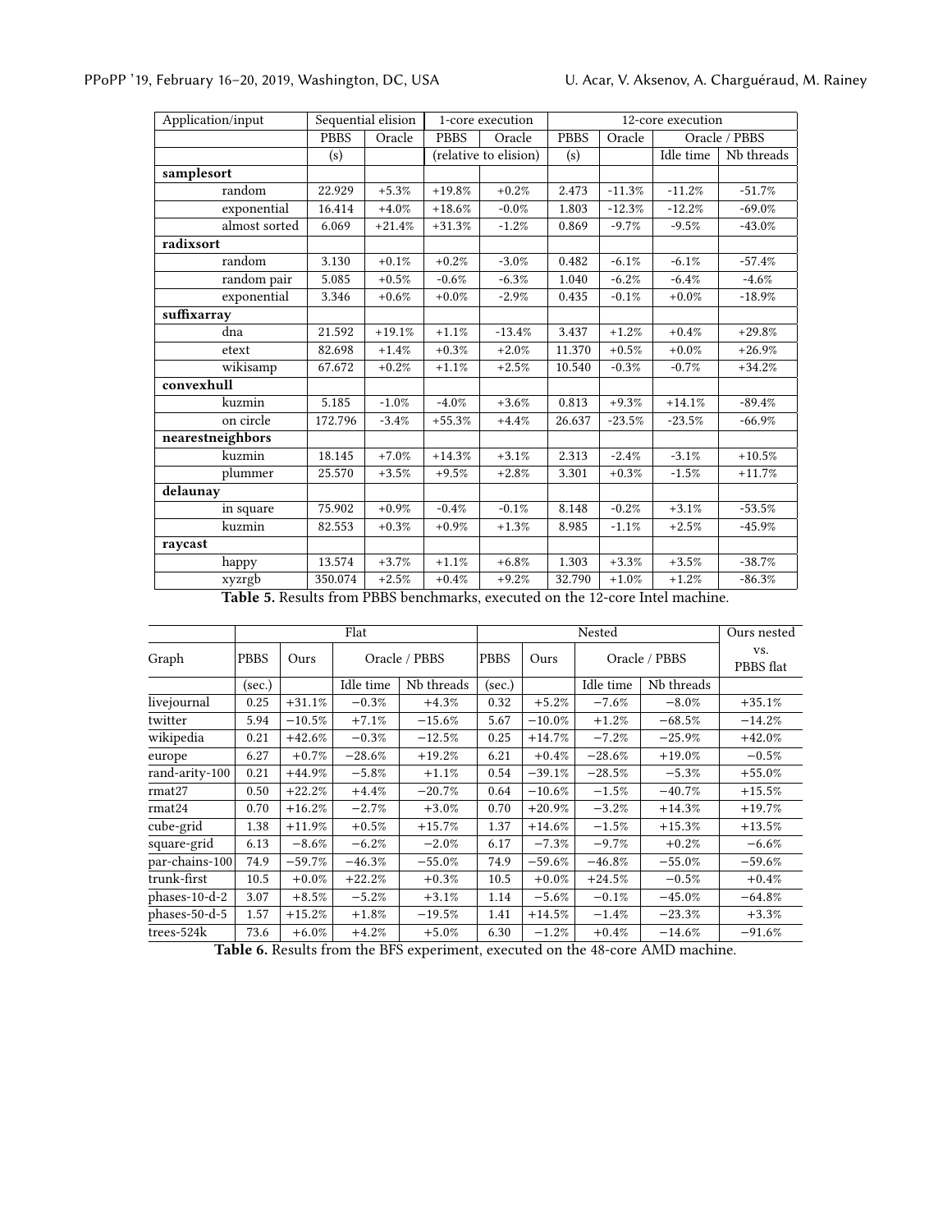| Application/input | Sequential elision | | 1-core execution | | 12-core execution | | | |
|---|---|---|---|---|---|---|---|---|
| | PBBS | Oracle | PBBS | Oracle | PBBS | Oracle | Oracle / PBBS | |
| | (s) | | (relative to elision) | | (s) | | Idle time | Nb threads |
| **samplesort** | | | | | | | | |
| random | 22.929 | +5.3% | +19.8% | +0.2% | 2.473 | -11.3% | -11.2% | -51.7% |
| exponential | 16.414 | +4.0% | +18.6% | -0.0% | 1.803 | -12.3% | -12.2% | -69.0% |
| almost sorted | 6.069 | +21.4% | +31.3% | -1.2% | 0.869 | -9.7% | -9.5% | -43.0% |
| **radixsort** | | | | | | | | |
| random | 3.130 | +0.1% | +0.2% | -3.0% | 0.482 | -6.1% | -6.1% | -57.4% |
| random pair | 5.085 | +0.5% | -0.6% | -6.3% | 1.040 | -6.2% | -6.4% | -4.6% |
| exponential | 3.346 | +0.6% | +0.0% | -2.9% | 0.435 | -0.1% | +0.0% | -18.9% |
| **suffixarray** | | | | | | | | |
| dna | 21.592 | +19.1% | +1.1% | -13.4% | 3.437 | +1.2% | +0.4% | +29.8% |
| etext | 82.698 | +1.4% | +0.3% | +2.0% | 11.370 | +0.5% | +0.0% | +26.9% |
| wikisamp | 67.672 | +0.2% | +1.1% | +2.5% | 10.540 | -0.3% | -0.7% | +34.2% |
| **convexhull** | | | | | | | | |
| kuzmin | 5.185 | -1.0% | -4.0% | +3.6% | 0.813 | +9.3% | +14.1% | -89.4% |
| on circle | 172.796 | -3.4% | +55.3% | +4.4% | 26.637 | -23.5% | -23.5% | -66.9% |
| **nearestneighbors** | | | | | | | | |
| kuzmin | 18.145 | +7.0% | +14.3% | +3.1% | 2.313 | -2.4% | -3.1% | +10.5% |
| plummer | 25.570 | +3.5% | +9.5% | +2.8% | 3.301 | +0.3% | -1.5% | +11.7% |
| **delaunay** | | | | | | | | |
| in square | 75.902 | +0.9% | -0.4% | -0.1% | 8.148 | -0.2% | +3.1% | -53.5% |
| kuzmin | 82.553 | +0.3% | +0.9% | +1.3% | 8.985 | -1.1% | +2.5% | -45.9% |
| **raycast** | | | | | | | | |
| happy | 13.574 | +3.7% | +1.1% | +6.8% | 1.303 | +3.3% | +3.5% | -38.7% |
| xyzrgb | 350.074 | +2.5% | +0.4% | +9.2% | 32.790 | +1.0% | +1.2% | -86.3% |

**Table 5.** Results from PBBS benchmarks, executed on the 12-core Intel machine.

| Graph | Flat | | | | Nested | | | | Ours nested vs. PBBS flat |
|---|---|---|---|---|---|---|---|---|---|
| | PBBS | Ours | Oracle / PBBS | | PBBS | Ours | Oracle / PBBS | | |
| | (sec.) | | Idle time | Nb threads | (sec.) | | Idle time | Nb threads | |
| livejournal | 0.25 | +31.1% | −0.3% | +4.3% | 0.32 | +5.2% | −7.6% | −8.0% | +35.1% |
| twitter | 5.94 | −10.5% | +7.1% | −15.6% | 5.67 | −10.0% | +1.2% | −68.5% | −14.2% |
| wikipedia | 0.21 | +42.6% | −0.3% | −12.5% | 0.25 | +14.7% | −7.2% | −25.9% | +42.0% |
| europe | 6.27 | +0.7% | −28.6% | +19.2% | 6.21 | +0.4% | −28.6% | +19.0% | −0.5% |
| rand-arity-100 | 0.21 | +44.9% | −5.8% | +1.1% | 0.54 | −39.1% | −28.5% | −5.3% | +55.0% |
| rmat27 | 0.50 | +22.2% | +4.4% | −20.7% | 0.64 | −10.6% | −1.5% | −40.7% | +15.5% |
| rmat24 | 0.70 | +16.2% | −2.7% | +3.0% | 0.70 | +20.9% | −3.2% | +14.3% | +19.7% |
| cube-grid | 1.38 | +11.9% | +0.5% | +15.7% | 1.37 | +14.6% | −1.5% | +15.3% | +13.5% |
| square-grid | 6.13 | −8.6% | −6.2% | −2.0% | 6.17 | −7.3% | −9.7% | +0.2% | −6.6% |
| par-chains-100 | 74.9 | −59.7% | −46.3% | −55.0% | 74.9 | −59.6% | −46.8% | −55.0% | −59.6% |
| trunk-first | 10.5 | +0.0% | +22.2% | +0.3% | 10.5 | +0.0% | +24.5% | −0.5% | +0.4% |
| phases-10-d-2 | 3.07 | +8.5% | −5.2% | +3.1% | 1.14 | −5.6% | −0.1% | −45.0% | −64.8% |
| phases-50-d-5 | 1.57 | +15.2% | +1.8% | −19.5% | 1.41 | +14.5% | −1.4% | −23.3% | +3.3% |
| trees-524k | 73.6 | +6.0% | +4.2% | +5.0% | 6.30 | −1.2% | +0.4% | −14.6% | −91.6% |

**Table 6.** Results from the BFS experiment, executed on the 48-core AMD machine.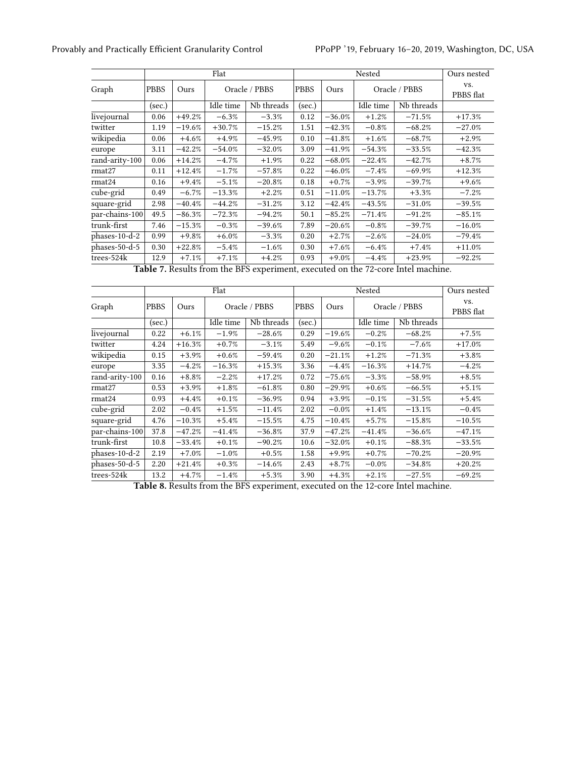| Graph | Flat | | | | Nested | | | | Ours nested vs. PBBS flat |
|---|---|---|---|---|---|---|---|---|---|
| | PBBS | Ours | Oracle / PBBS | | PBBS | Ours | Oracle / PBBS | | |
| | (sec.) | | Idle time | Nb threads | (sec.) | | Idle time | Nb threads | |
| livejournal | 0.06 | +49.2% | −6.3% | −3.3% | 0.12 | −36.0% | +1.2% | −71.5% | +17.3% |
| twitter | 1.19 | −19.6% | +30.7% | −15.2% | 1.51 | −42.3% | −0.8% | −68.2% | −27.0% |
| wikipedia | 0.06 | +4.6% | +4.9% | −45.9% | 0.10 | −41.8% | +1.6% | −68.7% | +2.9% |
| europe | 3.11 | −42.2% | −54.0% | −32.0% | 3.09 | −41.9% | −54.3% | −33.5% | −42.3% |
| rand-arity-100 | 0.06 | +14.2% | −4.7% | +1.9% | 0.22 | −68.0% | −22.4% | −42.7% | +8.7% |
| rmat27 | 0.11 | +12.4% | −1.7% | −57.8% | 0.22 | −46.0% | −7.4% | −69.9% | +12.3% |
| rmat24 | 0.16 | +9.4% | −5.1% | −20.8% | 0.18 | +0.7% | −3.9% | −39.7% | +9.6% |
| cube-grid | 0.49 | −6.7% | −13.3% | +2.2% | 0.51 | −11.0% | −13.7% | +3.3% | −7.2% |
| square-grid | 2.98 | −40.4% | −44.2% | −31.2% | 3.12 | −42.4% | −43.5% | −31.0% | −39.5% |
| par-chains-100 | 49.5 | −86.3% | −72.3% | −94.2% | 50.1 | −85.2% | −71.4% | −91.2% | −85.1% |
| trunk-first | 7.46 | −15.3% | −0.3% | −39.6% | 7.89 | −20.6% | −0.8% | −39.7% | −16.0% |
| phases-10-d-2 | 0.99 | +9.8% | +6.0% | −3.3% | 0.20 | +2.7% | −2.6% | −24.0% | −79.4% |
| phases-50-d-5 | 0.30 | +22.8% | −5.4% | −1.6% | 0.30 | +7.6% | −6.4% | +7.4% | +11.0% |
| trees-524k | 12.9 | +7.1% | +7.1% | +4.2% | 0.93 | +9.0% | −4.4% | +23.9% | −92.2% |

**Table 7.** Results from the BFS experiment, executed on the 72-core Intel machine.

| Graph | Flat | | | | Nested | | | | Ours nested vs. PBBS flat |
|---|---|---|---|---|---|---|---|---|---|
| | PBBS | Ours | Oracle / PBBS | | PBBS | Ours | Oracle / PBBS | | |
| | (sec.) | | Idle time | Nb threads | (sec.) | | Idle time | Nb threads | |
| livejournal | 0.22 | +6.1% | −1.9% | −28.6% | 0.29 | −19.6% | −0.2% | −68.2% | +7.5% |
| twitter | 4.24 | +16.3% | +0.7% | −3.1% | 5.49 | −9.6% | −0.1% | −7.6% | +17.0% |
| wikipedia | 0.15 | +3.9% | +0.6% | −59.4% | 0.20 | −21.1% | +1.2% | −71.3% | +3.8% |
| europe | 3.35 | −4.2% | −16.3% | +15.3% | 3.36 | −4.4% | −16.3% | +14.7% | −4.2% |
| rand-arity-100 | 0.16 | +8.8% | −2.2% | +17.2% | 0.72 | −75.6% | −3.3% | −58.9% | +8.5% |
| rmat27 | 0.53 | +3.9% | +1.8% | −61.8% | 0.80 | −29.9% | +0.6% | −66.5% | +5.1% |
| rmat24 | 0.93 | +4.4% | +0.1% | −36.9% | 0.94 | +3.9% | −0.1% | −31.5% | +5.4% |
| cube-grid | 2.02 | −0.4% | +1.5% | −11.4% | 2.02 | −0.0% | +1.4% | −13.1% | −0.4% |
| square-grid | 4.76 | −10.3% | +5.4% | −15.5% | 4.75 | −10.4% | +5.7% | −15.8% | −10.5% |
| par-chains-100 | 37.8 | −47.2% | −41.4% | −36.8% | 37.9 | −47.2% | −41.4% | −36.6% | −47.1% |
| trunk-first | 10.8 | −33.4% | +0.1% | −90.2% | 10.6 | −32.0% | +0.1% | −88.3% | −33.5% |
| phases-10-d-2 | 2.19 | +7.0% | −1.0% | +0.5% | 1.58 | +9.9% | +0.7% | −70.2% | −20.9% |
| phases-50-d-5 | 2.20 | +21.4% | +0.3% | −14.6% | 2.43 | +8.7% | −0.0% | −34.8% | +20.2% |
| trees-524k | 13.2 | +4.7% | −1.4% | +5.3% | 3.90 | +4.3% | +2.1% | −27.5% | −69.2% |

**Table 8.** Results from the BFS experiment, executed on the 12-core Intel machine.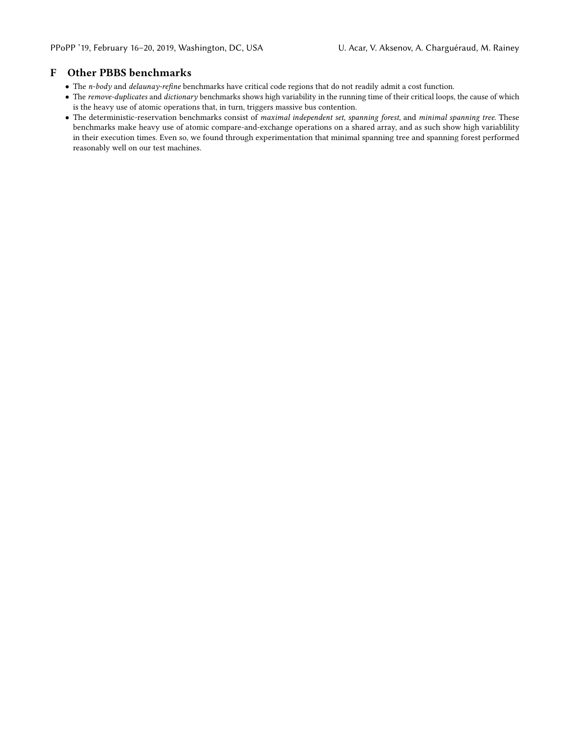# F Other PBBS benchmarks

- The *n-body* and *delaunay-refine* benchmarks have critical code regions that do not readily admit a cost function.
- The *remove-duplicates* and *dictionary* benchmarks shows high variability in the running time of their critical loops, the cause of which is the heavy use of atomic operations that, in turn, triggers massive bus contention.
- The deterministic-reservation benchmarks consist of *maximal independent set*, *spanning forest*, and *minimal spanning tree*. These benchmarks make heavy use of atomic compare-and-exchange operations on a shared array, and as such show high variablility in their execution times. Even so, we found through experimentation that minimal spanning tree and spanning forest performed reasonably well on our test machines.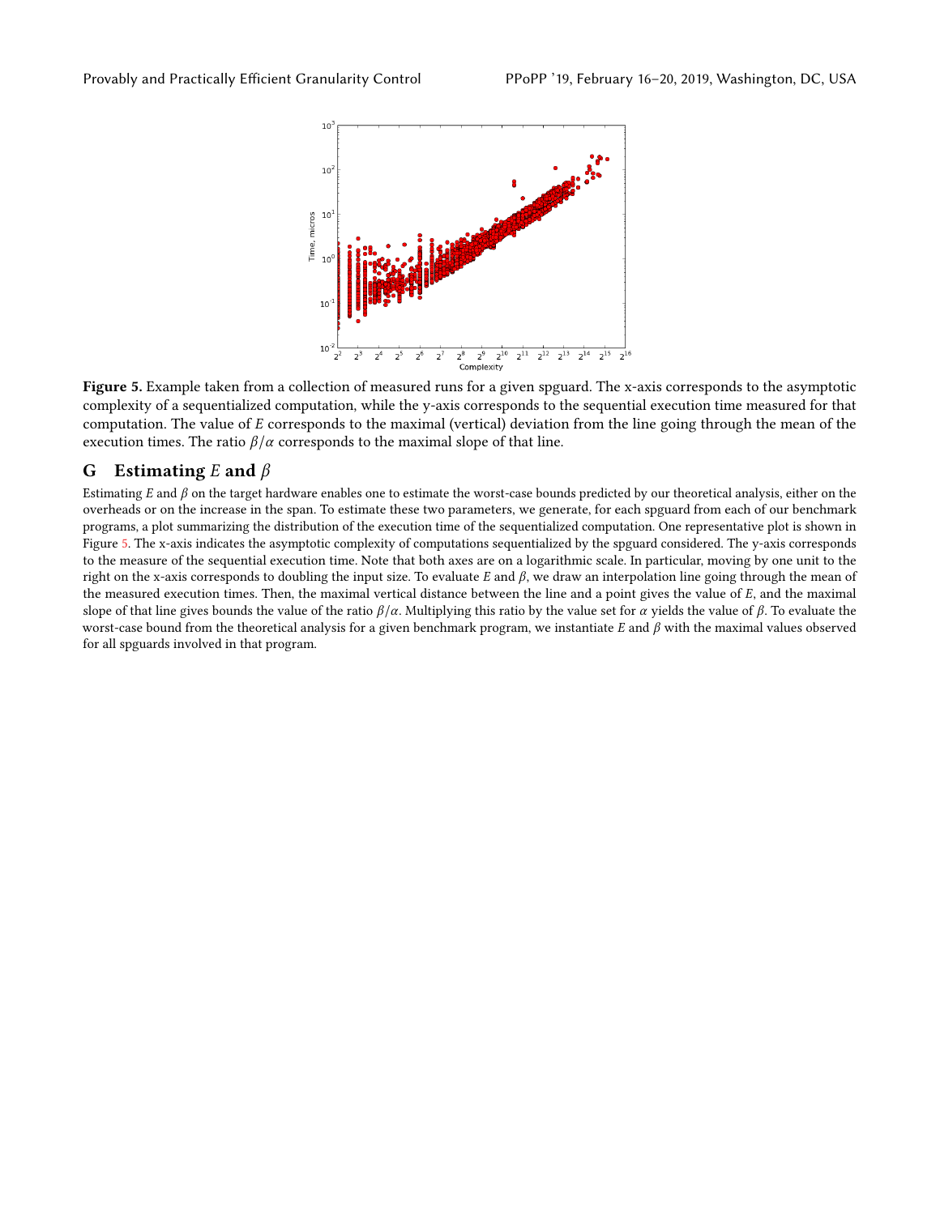**Figure 5.** Example taken from a collection of measured runs for a given spguard. The x-axis corresponds to the asymptotic complexity of a sequentialized computation, while the y-axis corresponds to the sequential execution time measured for that computation. The value of $E$ corresponds to the maximal (vertical) deviation from the line going through the mean of the execution times. The ratio $\beta/\alpha$ corresponds to the maximal slope of that line.

## G Estimating $E$ and $\beta$

Estimating $E$ and $\beta$ on the target hardware enables one to estimate the worst-case bounds predicted by our theoretical analysis, either on the overheads or on the increase in the span. To estimate these two parameters, we generate, for each spguard from each of our benchmark programs, a plot summarizing the distribution of the execution time of the sequentialized computation. One representative plot is shown in Figure 5. The x-axis indicates the asymptotic complexity of computations sequentialized by the spguard considered. The y-axis corresponds to the measure of the sequential execution time. Note that both axes are on a logarithmic scale. In particular, moving by one unit to the right on the x-axis corresponds to doubling the input size. To evaluate $E$ and $\beta$, we draw an interpolation line going through the mean of the measured execution times. Then, the maximal vertical distance between the line and a point gives the value of $E$, and the maximal slope of that line gives bounds the value of the ratio $\beta/\alpha$. Multiplying this ratio by the value set for $\alpha$ yields the value of $\beta$. To evaluate the worst-case bound from the theoretical analysis for a given benchmark program, we instantiate $E$ and $\beta$ with the maximal values observed for all spguards involved in that program.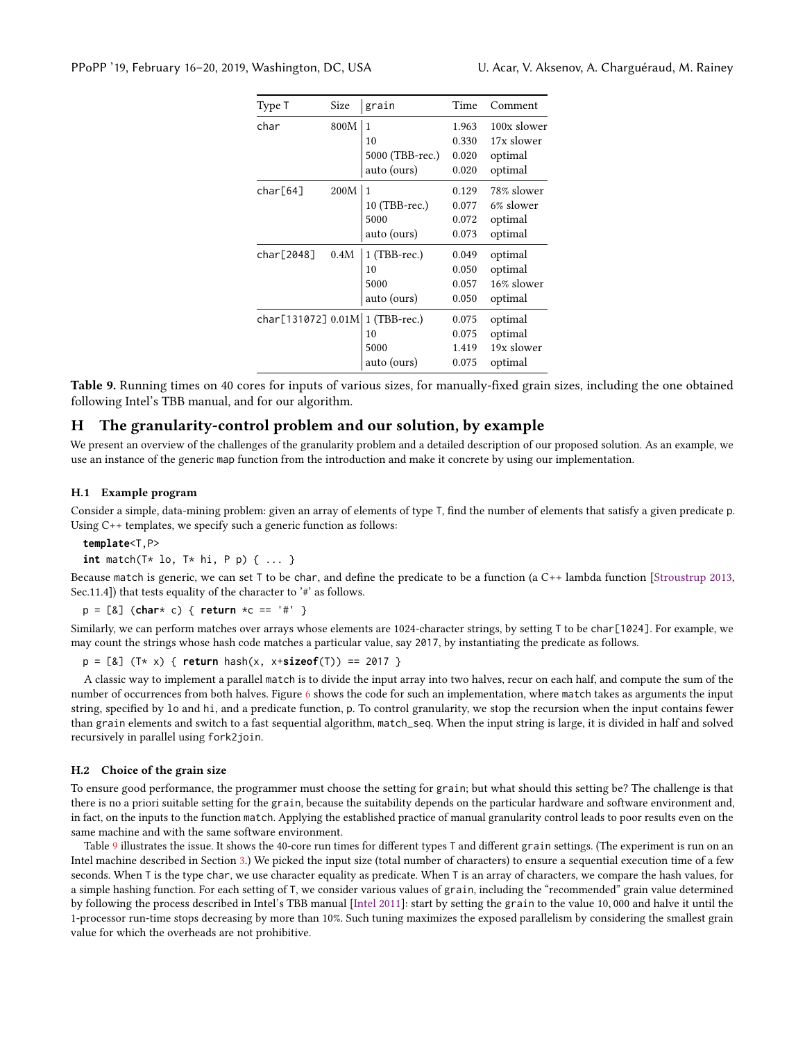| Type T | Size | grain | Time | Comment |
|---|---|---|---|---|
| char | 800M | 1 | 1.963 | 100x slower |
| | | 10 | 0.330 | 17x slower |
| | | 5000 (TBB-rec.) | 0.020 | optimal |
| | | auto (ours) | 0.020 | optimal |
| char[64] | 200M | 1 | 0.129 | 78% slower |
| | | 10 (TBB-rec.) | 0.077 | 6% slower |
| | | 5000 | 0.072 | optimal |
| | | auto (ours) | 0.073 | optimal |
| char[2048] | 0.4M | 1 (TBB-rec.) | 0.049 | optimal |
| | | 10 | 0.050 | optimal |
| | | 5000 | 0.057 | 16% slower |
| | | auto (ours) | 0.050 | optimal |
| char[131072] | 0.01M | 1 (TBB-rec.) | 0.075 | optimal |
| | | 10 | 0.075 | optimal |
| | | 5000 | 1.419 | 19x slower |
| | | auto (ours) | 0.075 | optimal |

**Table 9.** Running times on 40 cores for inputs of various sizes, for manually-fixed grain sizes, including the one obtained following Intel's TBB manual, and for our algorithm.

# H The granularity-control problem and our solution, by example

We present an overview of the challenges of the granularity problem and a detailed description of our proposed solution. As an example, we use an instance of the generic map function from the introduction and make it concrete by using our implementation.

## H.1 Example program

Consider a simple, data-mining problem: given an array of elements of type T, find the number of elements that satisfy a given predicate p. Using C++ templates, we specify such a generic function as follows:

```
template<T,P>
int match(T* lo, T* hi, P p) { ... }
```

Because match is generic, we can set T to be char, and define the predicate to be a function (a C++ lambda function [Stroustrup 2013, Sec.11.4]) that tests equality of the character to '#' as follows.

```
p = [&] (char* c) { return *c == '#' }
```

Similarly, we can perform matches over arrays whose elements are 1024-character strings, by setting T to be char[1024]. For example, we may count the strings whose hash code matches a particular value, say 2017, by instantiating the predicate as follows.

```
p = [&] (T* x) { return hash(x, x+sizeof(T)) == 2017 }
```

A classic way to implement a parallel match is to divide the input array into two halves, recur on each half, and compute the sum of the number of occurrences from both halves. Figure 6 shows the code for such an implementation, where match takes as arguments the input string, specified by lo and hi, and a predicate function, p. To control granularity, we stop the recursion when the input contains fewer than grain elements and switch to a fast sequential algorithm, match_seq. When the input string is large, it is divided in half and solved recursively in parallel using fork2join.

## H.2 Choice of the grain size

To ensure good performance, the programmer must choose the setting for grain; but what should this setting be? The challenge is that there is no a priori suitable setting for the grain, because the suitability depends on the particular hardware and software environment and, in fact, on the inputs to the function match. Applying the established practice of manual granularity control leads to poor results even on the same machine and with the same software environment.

Table 9 illustrates the issue. It shows the 40-core run times for different types T and different grain settings. (The experiment is run on an Intel machine described in Section 3.) We picked the input size (total number of characters) to ensure a sequential execution time of a few seconds. When T is the type char, we use character equality as predicate. When T is an array of characters, we compare the hash values, for a simple hashing function. For each setting of T, we consider various values of grain, including the "recommended" grain value determined by following the process described in Intel's TBB manual [Intel 2011]: start by setting the grain to the value 10, 000 and halve it until the 1-processor run-time stops decreasing by more than 10%. Such tuning maximizes the exposed parallelism by considering the smallest grain value for which the overheads are not prohibitive.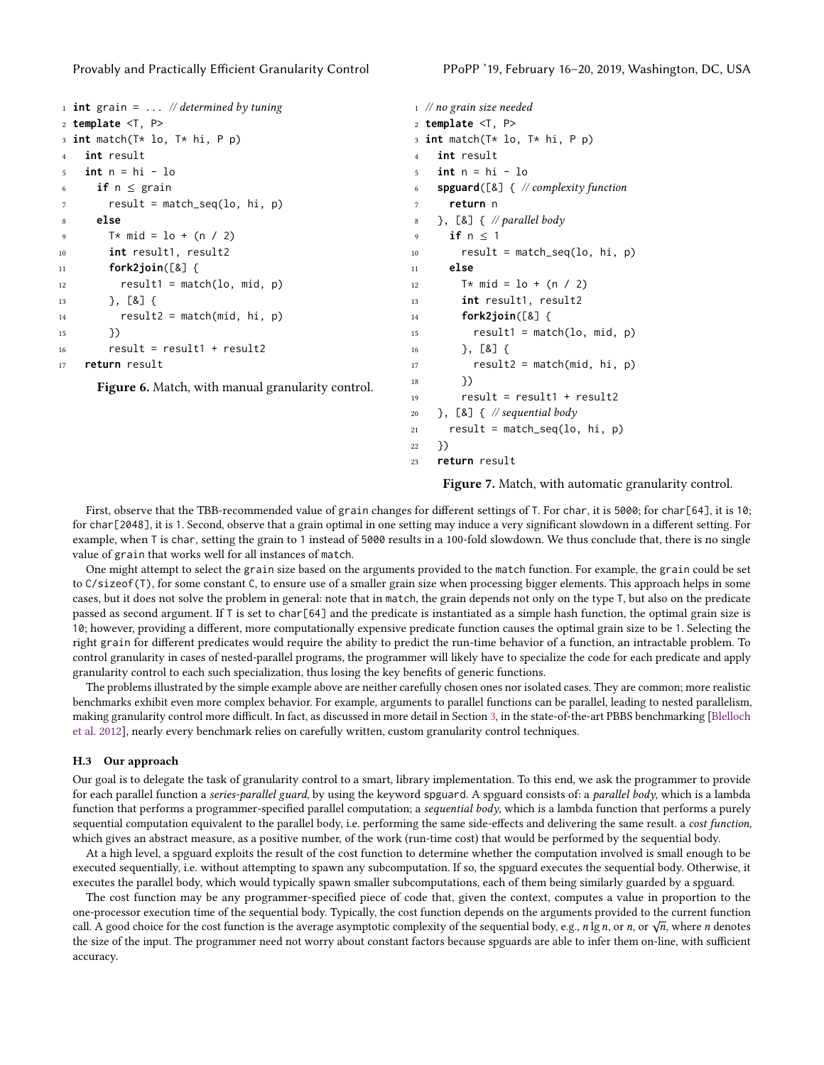```
1 int grain = ... // determined by tuning
2 template <T, P>
3 int match(T* lo, T* hi, P p)
4   int result
5   int n = hi - lo
6     if n ≤ grain
7       result = match_seq(lo, hi, p)
8     else
9       T* mid = lo + (n / 2)
10      int result1, result2
11      fork2join([&] {
12        result1 = match(lo, mid, p)
13      }, [&] {
14        result2 = match(mid, hi, p)
15      })
16      result = result1 + result2
17  return result
```

**Figure 6.** Match, with manual granularity control.

```
1 // no grain size needed
2 template <T, P>
3 int match(T* lo, T* hi, P p)
4   int result
5   int n = hi - lo
6   spguard([&] { // complexity function
7     return n
8   }, [&] { // parallel body
9     if n ≤ 1
10      result = match_seq(lo, hi, p)
11    else
12      T* mid = lo + (n / 2)
13      int result1, result2
14      fork2join([&] {
15        result1 = match(lo, mid, p)
16      }, [&] {
17        result2 = match(mid, hi, p)
18      })
19      result = result1 + result2
20  }, [&] { // sequential body
21    result = match_seq(lo, hi, p)
22  })
23  return result
```

**Figure 7.** Match, with automatic granularity control.

First, observe that the TBB-recommended value of grain changes for different settings of T. For char, it is 5000; for char[64], it is 10; for char[2048], it is 1. Second, observe that a grain optimal in one setting may induce a very significant slowdown in a different setting. For example, when T is char, setting the grain to 1 instead of 5000 results in a 100-fold slowdown. We thus conclude that, there is no single value of grain that works well for all instances of match.

One might attempt to select the grain size based on the arguments provided to the match function. For example, the grain could be set to C/sizeof(T), for some constant C, to ensure use of a smaller grain size when processing bigger elements. This approach helps in some cases, but it does not solve the problem in general: note that in match, the grain depends not only on the type T, but also on the predicate passed as second argument. If T is set to char[64] and the predicate is instantiated as a simple hash function, the optimal grain size is 10; however, providing a different, more computationally expensive predicate function causes the optimal grain size to be 1. Selecting the right grain for different predicates would require the ability to predict the run-time behavior of a function, an intractable problem. To control granularity in cases of nested-parallel programs, the programmer will likely have to specialize the code for each predicate and apply granularity control to each such specialization, thus losing the key benefits of generic functions.

The problems illustrated by the simple example above are neither carefully chosen ones nor isolated cases. They are common; more realistic benchmarks exhibit even more complex behavior. For example, arguments to parallel functions can be parallel, leading to nested parallelism, making granularity control more difficult. In fact, as discussed in more detail in Section 3, in the state-of-the-art PBBS benchmarking [Blelloch et al. 2012], nearly every benchmark relies on carefully written, custom granularity control techniques.

### H.3 Our approach

Our goal is to delegate the task of granularity control to a smart, library implementation. To this end, we ask the programmer to provide for each parallel function a *series-parallel guard*, by using the keyword spguard. A spguard consists of: a *parallel body*, which is a lambda function that performs a programmer-specified parallel computation; a *sequential body*, which is a lambda function that performs a purely sequential computation equivalent to the parallel body, i.e. performing the same side-effects and delivering the same result. a *cost function*, which gives an abstract measure, as a positive number, of the work (run-time cost) that would be performed by the sequential body.

At a high level, a spguard exploits the result of the cost function to determine whether the computation involved is small enough to be executed sequentially, i.e. without attempting to spawn any subcomputation. If so, the spguard executes the sequential body. Otherwise, it executes the parallel body, which would typically spawn smaller subcomputations, each of them being similarly guarded by a spguard.

The cost function may be any programmer-specified piece of code that, given the context, computes a value in proportion to the one-processor execution time of the sequential body. Typically, the cost function depends on the arguments provided to the current function call. A good choice for the cost function is the average asymptotic complexity of the sequential body, e.g., $n \lg n$, or $n$, or $\sqrt{n}$, where $n$ denotes the size of the input. The programmer need not worry about constant factors because spguards are able to infer them on-line, with sufficient accuracy.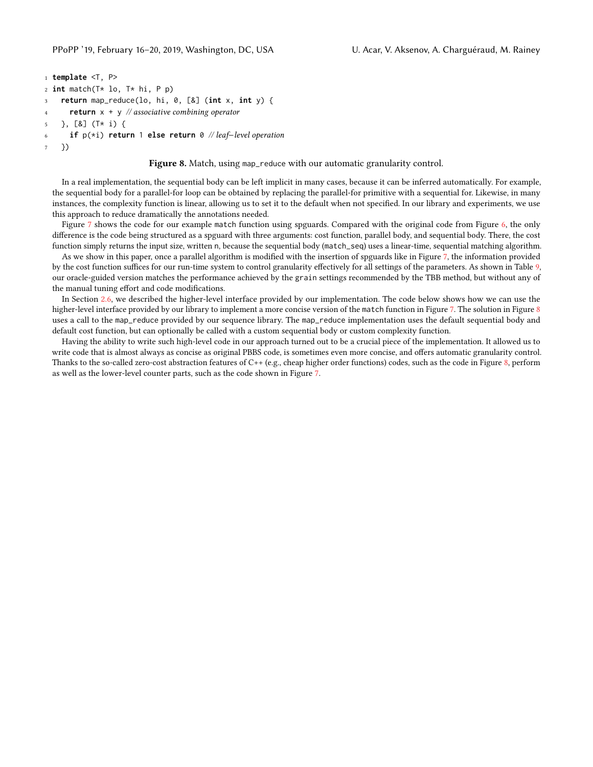```
template <T, P>
int match(T* lo, T* hi, P p)
  return map_reduce(lo, hi, 0, [&] (int x, int y) {
    return x + y // associative combining operator
  }, [&] (T* i) {
    if p(*i) return 1 else return 0 // leaf-level operation
  })
```

**Figure 8.** Match, using map_reduce with our automatic granularity control.

In a real implementation, the sequential body can be left implicit in many cases, because it can be inferred automatically. For example, the sequential body for a parallel-for loop can be obtained by replacing the parallel-for primitive with a sequential for. Likewise, in many instances, the complexity function is linear, allowing us to set it to the default when not specified. In our library and experiments, we use this approach to reduce dramatically the annotations needed.

Figure 7 shows the code for our example match function using spguards. Compared with the original code from Figure 6, the only difference is the code being structured as a spguard with three arguments: cost function, parallel body, and sequential body. There, the cost function simply returns the input size, written n, because the sequential body (match_seq) uses a linear-time, sequential matching algorithm.

As we show in this paper, once a parallel algorithm is modified with the insertion of spguards like in Figure 7, the information provided by the cost function suffices for our run-time system to control granularity effectively for all settings of the parameters. As shown in Table 9, our oracle-guided version matches the performance achieved by the grain settings recommended by the TBB method, but without any of the manual tuning effort and code modifications.

In Section 2.6, we described the higher-level interface provided by our implementation. The code below shows how we can use the higher-level interface provided by our library to implement a more concise version of the match function in Figure 7. The solution in Figure 8 uses a call to the map_reduce provided by our sequence library. The map_reduce implementation uses the default sequential body and default cost function, but can optionally be called with a custom sequential body or custom complexity function.

Having the ability to write such high-level code in our approach turned out to be a crucial piece of the implementation. It allowed us to write code that is almost always as concise as original PBBS code, is sometimes even more concise, and offers automatic granularity control. Thanks to the so-called zero-cost abstraction features of C++ (e.g., cheap higher order functions) codes, such as the code in Figure 8, perform as well as the lower-level counter parts, such as the code shown in Figure 7.